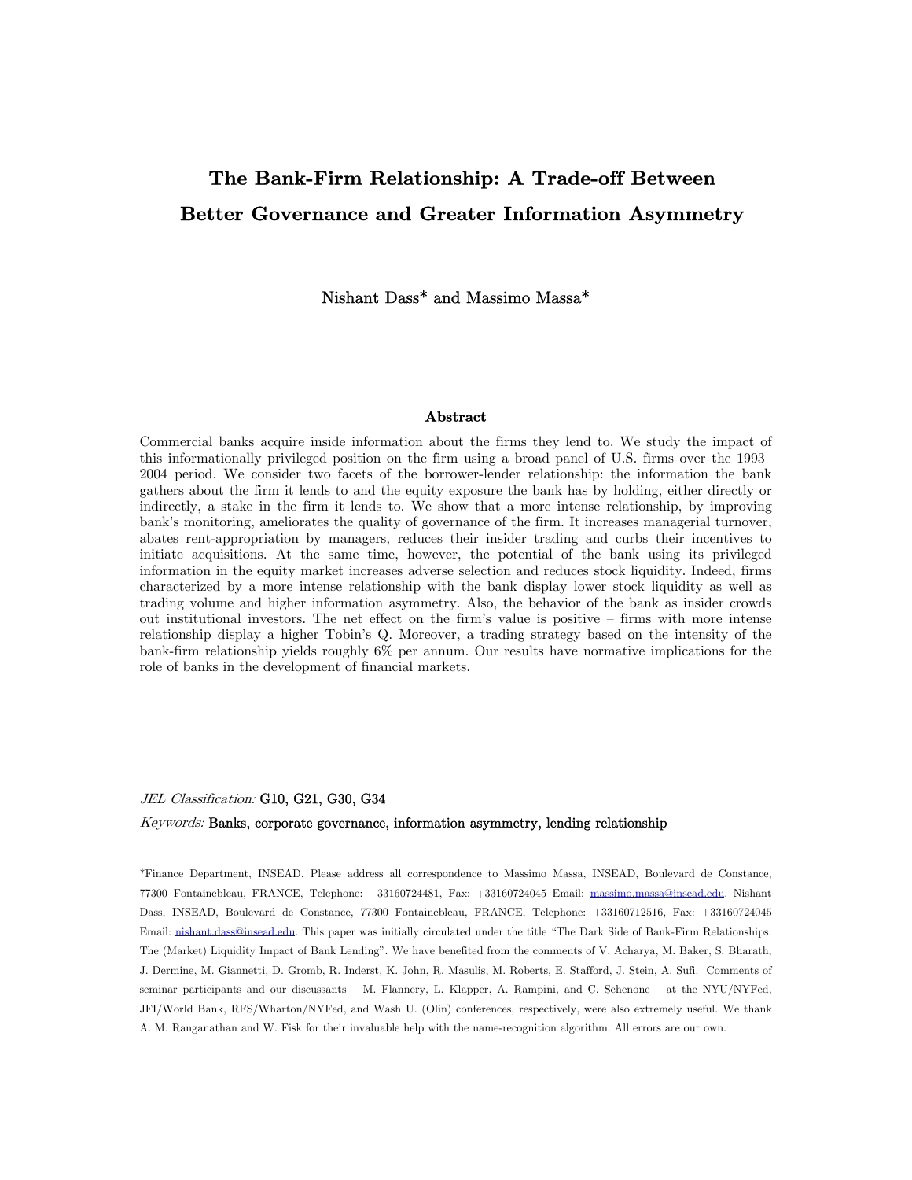# The Bank-Firm Relationship: A Trade-off Between Better Governance and Greater Information Asymmetry

Nishant Dass* and Massimo Massa*

## Abstract

Commercial banks acquire inside information about the firms they lend to. We study the impact of this informationally privileged position on the firm using a broad panel of U.S. firms over the 1993–2004 period. We consider two facets of the borrower-lender relationship: the information the bank gathers about the firm it lends to and the equity exposure the bank has by holding, either directly or indirectly, a stake in the firm it lends to. We show that a more intense relationship, by improving bank's monitoring, ameliorates the quality of governance of the firm. It increases managerial turnover, abates rent-appropriation by managers, reduces their insider trading and curbs their incentives to initiate acquisitions. At the same time, however, the potential of the bank using its privileged information in the equity market increases adverse selection and reduces stock liquidity. Indeed, firms characterized by a more intense relationship with the bank display lower stock liquidity as well as trading volume and higher information asymmetry. Also, the behavior of the bank as insider crowds out institutional investors. The net effect on the firm's value is positive – firms with more intense relationship display a higher Tobin's Q. Moreover, a trading strategy based on the intensity of the bank-firm relationship yields roughly 6% per annum. Our results have normative implications for the role of banks in the development of financial markets.

*JEL Classification:* G10, G21, G30, G34

*Keywords:* Banks, corporate governance, information asymmetry, lending relationship

*Finance Department, INSEAD. Please address all correspondence to Massimo Massa, INSEAD, Boulevard de Constance, 77300 Fontainebleau, FRANCE, Telephone: +33160724481, Fax: +33160724045 Email: massimo.massa@insead.edu. Nishant Dass, INSEAD, Boulevard de Constance, 77300 Fontainebleau, FRANCE, Telephone: +33160712516, Fax: +33160724045 Email: nishant.dass@insead.edu. This paper was initially circulated under the title "The Dark Side of Bank-Firm Relationships: The (Market) Liquidity Impact of Bank Lending". We have benefited from the comments of V. Acharya, M. Baker, S. Bharath, J. Dermine, M. Giannetti, D. Gromb, R. Inderst, K. John, R. Masulis, M. Roberts, E. Stafford, J. Stein, A. Sufi. Comments of seminar participants and our discussants – M. Flannery, L. Klapper, A. Rampini, and C. Schenone – at the NYU/NYFed, JFI/World Bank, RFS/Wharton/NYFed, and Wash U. (Olin) conferences, respectively, were also extremely useful. We thank A. M. Ranganathan and W. Fisk for their invaluable help with the name-recognition algorithm. All errors are our own.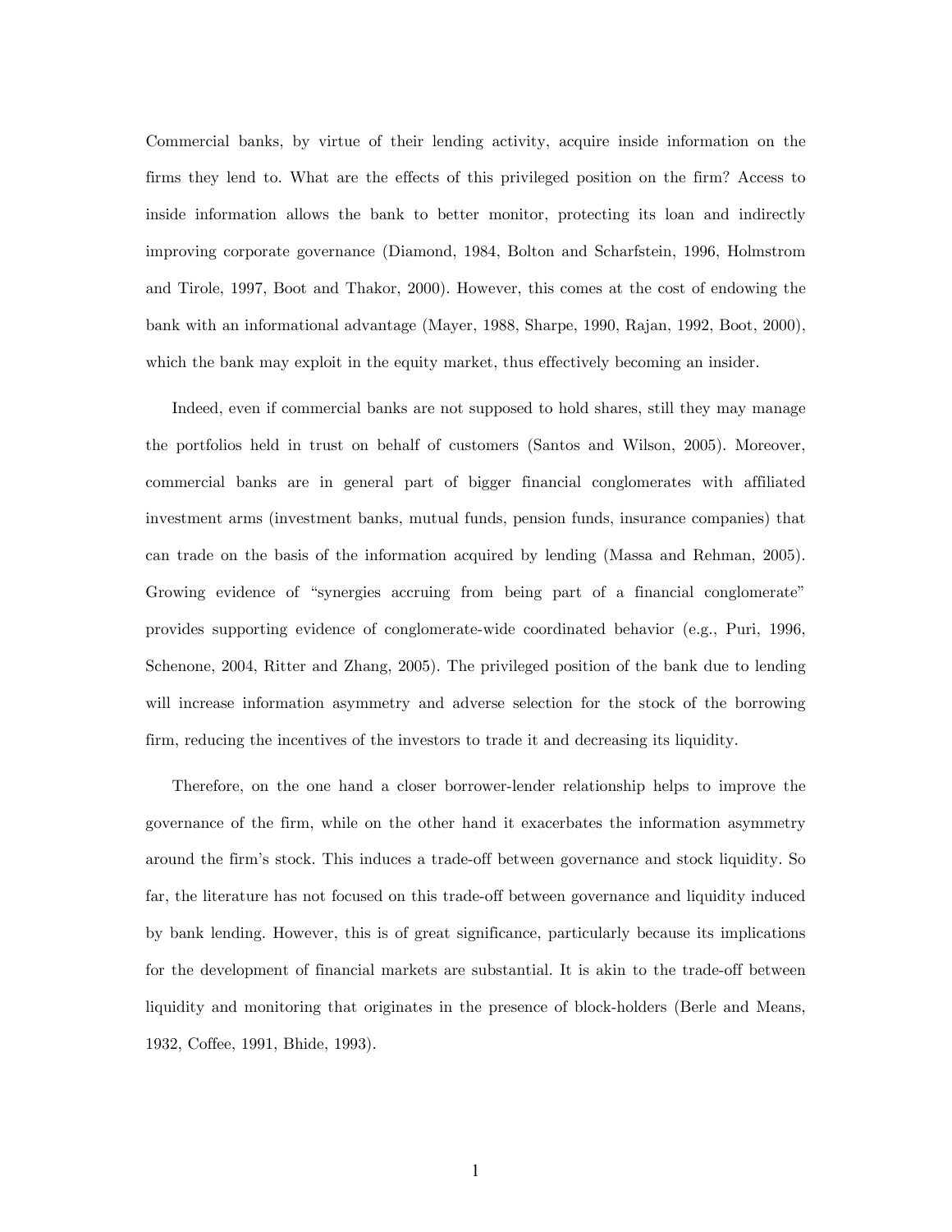Commercial banks, by virtue of their lending activity, acquire inside information on the firms they lend to. What are the effects of this privileged position on the firm? Access to inside information allows the bank to better monitor, protecting its loan and indirectly improving corporate governance (Diamond, 1984, Bolton and Scharfstein, 1996, Holmstrom and Tirole, 1997, Boot and Thakor, 2000). However, this comes at the cost of endowing the bank with an informational advantage (Mayer, 1988, Sharpe, 1990, Rajan, 1992, Boot, 2000), which the bank may exploit in the equity market, thus effectively becoming an insider.

Indeed, even if commercial banks are not supposed to hold shares, still they may manage the portfolios held in trust on behalf of customers (Santos and Wilson, 2005). Moreover, commercial banks are in general part of bigger financial conglomerates with affiliated investment arms (investment banks, mutual funds, pension funds, insurance companies) that can trade on the basis of the information acquired by lending (Massa and Rehman, 2005). Growing evidence of "synergies accruing from being part of a financial conglomerate" provides supporting evidence of conglomerate-wide coordinated behavior (e.g., Puri, 1996, Schenone, 2004, Ritter and Zhang, 2005). The privileged position of the bank due to lending will increase information asymmetry and adverse selection for the stock of the borrowing firm, reducing the incentives of the investors to trade it and decreasing its liquidity.

Therefore, on the one hand a closer borrower-lender relationship helps to improve the governance of the firm, while on the other hand it exacerbates the information asymmetry around the firm's stock. This induces a trade-off between governance and stock liquidity. So far, the literature has not focused on this trade-off between governance and liquidity induced by bank lending. However, this is of great significance, particularly because its implications for the development of financial markets are substantial. It is akin to the trade-off between liquidity and monitoring that originates in the presence of block-holders (Berle and Means, 1932, Coffee, 1991, Bhide, 1993).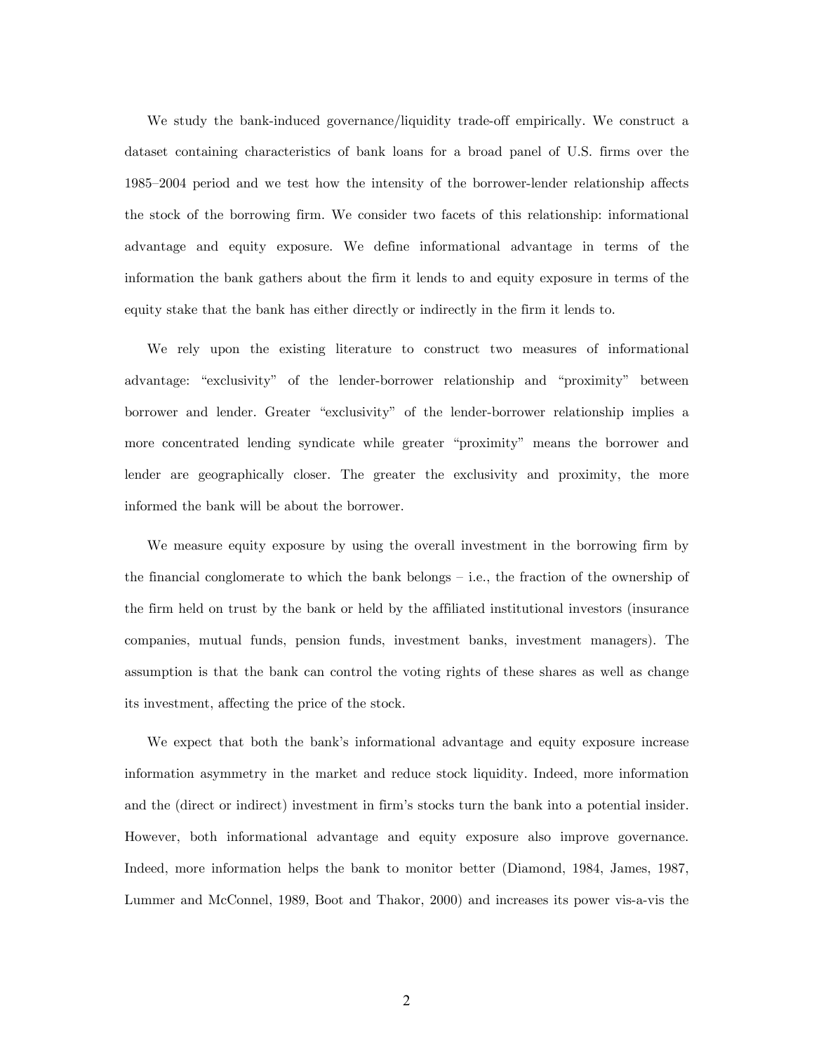We study the bank-induced governance/liquidity trade-off empirically. We construct a dataset containing characteristics of bank loans for a broad panel of U.S. firms over the 1985–2004 period and we test how the intensity of the borrower-lender relationship affects the stock of the borrowing firm. We consider two facets of this relationship: informational advantage and equity exposure. We define informational advantage in terms of the information the bank gathers about the firm it lends to and equity exposure in terms of the equity stake that the bank has either directly or indirectly in the firm it lends to.

We rely upon the existing literature to construct two measures of informational advantage: "exclusivity" of the lender-borrower relationship and "proximity" between borrower and lender. Greater "exclusivity" of the lender-borrower relationship implies a more concentrated lending syndicate while greater "proximity" means the borrower and lender are geographically closer. The greater the exclusivity and proximity, the more informed the bank will be about the borrower.

We measure equity exposure by using the overall investment in the borrowing firm by the financial conglomerate to which the bank belongs – i.e., the fraction of the ownership of the firm held on trust by the bank or held by the affiliated institutional investors (insurance companies, mutual funds, pension funds, investment banks, investment managers). The assumption is that the bank can control the voting rights of these shares as well as change its investment, affecting the price of the stock.

We expect that both the bank's informational advantage and equity exposure increase information asymmetry in the market and reduce stock liquidity. Indeed, more information and the (direct or indirect) investment in firm's stocks turn the bank into a potential insider. However, both informational advantage and equity exposure also improve governance. Indeed, more information helps the bank to monitor better (Diamond, 1984, James, 1987, Lummer and McConnel, 1989, Boot and Thakor, 2000) and increases its power vis-a-vis the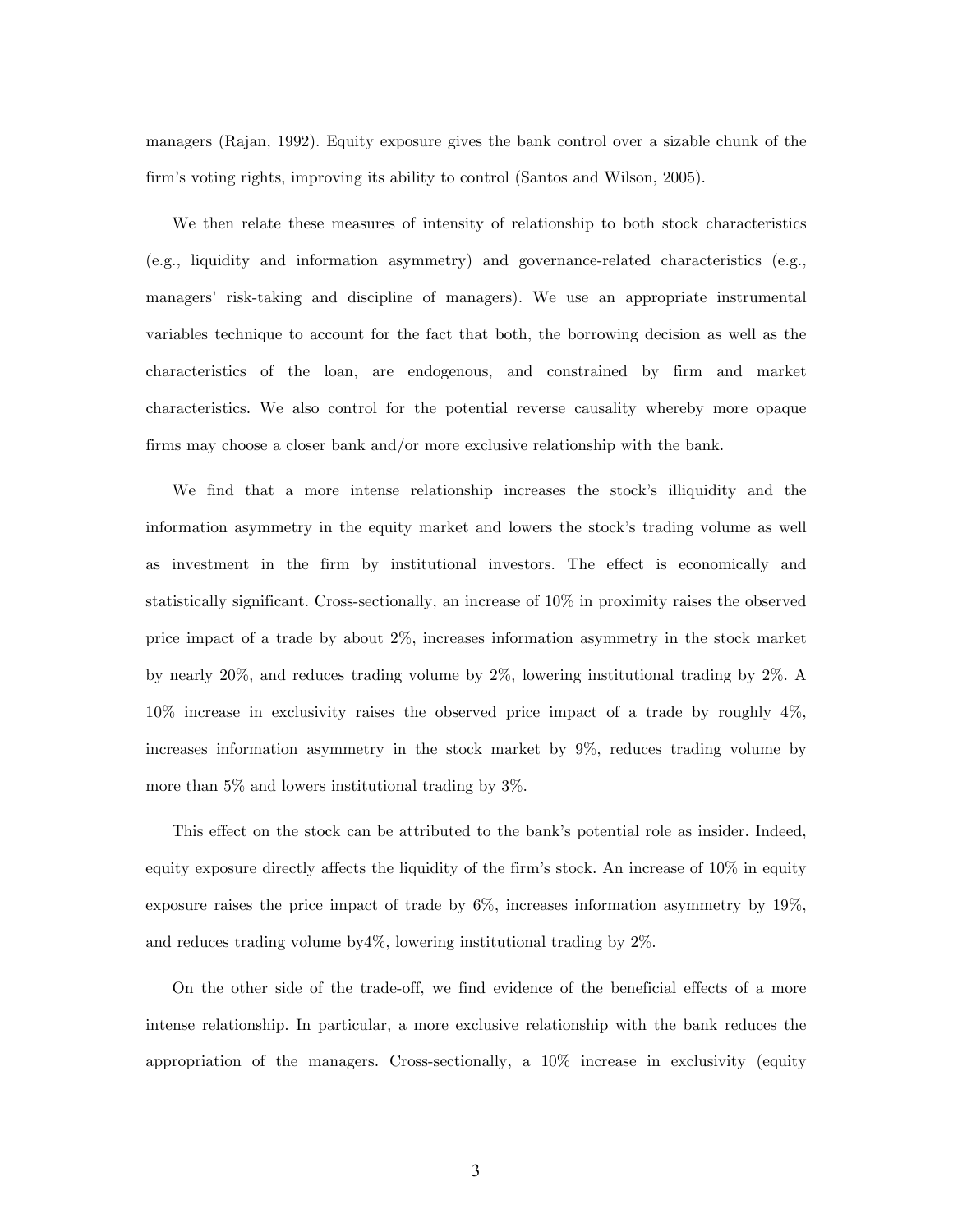managers (Rajan, 1992). Equity exposure gives the bank control over a sizable chunk of the firm's voting rights, improving its ability to control (Santos and Wilson, 2005).

We then relate these measures of intensity of relationship to both stock characteristics (e.g., liquidity and information asymmetry) and governance-related characteristics (e.g., managers' risk-taking and discipline of managers). We use an appropriate instrumental variables technique to account for the fact that both, the borrowing decision as well as the characteristics of the loan, are endogenous, and constrained by firm and market characteristics. We also control for the potential reverse causality whereby more opaque firms may choose a closer bank and/or more exclusive relationship with the bank.

We find that a more intense relationship increases the stock's illiquidity and the information asymmetry in the equity market and lowers the stock's trading volume as well as investment in the firm by institutional investors. The effect is economically and statistically significant. Cross-sectionally, an increase of 10% in proximity raises the observed price impact of a trade by about 2%, increases information asymmetry in the stock market by nearly 20%, and reduces trading volume by 2%, lowering institutional trading by 2%. A 10% increase in exclusivity raises the observed price impact of a trade by roughly 4%, increases information asymmetry in the stock market by 9%, reduces trading volume by more than 5% and lowers institutional trading by 3%.

This effect on the stock can be attributed to the bank's potential role as insider. Indeed, equity exposure directly affects the liquidity of the firm's stock. An increase of 10% in equity exposure raises the price impact of trade by 6%, increases information asymmetry by 19%, and reduces trading volume by4%, lowering institutional trading by 2%.

On the other side of the trade-off, we find evidence of the beneficial effects of a more intense relationship. In particular, a more exclusive relationship with the bank reduces the appropriation of the managers. Cross-sectionally, a 10% increase in exclusivity (equity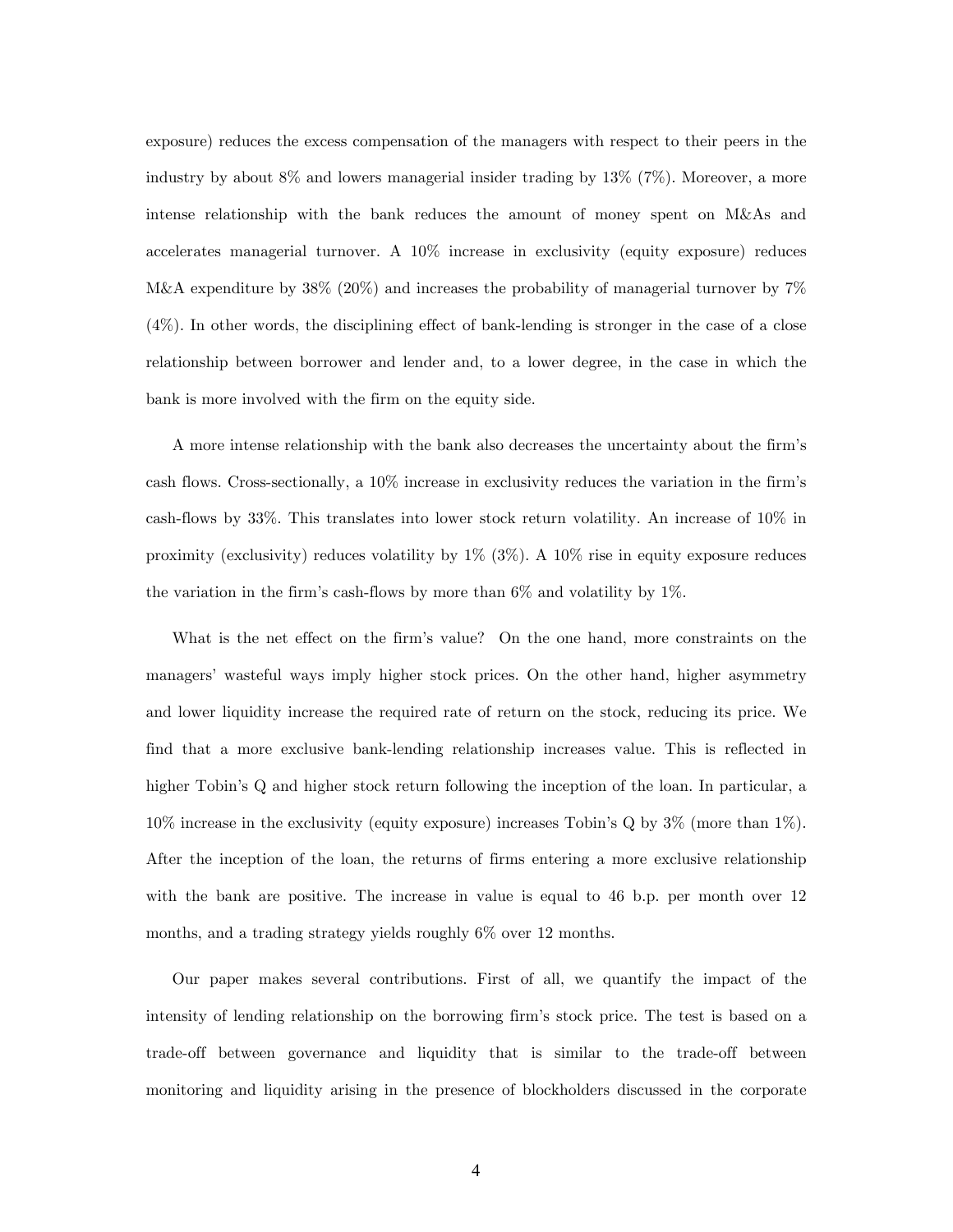exposure) reduces the excess compensation of the managers with respect to their peers in the industry by about 8% and lowers managerial insider trading by 13% (7%). Moreover, a more intense relationship with the bank reduces the amount of money spent on M&As and accelerates managerial turnover. A 10% increase in exclusivity (equity exposure) reduces M&A expenditure by 38% (20%) and increases the probability of managerial turnover by 7% (4%). In other words, the disciplining effect of bank-lending is stronger in the case of a close relationship between borrower and lender and, to a lower degree, in the case in which the bank is more involved with the firm on the equity side.

A more intense relationship with the bank also decreases the uncertainty about the firm's cash flows. Cross-sectionally, a 10% increase in exclusivity reduces the variation in the firm's cash-flows by 33%. This translates into lower stock return volatility. An increase of 10% in proximity (exclusivity) reduces volatility by 1% (3%). A 10% rise in equity exposure reduces the variation in the firm's cash-flows by more than 6% and volatility by 1%.

What is the net effect on the firm's value? On the one hand, more constraints on the managers' wasteful ways imply higher stock prices. On the other hand, higher asymmetry and lower liquidity increase the required rate of return on the stock, reducing its price. We find that a more exclusive bank-lending relationship increases value. This is reflected in higher Tobin's Q and higher stock return following the inception of the loan. In particular, a 10% increase in the exclusivity (equity exposure) increases Tobin's Q by 3% (more than 1%). After the inception of the loan, the returns of firms entering a more exclusive relationship with the bank are positive. The increase in value is equal to 46 b.p. per month over 12 months, and a trading strategy yields roughly 6% over 12 months.

Our paper makes several contributions. First of all, we quantify the impact of the intensity of lending relationship on the borrowing firm's stock price. The test is based on a trade-off between governance and liquidity that is similar to the trade-off between monitoring and liquidity arising in the presence of blockholders discussed in the corporate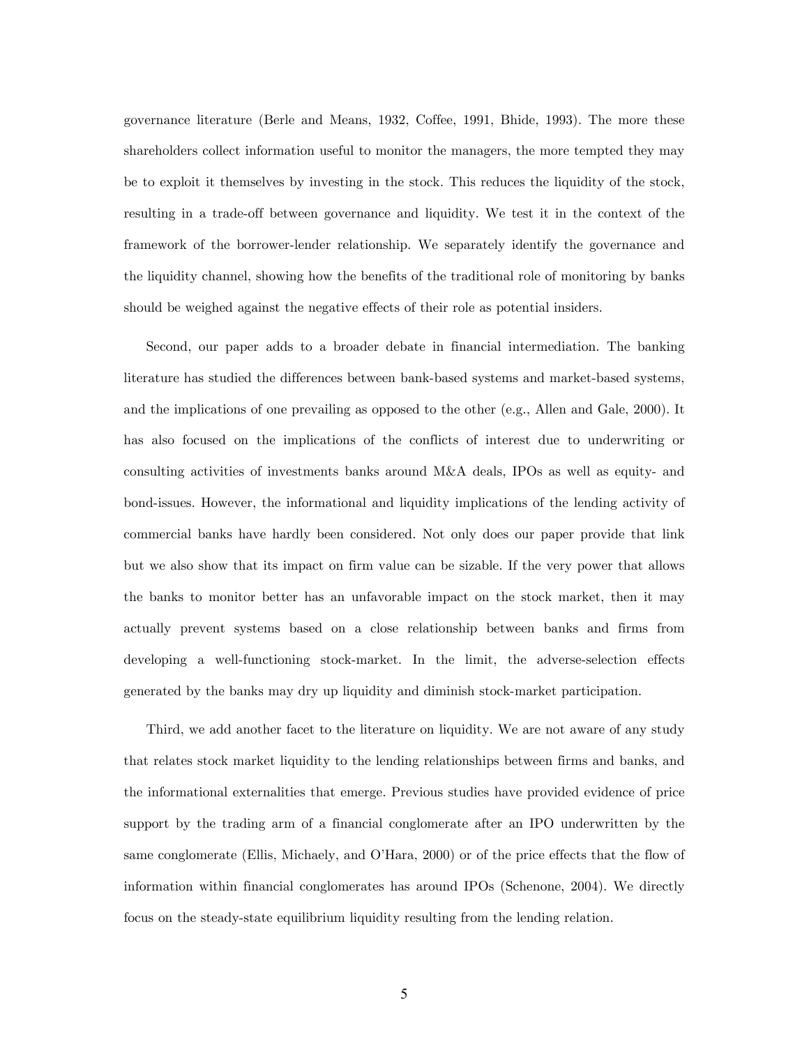governance literature (Berle and Means, 1932, Coffee, 1991, Bhide, 1993). The more these shareholders collect information useful to monitor the managers, the more tempted they may be to exploit it themselves by investing in the stock. This reduces the liquidity of the stock, resulting in a trade-off between governance and liquidity. We test it in the context of the framework of the borrower-lender relationship. We separately identify the governance and the liquidity channel, showing how the benefits of the traditional role of monitoring by banks should be weighed against the negative effects of their role as potential insiders.

Second, our paper adds to a broader debate in financial intermediation. The banking literature has studied the differences between bank-based systems and market-based systems, and the implications of one prevailing as opposed to the other (e.g., Allen and Gale, 2000). It has also focused on the implications of the conflicts of interest due to underwriting or consulting activities of investments banks around M&A deals, IPOs as well as equity- and bond-issues. However, the informational and liquidity implications of the lending activity of commercial banks have hardly been considered. Not only does our paper provide that link but we also show that its impact on firm value can be sizable. If the very power that allows the banks to monitor better has an unfavorable impact on the stock market, then it may actually prevent systems based on a close relationship between banks and firms from developing a well-functioning stock-market. In the limit, the adverse-selection effects generated by the banks may dry up liquidity and diminish stock-market participation.

Third, we add another facet to the literature on liquidity. We are not aware of any study that relates stock market liquidity to the lending relationships between firms and banks, and the informational externalities that emerge. Previous studies have provided evidence of price support by the trading arm of a financial conglomerate after an IPO underwritten by the same conglomerate (Ellis, Michaely, and O'Hara, 2000) or of the price effects that the flow of information within financial conglomerates has around IPOs (Schenone, 2004). We directly focus on the steady-state equilibrium liquidity resulting from the lending relation.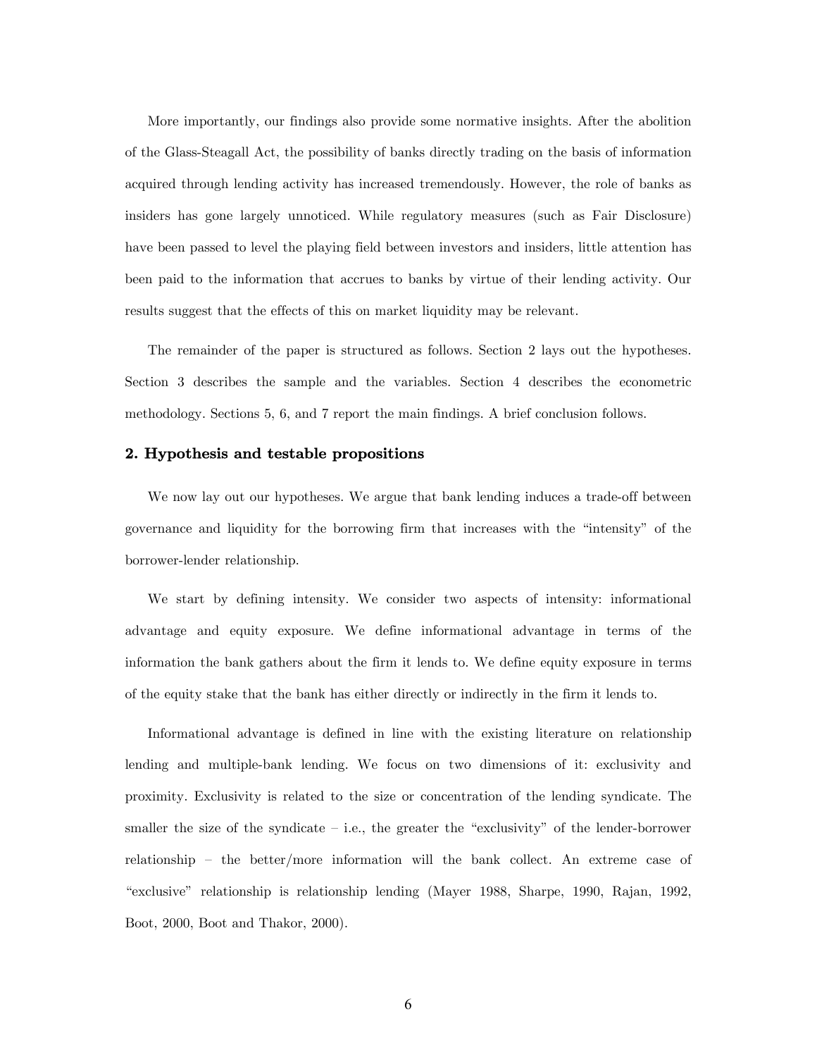More importantly, our findings also provide some normative insights. After the abolition of the Glass-Steagall Act, the possibility of banks directly trading on the basis of information acquired through lending activity has increased tremendously. However, the role of banks as insiders has gone largely unnoticed. While regulatory measures (such as Fair Disclosure) have been passed to level the playing field between investors and insiders, little attention has been paid to the information that accrues to banks by virtue of their lending activity. Our results suggest that the effects of this on market liquidity may be relevant.

The remainder of the paper is structured as follows. Section 2 lays out the hypotheses. Section 3 describes the sample and the variables. Section 4 describes the econometric methodology. Sections 5, 6, and 7 report the main findings. A brief conclusion follows.

## 2. Hypothesis and testable propositions

We now lay out our hypotheses. We argue that bank lending induces a trade-off between governance and liquidity for the borrowing firm that increases with the "intensity" of the borrower-lender relationship.

We start by defining intensity. We consider two aspects of intensity: informational advantage and equity exposure. We define informational advantage in terms of the information the bank gathers about the firm it lends to. We define equity exposure in terms of the equity stake that the bank has either directly or indirectly in the firm it lends to.

Informational advantage is defined in line with the existing literature on relationship lending and multiple-bank lending. We focus on two dimensions of it: exclusivity and proximity. Exclusivity is related to the size or concentration of the lending syndicate. The smaller the size of the syndicate – i.e., the greater the "exclusivity" of the lender-borrower relationship – the better/more information will the bank collect. An extreme case of "exclusive" relationship is relationship lending (Mayer 1988, Sharpe, 1990, Rajan, 1992, Boot, 2000, Boot and Thakor, 2000).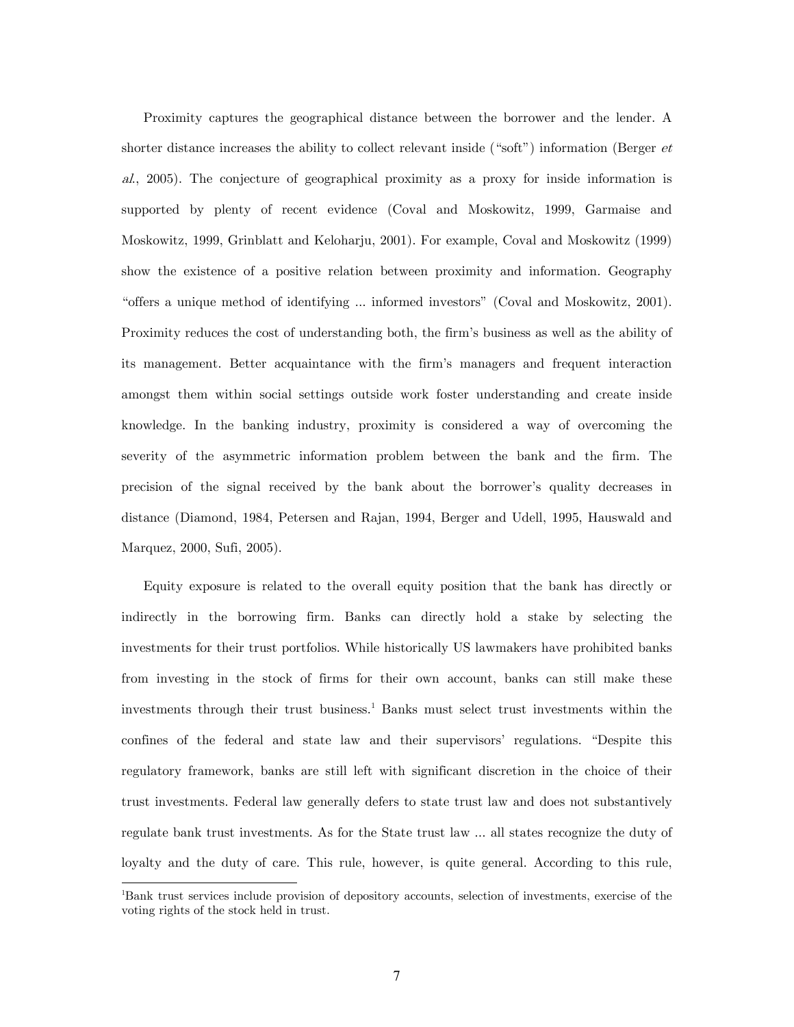Proximity captures the geographical distance between the borrower and the lender. A shorter distance increases the ability to collect relevant inside ("soft") information (Berger *et al.*, 2005). The conjecture of geographical proximity as a proxy for inside information is supported by plenty of recent evidence (Coval and Moskowitz, 1999, Garmaise and Moskowitz, 1999, Grinblatt and Keloharju, 2001). For example, Coval and Moskowitz (1999) show the existence of a positive relation between proximity and information. Geography "offers a unique method of identifying ... informed investors" (Coval and Moskowitz, 2001). Proximity reduces the cost of understanding both, the firm's business as well as the ability of its management. Better acquaintance with the firm's managers and frequent interaction amongst them within social settings outside work foster understanding and create inside knowledge. In the banking industry, proximity is considered a way of overcoming the severity of the asymmetric information problem between the bank and the firm. The precision of the signal received by the bank about the borrower's quality decreases in distance (Diamond, 1984, Petersen and Rajan, 1994, Berger and Udell, 1995, Hauswald and Marquez, 2000, Sufi, 2005).

Equity exposure is related to the overall equity position that the bank has directly or indirectly in the borrowing firm. Banks can directly hold a stake by selecting the investments for their trust portfolios. While historically US lawmakers have prohibited banks from investing in the stock of firms for their own account, banks can still make these investments through their trust business.[1] Banks must select trust investments within the confines of the federal and state law and their supervisors' regulations. "Despite this regulatory framework, banks are still left with significant discretion in the choice of their trust investments. Federal law generally defers to state trust law and does not substantively regulate bank trust investments. As for the State trust law ... all states recognize the duty of loyalty and the duty of care. This rule, however, is quite general. According to this rule,

[1] Bank trust services include provision of depository accounts, selection of investments, exercise of the voting rights of the stock held in trust.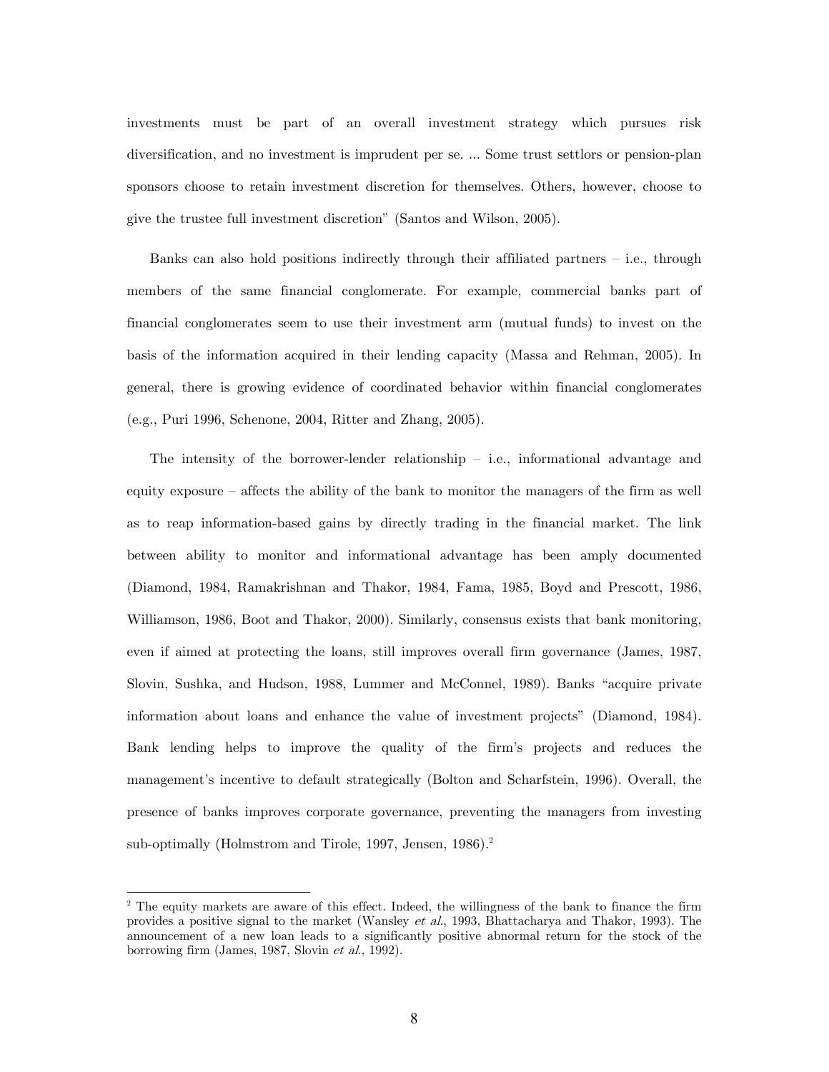investments must be part of an overall investment strategy which pursues risk diversification, and no investment is imprudent per se. ... Some trust settlors or pension-plan sponsors choose to retain investment discretion for themselves. Others, however, choose to give the trustee full investment discretion" (Santos and Wilson, 2005).

Banks can also hold positions indirectly through their affiliated partners – i.e., through members of the same financial conglomerate. For example, commercial banks part of financial conglomerates seem to use their investment arm (mutual funds) to invest on the basis of the information acquired in their lending capacity (Massa and Rehman, 2005). In general, there is growing evidence of coordinated behavior within financial conglomerates (e.g., Puri 1996, Schenone, 2004, Ritter and Zhang, 2005).

The intensity of the borrower-lender relationship – i.e., informational advantage and equity exposure – affects the ability of the bank to monitor the managers of the firm as well as to reap information-based gains by directly trading in the financial market. The link between ability to monitor and informational advantage has been amply documented (Diamond, 1984, Ramakrishnan and Thakor, 1984, Fama, 1985, Boyd and Prescott, 1986, Williamson, 1986, Boot and Thakor, 2000). Similarly, consensus exists that bank monitoring, even if aimed at protecting the loans, still improves overall firm governance (James, 1987, Slovin, Sushka, and Hudson, 1988, Lummer and McConnel, 1989). Banks "acquire private information about loans and enhance the value of investment projects" (Diamond, 1984). Bank lending helps to improve the quality of the firm's projects and reduces the management's incentive to default strategically (Bolton and Scharfstein, 1996). Overall, the presence of banks improves corporate governance, preventing the managers from investing sub-optimally (Holmstrom and Tirole, 1997, Jensen, 1986).[2]

---

[2] The equity markets are aware of this effect. Indeed, the willingness of the bank to finance the firm provides a positive signal to the market (Wansley *et al.*, 1993, Bhattacharya and Thakor, 1993). The announcement of a new loan leads to a significantly positive abnormal return for the stock of the borrowing firm (James, 1987, Slovin *et al.*, 1992).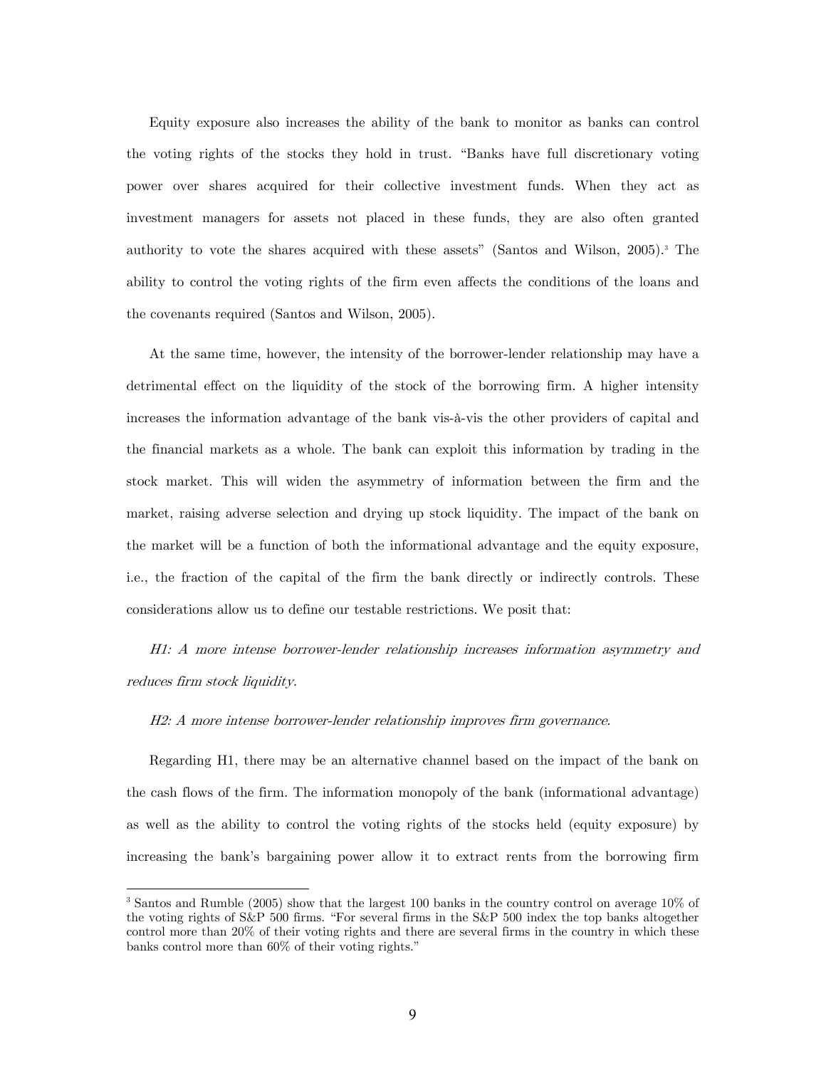Equity exposure also increases the ability of the bank to monitor as banks can control the voting rights of the stocks they hold in trust. "Banks have full discretionary voting power over shares acquired for their collective investment funds. When they act as investment managers for assets not placed in these funds, they are also often granted authority to vote the shares acquired with these assets" (Santos and Wilson, 2005).[3] The ability to control the voting rights of the firm even affects the conditions of the loans and the covenants required (Santos and Wilson, 2005).

At the same time, however, the intensity of the borrower-lender relationship may have a detrimental effect on the liquidity of the stock of the borrowing firm. A higher intensity increases the information advantage of the bank vis-à-vis the other providers of capital and the financial markets as a whole. The bank can exploit this information by trading in the stock market. This will widen the asymmetry of information between the firm and the market, raising adverse selection and drying up stock liquidity. The impact of the bank on the market will be a function of both the informational advantage and the equity exposure, i.e., the fraction of the capital of the firm the bank directly or indirectly controls. These considerations allow us to define our testable restrictions. We posit that:

*H1: A more intense borrower-lender relationship increases information asymmetry and reduces firm stock liquidity.*

*H2: A more intense borrower-lender relationship improves firm governance.*

Regarding H1, there may be an alternative channel based on the impact of the bank on the cash flows of the firm. The information monopoly of the bank (informational advantage) as well as the ability to control the voting rights of the stocks held (equity exposure) by increasing the bank's bargaining power allow it to extract rents from the borrowing firm

[3] Santos and Rumble (2005) show that the largest 100 banks in the country control on average 10% of the voting rights of S&P 500 firms. "For several firms in the S&P 500 index the top banks altogether control more than 20% of their voting rights and there are several firms in the country in which these banks control more than 60% of their voting rights."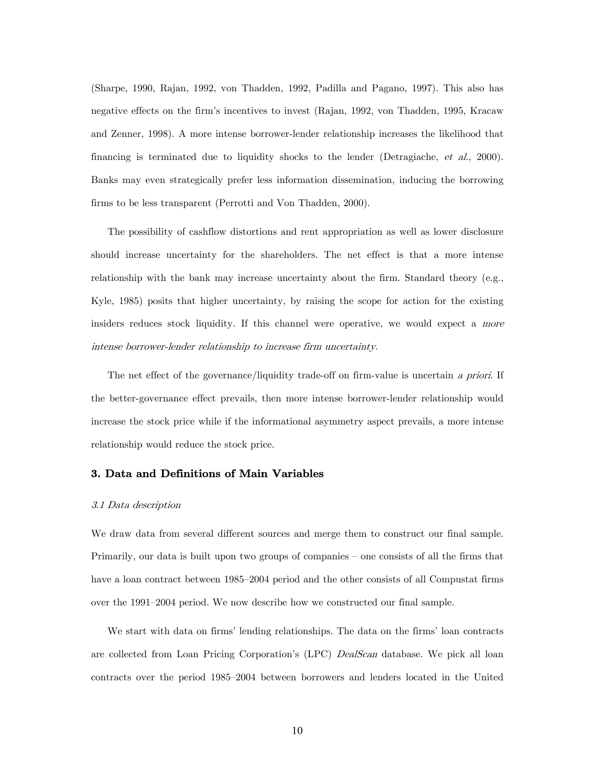(Sharpe, 1990, Rajan, 1992, von Thadden, 1992, Padilla and Pagano, 1997). This also has negative effects on the firm's incentives to invest (Rajan, 1992, von Thadden, 1995, Kracaw and Zenner, 1998). A more intense borrower-lender relationship increases the likelihood that financing is terminated due to liquidity shocks to the lender (Detragiache, *et al.*, 2000). Banks may even strategically prefer less information dissemination, inducing the borrowing firms to be less transparent (Perrotti and Von Thadden, 2000).

The possibility of cashflow distortions and rent appropriation as well as lower disclosure should increase uncertainty for the shareholders. The net effect is that a more intense relationship with the bank may increase uncertainty about the firm. Standard theory (e.g., Kyle, 1985) posits that higher uncertainty, by raising the scope for action for the existing insiders reduces stock liquidity. If this channel were operative, we would expect a *more intense borrower-lender relationship to increase firm uncertainty.*

The net effect of the governance/liquidity trade-off on firm-value is uncertain *a priori*. If the better-governance effect prevails, then more intense borrower-lender relationship would increase the stock price while if the informational asymmetry aspect prevails, a more intense relationship would reduce the stock price.

## 3. Data and Definitions of Main Variables

### *3.1 Data description*

We draw data from several different sources and merge them to construct our final sample. Primarily, our data is built upon two groups of companies – one consists of all the firms that have a loan contract between 1985–2004 period and the other consists of all Compustat firms over the 1991–2004 period. We now describe how we constructed our final sample.

We start with data on firms' lending relationships. The data on the firms' loan contracts are collected from Loan Pricing Corporation's (LPC) *DealScan* database. We pick all loan contracts over the period 1985–2004 between borrowers and lenders located in the United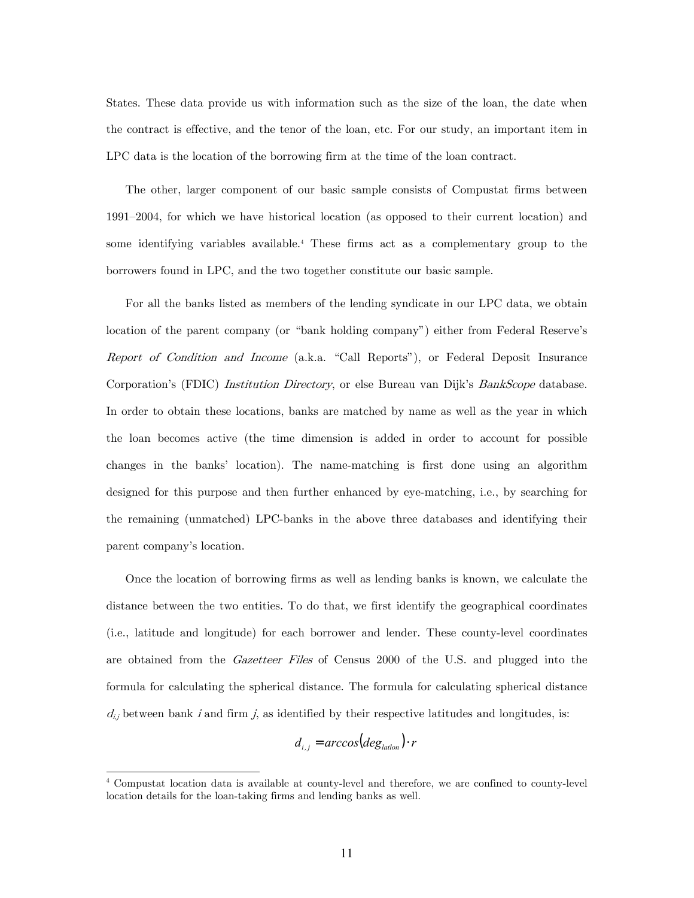States. These data provide us with information such as the size of the loan, the date when the contract is effective, and the tenor of the loan, etc. For our study, an important item in LPC data is the location of the borrowing firm at the time of the loan contract.

The other, larger component of our basic sample consists of Compustat firms between 1991–2004, for which we have historical location (as opposed to their current location) and some identifying variables available.[4] These firms act as a complementary group to the borrowers found in LPC, and the two together constitute our basic sample.

For all the banks listed as members of the lending syndicate in our LPC data, we obtain location of the parent company (or "bank holding company") either from Federal Reserve's *Report of Condition and Income* (a.k.a. "Call Reports"), or Federal Deposit Insurance Corporation's (FDIC) *Institution Directory*, or else Bureau van Dijk's *BankScope* database. In order to obtain these locations, banks are matched by name as well as the year in which the loan becomes active (the time dimension is added in order to account for possible changes in the banks' location). The name-matching is first done using an algorithm designed for this purpose and then further enhanced by eye-matching, i.e., by searching for the remaining (unmatched) LPC-banks in the above three databases and identifying their parent company's location.

Once the location of borrowing firms as well as lending banks is known, we calculate the distance between the two entities. To do that, we first identify the geographical coordinates (i.e., latitude and longitude) for each borrower and lender. These county-level coordinates are obtained from the *Gazetteer Files* of Census 2000 of the U.S. and plugged into the formula for calculating the spherical distance. The formula for calculating spherical distance $d_{i,j}$ between bank $i$ and firm $j$, as identified by their respective latitudes and longitudes, is:

$$d_{i,j} = arccos(deg_{latlon}) \cdot r$$

[4] Compustat location data is available at county-level and therefore, we are confined to county-level location details for the loan-taking firms and lending banks as well.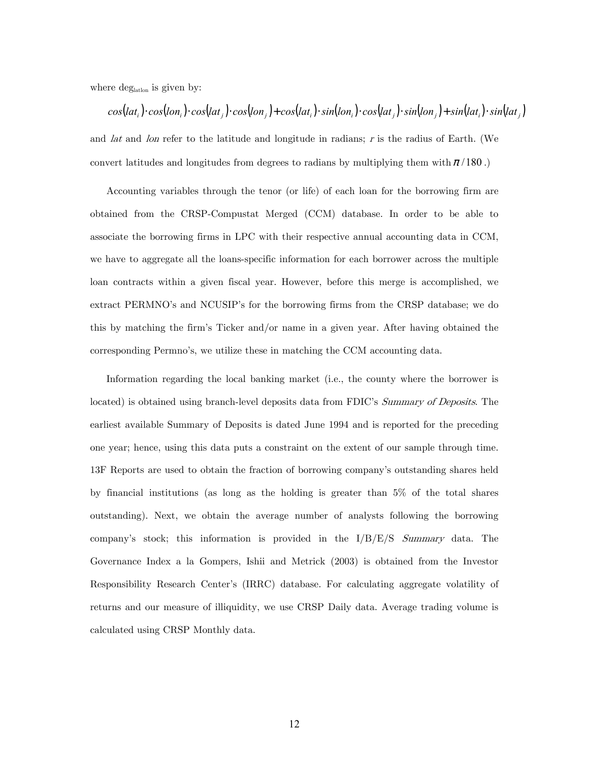where $\deg_{latlon}$ is given by:

$$\cos(lat_i)\cdot\cos(lon_i)\cdot\cos(lat_j)\cdot\cos(lon_j)+\cos(lat_i)\cdot\sin(lon_i)\cdot\cos(lat_j)\cdot\sin(lon_j)+\sin(lat_i)\cdot\sin(lat_j)$$

and *lat* and *lon* refer to the latitude and longitude in radians; $r$ is the radius of Earth. (We convert latitudes and longitudes from degrees to radians by multiplying them with $\pi/180$.)

Accounting variables through the tenor (or life) of each loan for the borrowing firm are obtained from the CRSP-Compustat Merged (CCM) database. In order to be able to associate the borrowing firms in LPC with their respective annual accounting data in CCM, we have to aggregate all the loans-specific information for each borrower across the multiple loan contracts within a given fiscal year. However, before this merge is accomplished, we extract PERMNO's and NCUSIP's for the borrowing firms from the CRSP database; we do this by matching the firm's Ticker and/or name in a given year. After having obtained the corresponding Permno's, we utilize these in matching the CCM accounting data.

Information regarding the local banking market (i.e., the county where the borrower is located) is obtained using branch-level deposits data from FDIC's *Summary of Deposits*. The earliest available Summary of Deposits is dated June 1994 and is reported for the preceding one year; hence, using this data puts a constraint on the extent of our sample through time. 13F Reports are used to obtain the fraction of borrowing company's outstanding shares held by financial institutions (as long as the holding is greater than 5% of the total shares outstanding). Next, we obtain the average number of analysts following the borrowing company's stock; this information is provided in the I/B/E/S *Summary* data. The Governance Index a la Gompers, Ishii and Metrick (2003) is obtained from the Investor Responsibility Research Center's (IRRC) database. For calculating aggregate volatility of returns and our measure of illiquidity, we use CRSP Daily data. Average trading volume is calculated using CRSP Monthly data.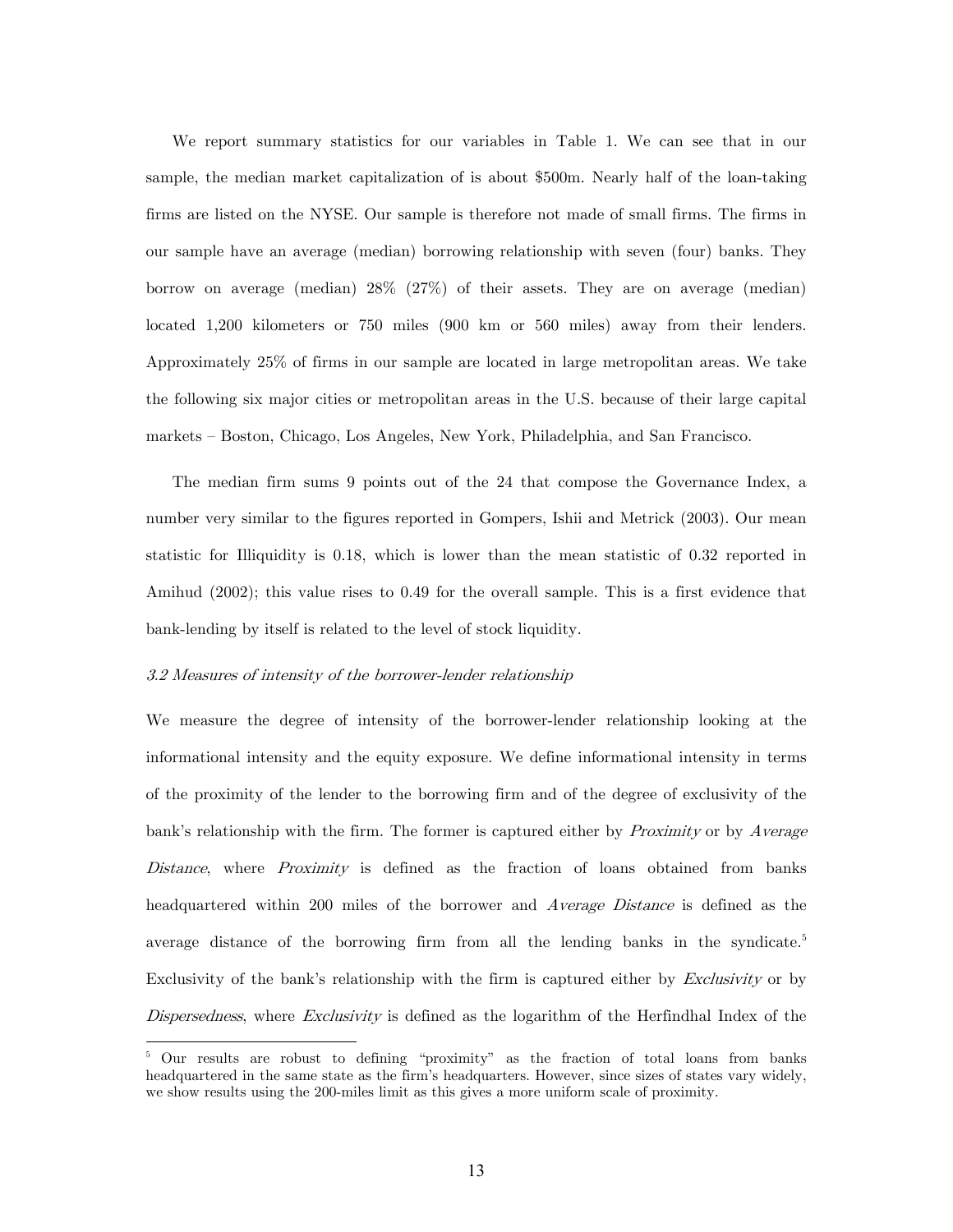We report summary statistics for our variables in Table 1. We can see that in our sample, the median market capitalization of is about \$500m. Nearly half of the loan-taking firms are listed on the NYSE. Our sample is therefore not made of small firms. The firms in our sample have an average (median) borrowing relationship with seven (four) banks. They borrow on average (median) 28% (27%) of their assets. They are on average (median) located 1,200 kilometers or 750 miles (900 km or 560 miles) away from their lenders. Approximately 25% of firms in our sample are located in large metropolitan areas. We take the following six major cities or metropolitan areas in the U.S. because of their large capital markets – Boston, Chicago, Los Angeles, New York, Philadelphia, and San Francisco.

The median firm sums 9 points out of the 24 that compose the Governance Index, a number very similar to the figures reported in Gompers, Ishii and Metrick (2003). Our mean statistic for Illiquidity is 0.18, which is lower than the mean statistic of 0.32 reported in Amihud (2002); this value rises to 0.49 for the overall sample. This is a first evidence that bank-lending by itself is related to the level of stock liquidity.

### *3.2 Measures of intensity of the borrower-lender relationship*

We measure the degree of intensity of the borrower-lender relationship looking at the informational intensity and the equity exposure. We define informational intensity in terms of the proximity of the lender to the borrowing firm and of the degree of exclusivity of the bank's relationship with the firm. The former is captured either by *Proximity* or by *Average Distance*, where *Proximity* is defined as the fraction of loans obtained from banks headquartered within 200 miles of the borrower and *Average Distance* is defined as the average distance of the borrowing firm from all the lending banks in the syndicate.[5] Exclusivity of the bank's relationship with the firm is captured either by *Exclusivity* or by *Dispersedness*, where *Exclusivity* is defined as the logarithm of the Herfindhal Index of the

[5] Our results are robust to defining "proximity" as the fraction of total loans from banks headquartered in the same state as the firm's headquarters. However, since sizes of states vary widely, we show results using the 200-miles limit as this gives a more uniform scale of proximity.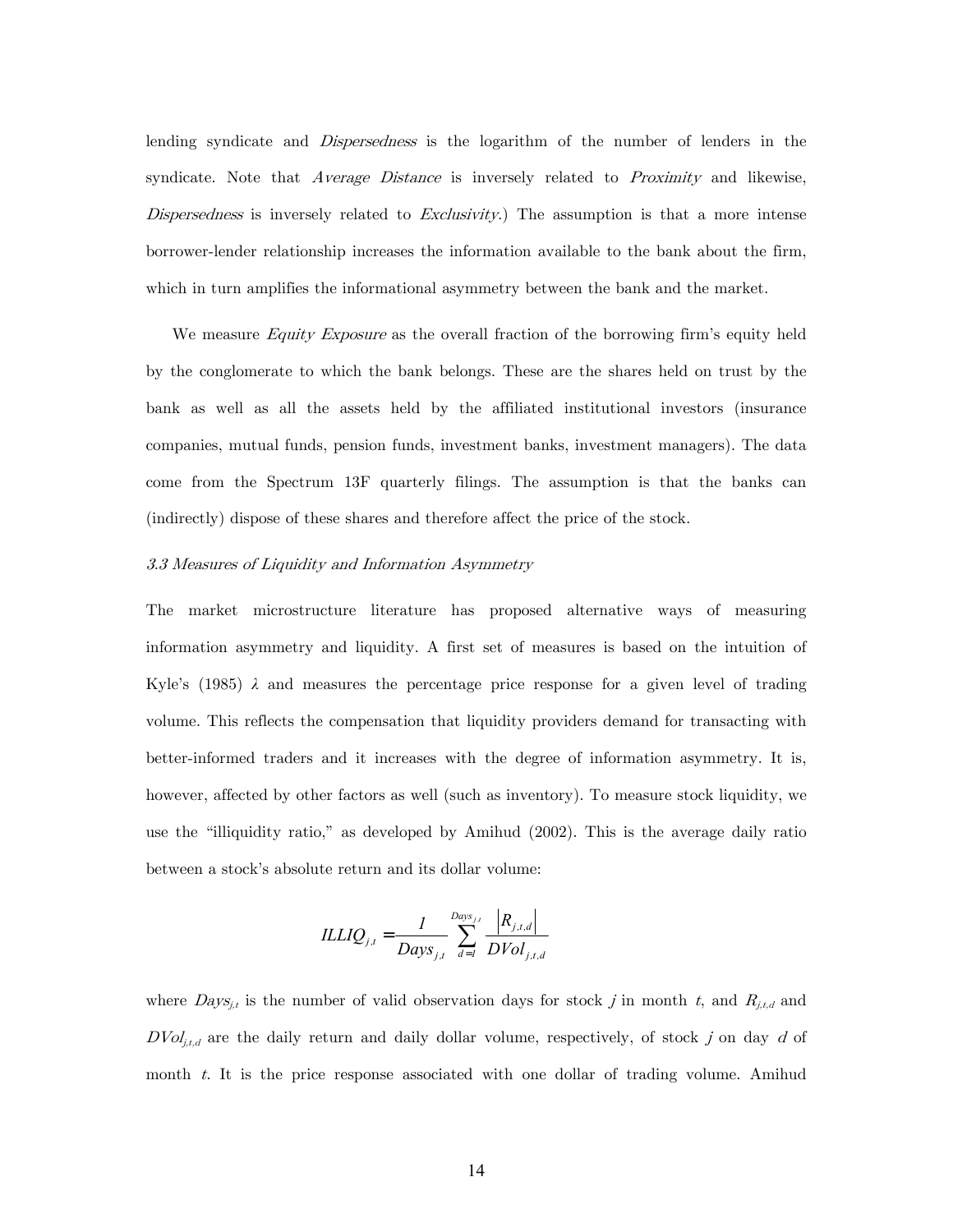lending syndicate and *Dispersedness* is the logarithm of the number of lenders in the syndicate. Note that *Average Distance* is inversely related to *Proximity* and likewise, *Dispersedness* is inversely related to *Exclusivity*.) The assumption is that a more intense borrower-lender relationship increases the information available to the bank about the firm, which in turn amplifies the informational asymmetry between the bank and the market.

We measure *Equity Exposure* as the overall fraction of the borrowing firm's equity held by the conglomerate to which the bank belongs. These are the shares held on trust by the bank as well as all the assets held by the affiliated institutional investors (insurance companies, mutual funds, pension funds, investment banks, investment managers). The data come from the Spectrum 13F quarterly filings. The assumption is that the banks can (indirectly) dispose of these shares and therefore affect the price of the stock.

### *3.3 Measures of Liquidity and Information Asymmetry*

The market microstructure literature has proposed alternative ways of measuring information asymmetry and liquidity. A first set of measures is based on the intuition of Kyle's (1985) $\lambda$ and measures the percentage price response for a given level of trading volume. This reflects the compensation that liquidity providers demand for transacting with better-informed traders and it increases with the degree of information asymmetry. It is, however, affected by other factors as well (such as inventory). To measure stock liquidity, we use the "illiquidity ratio," as developed by Amihud (2002). This is the average daily ratio between a stock's absolute return and its dollar volume:

$$ILLIQ_{j,t} = \frac{1}{Days_{j,t}} \sum_{d=1}^{Days_{j,t}} \frac{|R_{j,t,d}|}{DVol_{j,t,d}}$$

where $Days_{j,t}$ is the number of valid observation days for stock $j$ in month $t$, and $R_{j,t,d}$ and $DVol_{j,t,d}$ are the daily return and daily dollar volume, respectively, of stock $j$ on day $d$ of month $t$. It is the price response associated with one dollar of trading volume. Amihud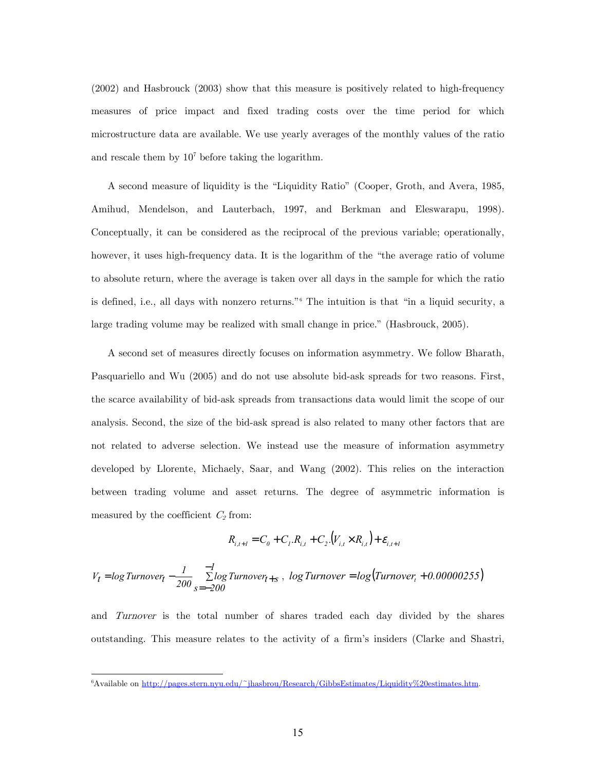(2002) and Hasbrouck (2003) show that this measure is positively related to high-frequency measures of price impact and fixed trading costs over the time period for which microstructure data are available. We use yearly averages of the monthly values of the ratio and rescale them by $10^7$ before taking the logarithm.

A second measure of liquidity is the "Liquidity Ratio" (Cooper, Groth, and Avera, 1985, Amihud, Mendelson, and Lauterbach, 1997, and Berkman and Eleswarapu, 1998). Conceptually, it can be considered as the reciprocal of the previous variable; operationally, however, it uses high-frequency data. It is the logarithm of the "the average ratio of volume to absolute return, where the average is taken over all days in the sample for which the ratio is defined, i.e., all days with nonzero returns."[6] The intuition is that "in a liquid security, a large trading volume may be realized with small change in price." (Hasbrouck, 2005).

A second set of measures directly focuses on information asymmetry. We follow Bharath, Pasquariello and Wu (2005) and do not use absolute bid-ask spreads for two reasons. First, the scarce availability of bid-ask spreads from transactions data would limit the scope of our analysis. Second, the size of the bid-ask spread is also related to many other factors that are not related to adverse selection. We instead use the measure of information asymmetry developed by Llorente, Michaely, Saar, and Wang (2002). This relies on the interaction between trading volume and asset returns. The degree of asymmetric information is measured by the coefficient $C_2$ from:

$$R_{i,t+1} = C_0 + C_1 . R_{i,t} + C_2 .\left(V_{i,t} \times R_{i,t}\right) + \varepsilon_{i,t+1}$$

$$V_t = \log Turnover_t - \frac{1}{200} \sum_{s=-200}^{-1} \log Turnover_{t+s}\ , \ \log Turnover = \log\left(Turnover_t + 0.00000255\right)$$

and *Turnover* is the total number of shares traded each day divided by the shares outstanding. This measure relates to the activity of a firm's insiders (Clarke and Shastri,

[6] Available on http://pages.stern.nyu.edu/~jhasbrou/Research/GibbsEstimates/Liquidity%20estimates.htm.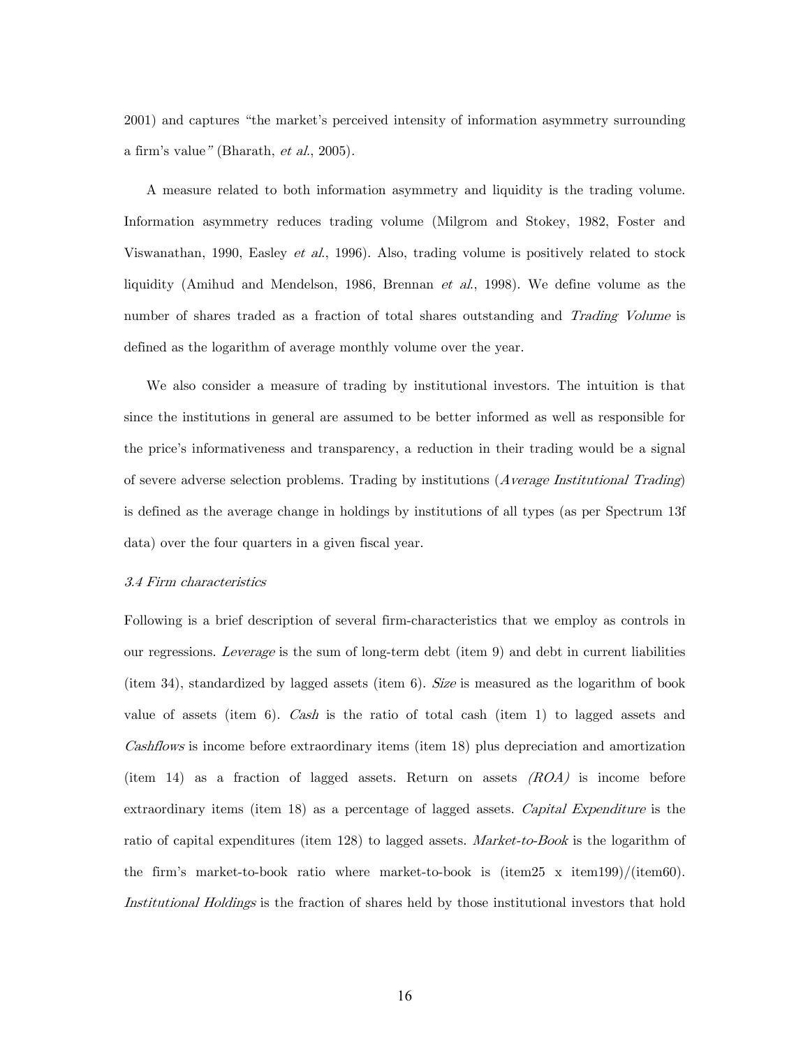2001) and captures "the market's perceived intensity of information asymmetry surrounding a firm's value" (Bharath, *et al.*, 2005).

A measure related to both information asymmetry and liquidity is the trading volume. Information asymmetry reduces trading volume (Milgrom and Stokey, 1982, Foster and Viswanathan, 1990, Easley *et al.*, 1996). Also, trading volume is positively related to stock liquidity (Amihud and Mendelson, 1986, Brennan *et al.*, 1998). We define volume as the number of shares traded as a fraction of total shares outstanding and *Trading Volume* is defined as the logarithm of average monthly volume over the year.

We also consider a measure of trading by institutional investors. The intuition is that since the institutions in general are assumed to be better informed as well as responsible for the price's informativeness and transparency, a reduction in their trading would be a signal of severe adverse selection problems. Trading by institutions (*Average Institutional Trading*) is defined as the average change in holdings by institutions of all types (as per Spectrum 13f data) over the four quarters in a given fiscal year.

### *3.4 Firm characteristics*

Following is a brief description of several firm-characteristics that we employ as controls in our regressions. *Leverage* is the sum of long-term debt (item 9) and debt in current liabilities (item 34), standardized by lagged assets (item 6). *Size* is measured as the logarithm of book value of assets (item 6). *Cash* is the ratio of total cash (item 1) to lagged assets and *Cashflows* is income before extraordinary items (item 18) plus depreciation and amortization (item 14) as a fraction of lagged assets. Return on assets *(ROA)* is income before extraordinary items (item 18) as a percentage of lagged assets. *Capital Expenditure* is the ratio of capital expenditures (item 128) to lagged assets. *Market-to-Book* is the logarithm of the firm's market-to-book ratio where market-to-book is (item25 x item199)/(item60). *Institutional Holdings* is the fraction of shares held by those institutional investors that hold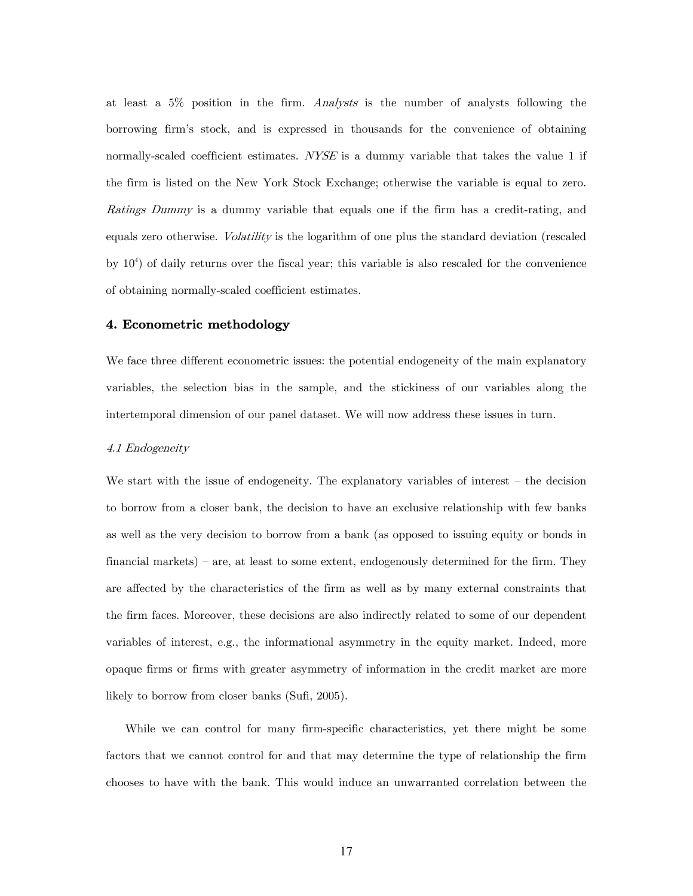at least a 5% position in the firm. *Analysts* is the number of analysts following the borrowing firm's stock, and is expressed in thousands for the convenience of obtaining normally-scaled coefficient estimates. *NYSE* is a dummy variable that takes the value 1 if the firm is listed on the New York Stock Exchange; otherwise the variable is equal to zero. *Ratings Dummy* is a dummy variable that equals one if the firm has a credit-rating, and equals zero otherwise. *Volatility* is the logarithm of one plus the standard deviation (rescaled by $10^4$) of daily returns over the fiscal year; this variable is also rescaled for the convenience of obtaining normally-scaled coefficient estimates.

## 4. Econometric methodology

We face three different econometric issues: the potential endogeneity of the main explanatory variables, the selection bias in the sample, and the stickiness of our variables along the intertemporal dimension of our panel dataset. We will now address these issues in turn.

### *4.1 Endogeneity*

We start with the issue of endogeneity. The explanatory variables of interest – the decision to borrow from a closer bank, the decision to have an exclusive relationship with few banks as well as the very decision to borrow from a bank (as opposed to issuing equity or bonds in financial markets) – are, at least to some extent, endogenously determined for the firm. They are affected by the characteristics of the firm as well as by many external constraints that the firm faces. Moreover, these decisions are also indirectly related to some of our dependent variables of interest, e.g., the informational asymmetry in the equity market. Indeed, more opaque firms or firms with greater asymmetry of information in the credit market are more likely to borrow from closer banks (Sufi, 2005).

While we can control for many firm-specific characteristics, yet there might be some factors that we cannot control for and that may determine the type of relationship the firm chooses to have with the bank. This would induce an unwarranted correlation between the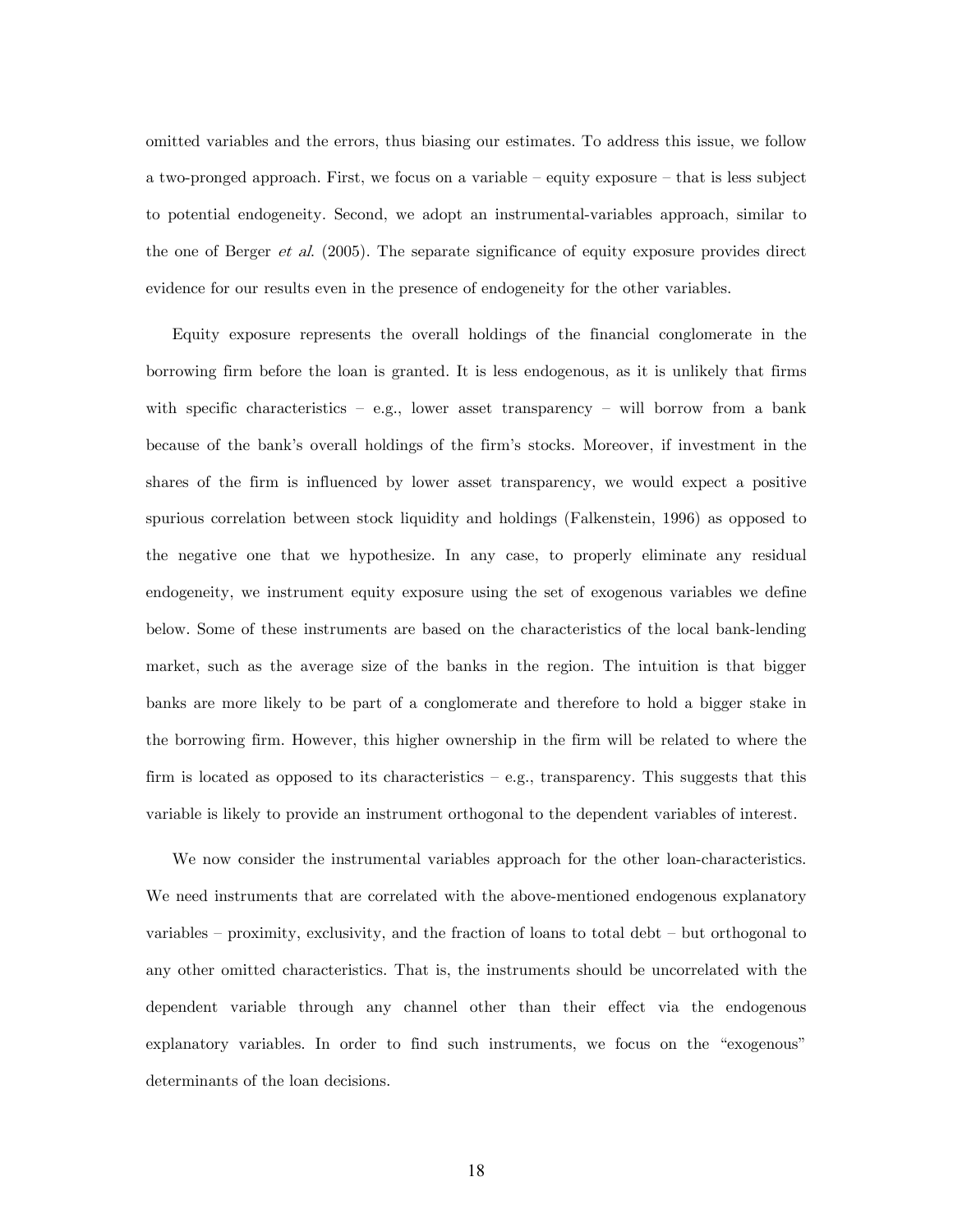omitted variables and the errors, thus biasing our estimates. To address this issue, we follow a two-pronged approach. First, we focus on a variable – equity exposure – that is less subject to potential endogeneity. Second, we adopt an instrumental-variables approach, similar to the one of Berger *et al*. (2005). The separate significance of equity exposure provides direct evidence for our results even in the presence of endogeneity for the other variables.

Equity exposure represents the overall holdings of the financial conglomerate in the borrowing firm before the loan is granted. It is less endogenous, as it is unlikely that firms with specific characteristics – e.g., lower asset transparency – will borrow from a bank because of the bank's overall holdings of the firm's stocks. Moreover, if investment in the shares of the firm is influenced by lower asset transparency, we would expect a positive spurious correlation between stock liquidity and holdings (Falkenstein, 1996) as opposed to the negative one that we hypothesize. In any case, to properly eliminate any residual endogeneity, we instrument equity exposure using the set of exogenous variables we define below. Some of these instruments are based on the characteristics of the local bank-lending market, such as the average size of the banks in the region. The intuition is that bigger banks are more likely to be part of a conglomerate and therefore to hold a bigger stake in the borrowing firm. However, this higher ownership in the firm will be related to where the firm is located as opposed to its characteristics – e.g., transparency. This suggests that this variable is likely to provide an instrument orthogonal to the dependent variables of interest.

We now consider the instrumental variables approach for the other loan-characteristics. We need instruments that are correlated with the above-mentioned endogenous explanatory variables – proximity, exclusivity, and the fraction of loans to total debt – but orthogonal to any other omitted characteristics. That is, the instruments should be uncorrelated with the dependent variable through any channel other than their effect via the endogenous explanatory variables. In order to find such instruments, we focus on the "exogenous" determinants of the loan decisions.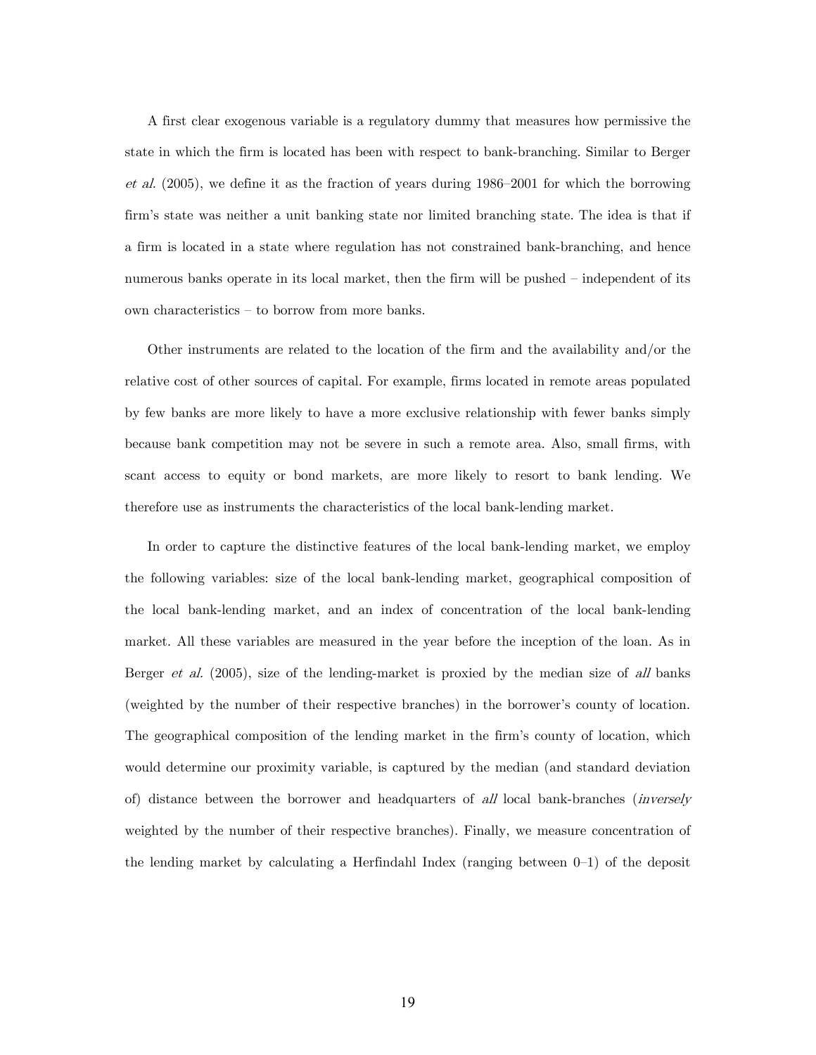A first clear exogenous variable is a regulatory dummy that measures how permissive the state in which the firm is located has been with respect to bank-branching. Similar to Berger *et al.* (2005), we define it as the fraction of years during 1986–2001 for which the borrowing firm's state was neither a unit banking state nor limited branching state. The idea is that if a firm is located in a state where regulation has not constrained bank-branching, and hence numerous banks operate in its local market, then the firm will be pushed – independent of its own characteristics – to borrow from more banks.

Other instruments are related to the location of the firm and the availability and/or the relative cost of other sources of capital. For example, firms located in remote areas populated by few banks are more likely to have a more exclusive relationship with fewer banks simply because bank competition may not be severe in such a remote area. Also, small firms, with scant access to equity or bond markets, are more likely to resort to bank lending. We therefore use as instruments the characteristics of the local bank-lending market.

In order to capture the distinctive features of the local bank-lending market, we employ the following variables: size of the local bank-lending market, geographical composition of the local bank-lending market, and an index of concentration of the local bank-lending market. All these variables are measured in the year before the inception of the loan. As in Berger *et al.* (2005), size of the lending-market is proxied by the median size of *all* banks (weighted by the number of their respective branches) in the borrower's county of location. The geographical composition of the lending market in the firm's county of location, which would determine our proximity variable, is captured by the median (and standard deviation of) distance between the borrower and headquarters of *all* local bank-branches (*inversely* weighted by the number of their respective branches). Finally, we measure concentration of the lending market by calculating a Herfindahl Index (ranging between 0–1) of the deposit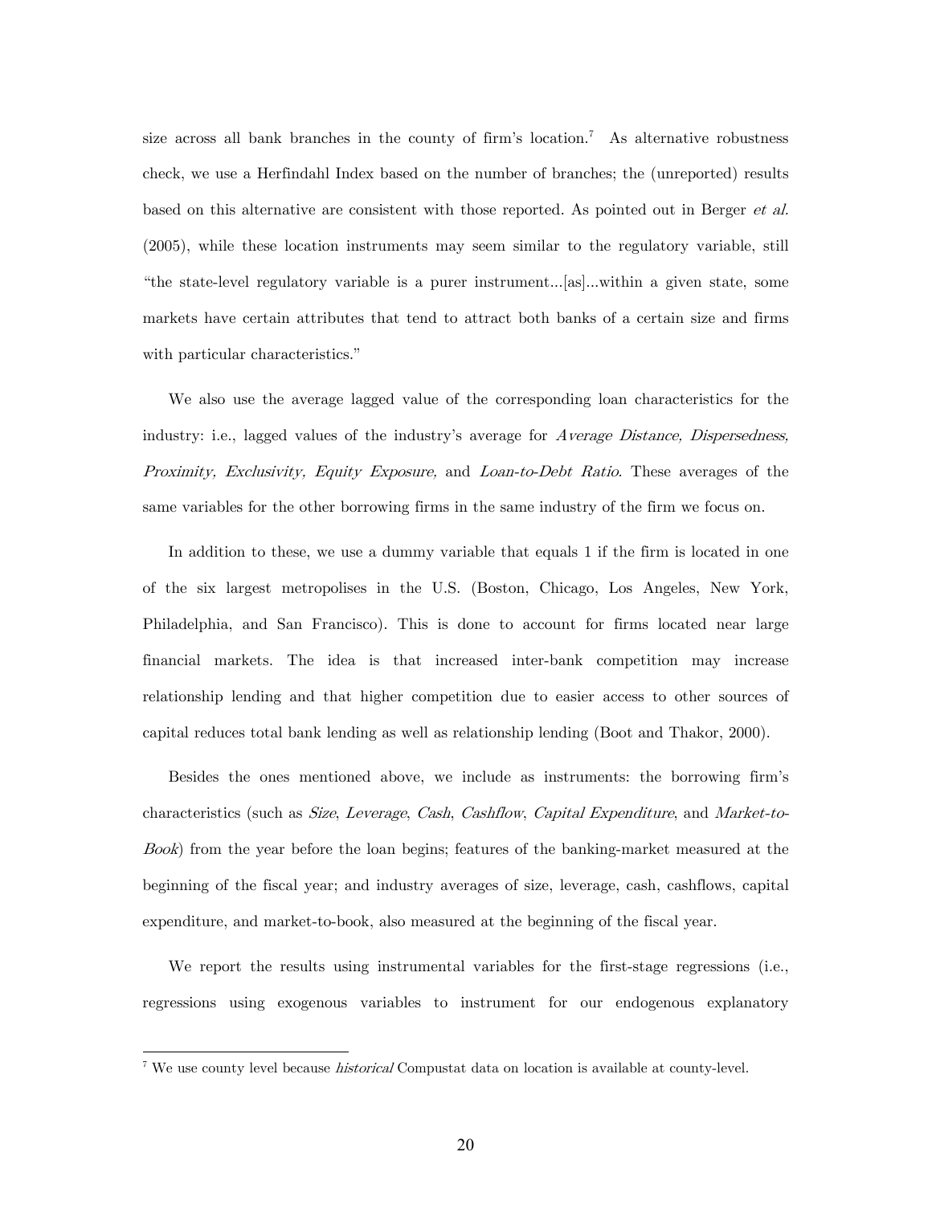size across all bank branches in the county of firm's location.[7] As alternative robustness check, we use a Herfindahl Index based on the number of branches; the (unreported) results based on this alternative are consistent with those reported. As pointed out in Berger *et al.* (2005), while these location instruments may seem similar to the regulatory variable, still "the state-level regulatory variable is a purer instrument...[as]...within a given state, some markets have certain attributes that tend to attract both banks of a certain size and firms with particular characteristics."

We also use the average lagged value of the corresponding loan characteristics for the industry: i.e., lagged values of the industry's average for *Average Distance, Dispersedness, Proximity, Exclusivity, Equity Exposure,* and *Loan-to-Debt Ratio.* These averages of the same variables for the other borrowing firms in the same industry of the firm we focus on.

In addition to these, we use a dummy variable that equals 1 if the firm is located in one of the six largest metropolises in the U.S. (Boston, Chicago, Los Angeles, New York, Philadelphia, and San Francisco). This is done to account for firms located near large financial markets. The idea is that increased inter-bank competition may increase relationship lending and that higher competition due to easier access to other sources of capital reduces total bank lending as well as relationship lending (Boot and Thakor, 2000).

Besides the ones mentioned above, we include as instruments: the borrowing firm's characteristics (such as *Size*, *Leverage*, *Cash*, *Cashflow*, *Capital Expenditure*, and *Market-to-Book*) from the year before the loan begins; features of the banking-market measured at the beginning of the fiscal year; and industry averages of size, leverage, cash, cashflows, capital expenditure, and market-to-book, also measured at the beginning of the fiscal year.

We report the results using instrumental variables for the first-stage regressions (i.e., regressions using exogenous variables to instrument for our endogenous explanatory

[7] We use county level because *historical* Compustat data on location is available at county-level.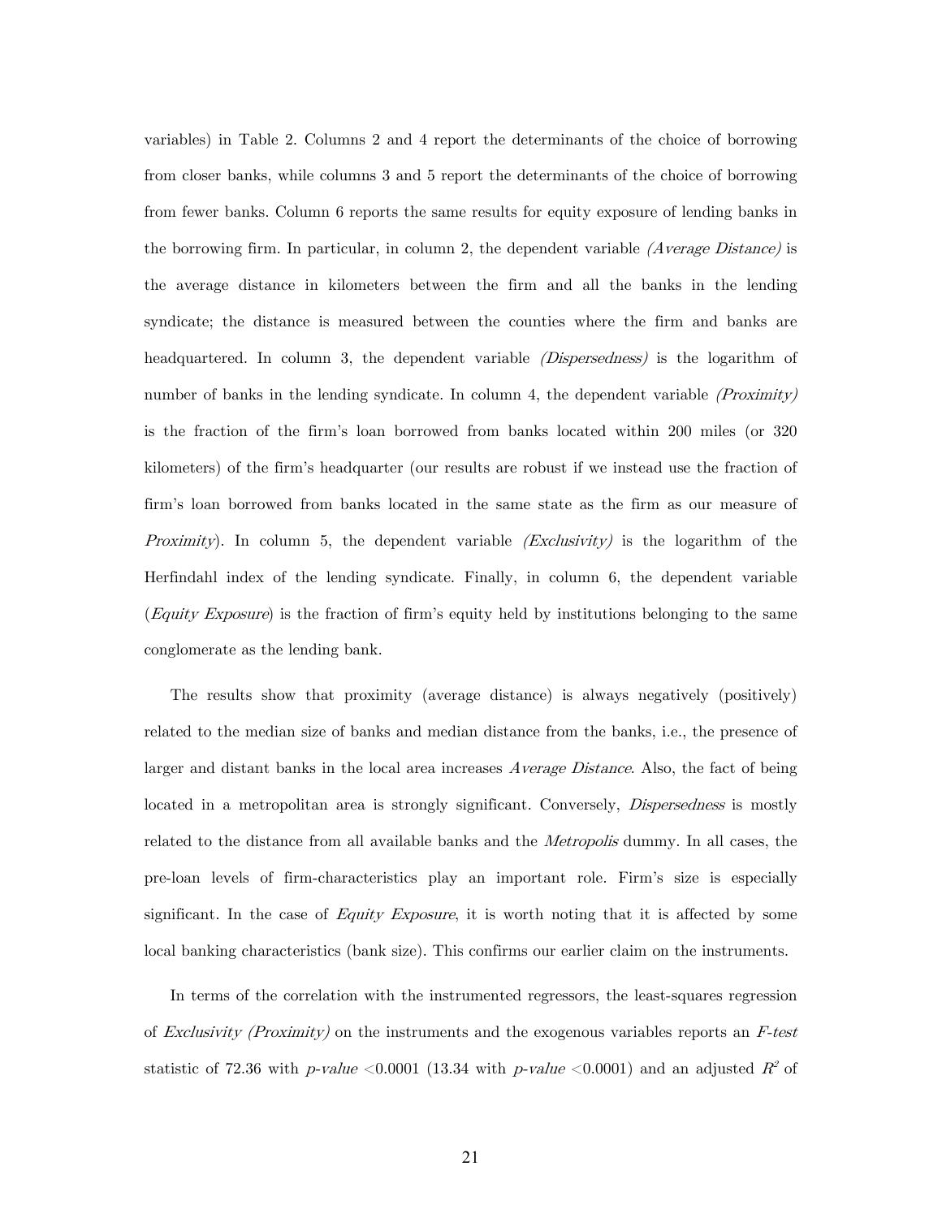variables) in Table 2. Columns 2 and 4 report the determinants of the choice of borrowing from closer banks, while columns 3 and 5 report the determinants of the choice of borrowing from fewer banks. Column 6 reports the same results for equity exposure of lending banks in the borrowing firm. In particular, in column 2, the dependent variable *(Average Distance)* is the average distance in kilometers between the firm and all the banks in the lending syndicate; the distance is measured between the counties where the firm and banks are headquartered. In column 3, the dependent variable *(Dispersedness)* is the logarithm of number of banks in the lending syndicate. In column 4, the dependent variable *(Proximity)* is the fraction of the firm's loan borrowed from banks located within 200 miles (or 320 kilometers) of the firm's headquarter (our results are robust if we instead use the fraction of firm's loan borrowed from banks located in the same state as the firm as our measure of *Proximity*). In column 5, the dependent variable *(Exclusivity)* is the logarithm of the Herfindahl index of the lending syndicate. Finally, in column 6, the dependent variable (*Equity Exposure*) is the fraction of firm's equity held by institutions belonging to the same conglomerate as the lending bank.

The results show that proximity (average distance) is always negatively (positively) related to the median size of banks and median distance from the banks, i.e., the presence of larger and distant banks in the local area increases *Average Distance*. Also, the fact of being located in a metropolitan area is strongly significant. Conversely, *Dispersedness* is mostly related to the distance from all available banks and the *Metropolis* dummy. In all cases, the pre-loan levels of firm-characteristics play an important role. Firm's size is especially significant. In the case of *Equity Exposure*, it is worth noting that it is affected by some local banking characteristics (bank size). This confirms our earlier claim on the instruments.

In terms of the correlation with the instrumented regressors, the least-squares regression of *Exclusivity (Proximity)* on the instruments and the exogenous variables reports an *F-test* statistic of 72.36 with *p-value* <0.0001 (13.34 with *p-value* <0.0001) and an adjusted $R^2$ of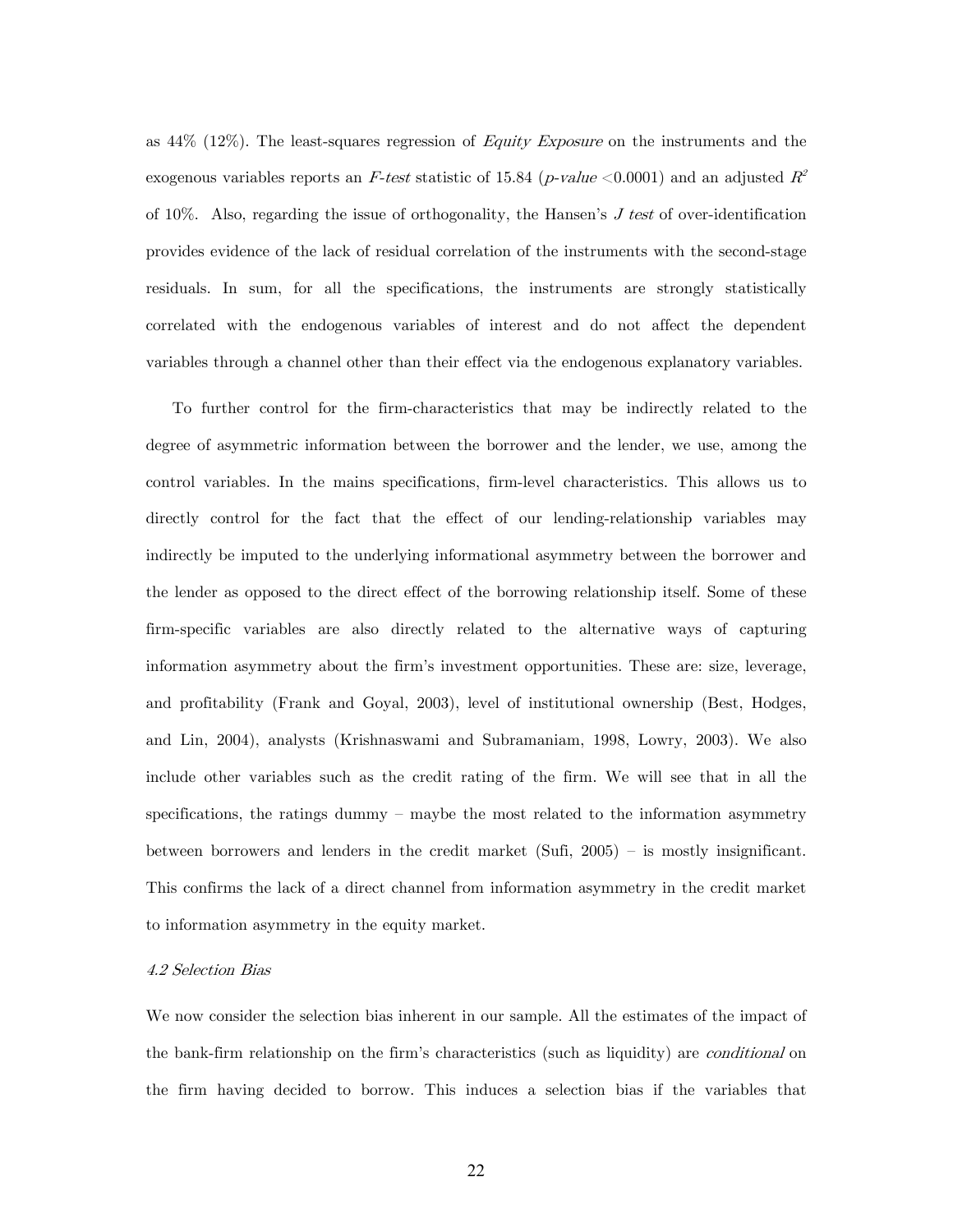as 44% (12%). The least-squares regression of *Equity Exposure* on the instruments and the exogenous variables reports an *F-test* statistic of 15.84 (*p-value* <0.0001) and an adjusted $R^2$ of 10%. Also, regarding the issue of orthogonality, the Hansen's *J test* of over-identification provides evidence of the lack of residual correlation of the instruments with the second-stage residuals. In sum, for all the specifications, the instruments are strongly statistically correlated with the endogenous variables of interest and do not affect the dependent variables through a channel other than their effect via the endogenous explanatory variables.

To further control for the firm-characteristics that may be indirectly related to the degree of asymmetric information between the borrower and the lender, we use, among the control variables. In the mains specifications, firm-level characteristics. This allows us to directly control for the fact that the effect of our lending-relationship variables may indirectly be imputed to the underlying informational asymmetry between the borrower and the lender as opposed to the direct effect of the borrowing relationship itself. Some of these firm-specific variables are also directly related to the alternative ways of capturing information asymmetry about the firm's investment opportunities. These are: size, leverage, and profitability (Frank and Goyal, 2003), level of institutional ownership (Best, Hodges, and Lin, 2004), analysts (Krishnaswami and Subramaniam, 1998, Lowry, 2003). We also include other variables such as the credit rating of the firm. We will see that in all the specifications, the ratings dummy – maybe the most related to the information asymmetry between borrowers and lenders in the credit market (Sufi, 2005) – is mostly insignificant. This confirms the lack of a direct channel from information asymmetry in the credit market to information asymmetry in the equity market.

*4.2 Selection Bias*

We now consider the selection bias inherent in our sample. All the estimates of the impact of the bank-firm relationship on the firm's characteristics (such as liquidity) are *conditional* on the firm having decided to borrow. This induces a selection bias if the variables that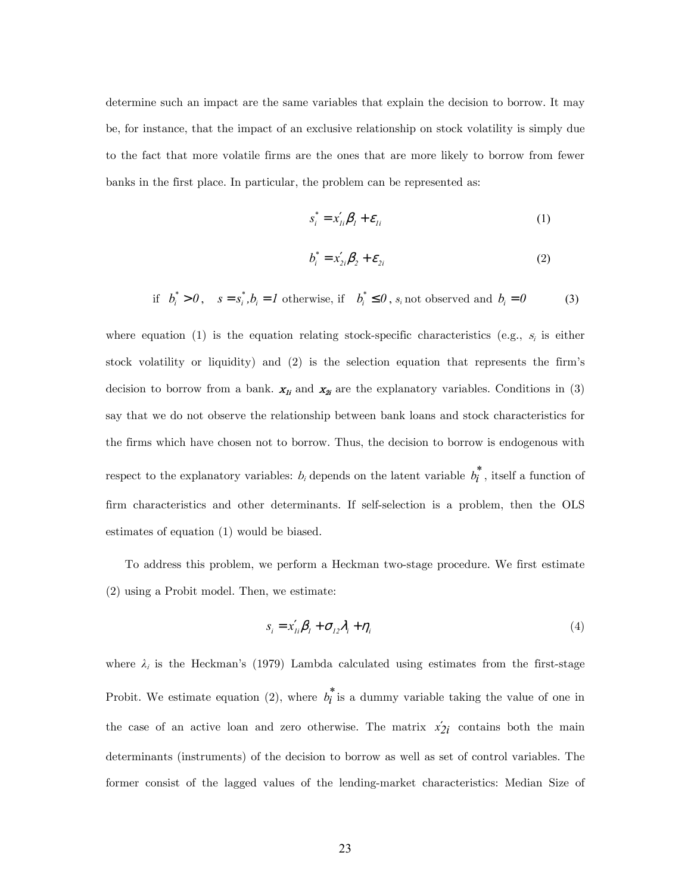determine such an impact are the same variables that explain the decision to borrow. It may be, for instance, that the impact of an exclusive relationship on stock volatility is simply due to the fact that more volatile firms are the ones that are more likely to borrow from fewer banks in the first place. In particular, the problem can be represented as:

$$s_i^* = x_{1i}'\beta_1 + \varepsilon_{1i} \tag{1}$$

$$b_i^* = x_{2i}'\beta_2 + \varepsilon_{2i} \tag{2}$$

$$\text{if } b_i^* > 0, \quad s = s_i^*, b_i = 1 \text{ otherwise, if } \quad b_i^* \leq 0, s_i \text{ not observed and } b_i = 0 \tag{3}$$

where equation (1) is the equation relating stock-specific characteristics (e.g., $s_i$ is either stock volatility or liquidity) and (2) is the selection equation that represents the firm's decision to borrow from a bank. $x_{1i}$ and $x_{2i}$ are the explanatory variables. Conditions in (3) say that we do not observe the relationship between bank loans and stock characteristics for the firms which have chosen not to borrow. Thus, the decision to borrow is endogenous with respect to the explanatory variables: $b_i$ depends on the latent variable $b_i^*$, itself a function of firm characteristics and other determinants. If self-selection is a problem, then the OLS estimates of equation (1) would be biased.

To address this problem, we perform a Heckman two-stage procedure. We first estimate (2) using a Probit model. Then, we estimate:

$$s_i = x_{1i}'\beta_1 + \sigma_{12}\lambda_i + \eta_i \tag{4}$$

where $\lambda_i$ is the Heckman's (1979) Lambda calculated using estimates from the first-stage Probit. We estimate equation (2), where $b_i^*$ is a dummy variable taking the value of one in the case of an active loan and zero otherwise. The matrix $x_{2i}'$ contains both the main determinants (instruments) of the decision to borrow as well as set of control variables. The former consist of the lagged values of the lending-market characteristics: Median Size of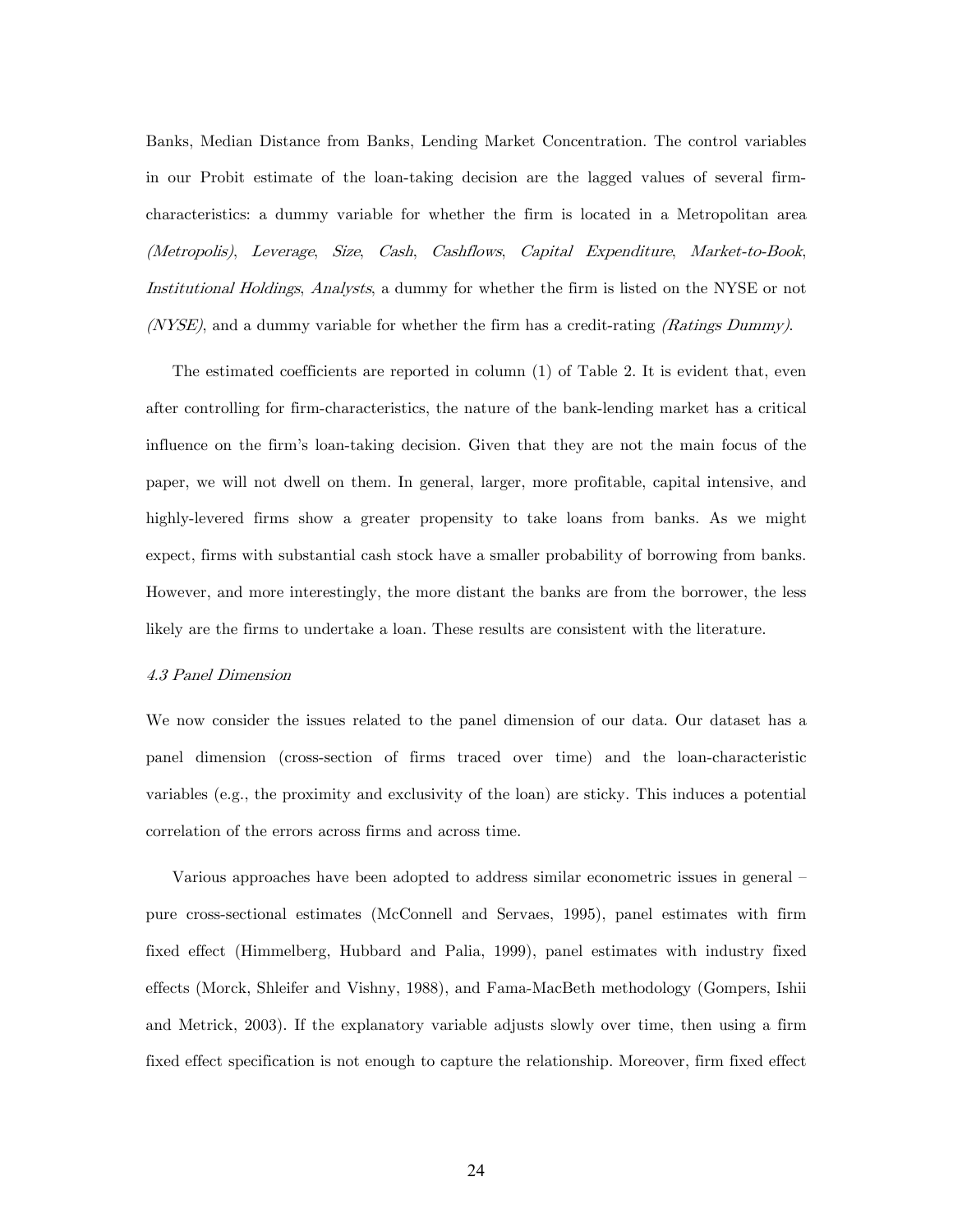Banks, Median Distance from Banks, Lending Market Concentration. The control variables in our Probit estimate of the loan-taking decision are the lagged values of several firm-characteristics: a dummy variable for whether the firm is located in a Metropolitan area *(Metropolis)*, *Leverage*, *Size*, *Cash*, *Cashflows*, *Capital Expenditure*, *Market-to-Book*, *Institutional Holdings*, *Analysts*, a dummy for whether the firm is listed on the NYSE or not *(NYSE)*, and a dummy variable for whether the firm has a credit-rating *(Ratings Dummy)*.

The estimated coefficients are reported in column (1) of Table 2. It is evident that, even after controlling for firm-characteristics, the nature of the bank-lending market has a critical influence on the firm's loan-taking decision. Given that they are not the main focus of the paper, we will not dwell on them. In general, larger, more profitable, capital intensive, and highly-levered firms show a greater propensity to take loans from banks. As we might expect, firms with substantial cash stock have a smaller probability of borrowing from banks. However, and more interestingly, the more distant the banks are from the borrower, the less likely are the firms to undertake a loan. These results are consistent with the literature.

### *4.3 Panel Dimension*

We now consider the issues related to the panel dimension of our data. Our dataset has a panel dimension (cross-section of firms traced over time) and the loan-characteristic variables (e.g., the proximity and exclusivity of the loan) are sticky. This induces a potential correlation of the errors across firms and across time.

Various approaches have been adopted to address similar econometric issues in general – pure cross-sectional estimates (McConnell and Servaes, 1995), panel estimates with firm fixed effect (Himmelberg, Hubbard and Palia, 1999), panel estimates with industry fixed effects (Morck, Shleifer and Vishny, 1988), and Fama-MacBeth methodology (Gompers, Ishii and Metrick, 2003). If the explanatory variable adjusts slowly over time, then using a firm fixed effect specification is not enough to capture the relationship. Moreover, firm fixed effect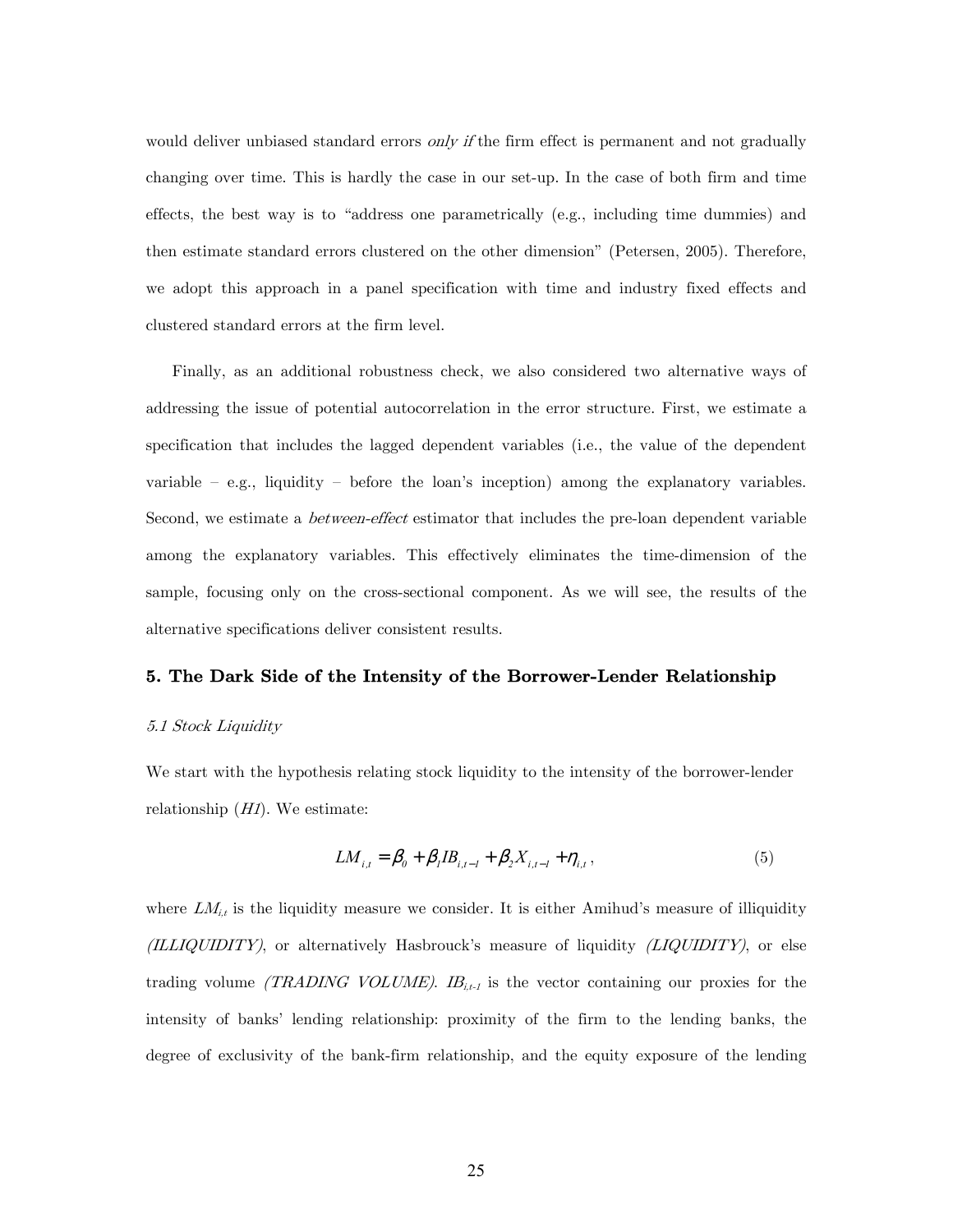would deliver unbiased standard errors *only if* the firm effect is permanent and not gradually changing over time. This is hardly the case in our set-up. In the case of both firm and time effects, the best way is to "address one parametrically (e.g., including time dummies) and then estimate standard errors clustered on the other dimension" (Petersen, 2005). Therefore, we adopt this approach in a panel specification with time and industry fixed effects and clustered standard errors at the firm level.

Finally, as an additional robustness check, we also considered two alternative ways of addressing the issue of potential autocorrelation in the error structure. First, we estimate a specification that includes the lagged dependent variables (i.e., the value of the dependent variable – e.g., liquidity – before the loan's inception) among the explanatory variables. Second, we estimate a *between-effect* estimator that includes the pre-loan dependent variable among the explanatory variables. This effectively eliminates the time-dimension of the sample, focusing only on the cross-sectional component. As we will see, the results of the alternative specifications deliver consistent results.

## 5. The Dark Side of the Intensity of the Borrower-Lender Relationship

### *5.1 Stock Liquidity*

We start with the hypothesis relating stock liquidity to the intensity of the borrower-lender relationship (*H1*). We estimate:

$$LM_{i,t} = \beta_0 + \beta_1 IB_{i,t-1} + \beta_2 X_{i,t-1} + \eta_{i,t}\,, \tag{5}$$

where $LM_{i,t}$ is the liquidity measure we consider. It is either Amihud's measure of illiquidity *(ILLIQUIDITY)*, or alternatively Hasbrouck's measure of liquidity *(LIQUIDITY)*, or else trading volume *(TRADING VOLUME)*. $IB_{i,t-1}$ is the vector containing our proxies for the intensity of banks' lending relationship: proximity of the firm to the lending banks, the degree of exclusivity of the bank-firm relationship, and the equity exposure of the lending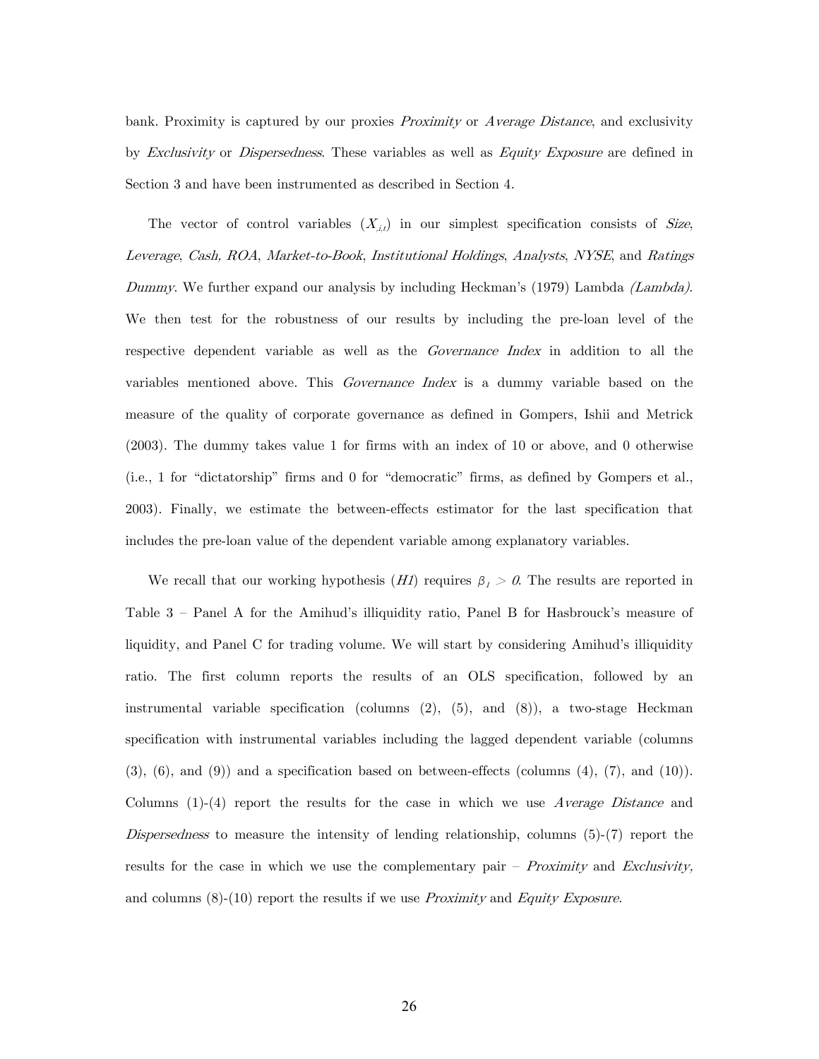bank. Proximity is captured by our proxies *Proximity* or *Average Distance*, and exclusivity by *Exclusivity* or *Dispersedness*. These variables as well as *Equity Exposure* are defined in Section 3 and have been instrumented as described in Section 4.

The vector of control variables ($X_{i,t}$) in our simplest specification consists of *Size*, *Leverage*, *Cash, ROA*, *Market-to-Book*, *Institutional Holdings*, *Analysts*, *NYSE*, and *Ratings Dummy*. We further expand our analysis by including Heckman's (1979) Lambda *(Lambda)*. We then test for the robustness of our results by including the pre-loan level of the respective dependent variable as well as the *Governance Index* in addition to all the variables mentioned above. This *Governance Index* is a dummy variable based on the measure of the quality of corporate governance as defined in Gompers, Ishii and Metrick (2003). The dummy takes value 1 for firms with an index of 10 or above, and 0 otherwise (i.e., 1 for "dictatorship" firms and 0 for "democratic" firms, as defined by Gompers et al., 2003). Finally, we estimate the between-effects estimator for the last specification that includes the pre-loan value of the dependent variable among explanatory variables.

We recall that our working hypothesis (*H1*) requires $\beta_1 > 0$. The results are reported in Table 3 – Panel A for the Amihud's illiquidity ratio, Panel B for Hasbrouck's measure of liquidity, and Panel C for trading volume. We will start by considering Amihud's illiquidity ratio. The first column reports the results of an OLS specification, followed by an instrumental variable specification (columns (2), (5), and (8)), a two-stage Heckman specification with instrumental variables including the lagged dependent variable (columns (3), (6), and (9)) and a specification based on between-effects (columns (4), (7), and (10)). Columns (1)-(4) report the results for the case in which we use *Average Distance* and *Dispersedness* to measure the intensity of lending relationship, columns (5)-(7) report the results for the case in which we use the complementary pair – *Proximity* and *Exclusivity,* and columns (8)-(10) report the results if we use *Proximity* and *Equity Exposure.*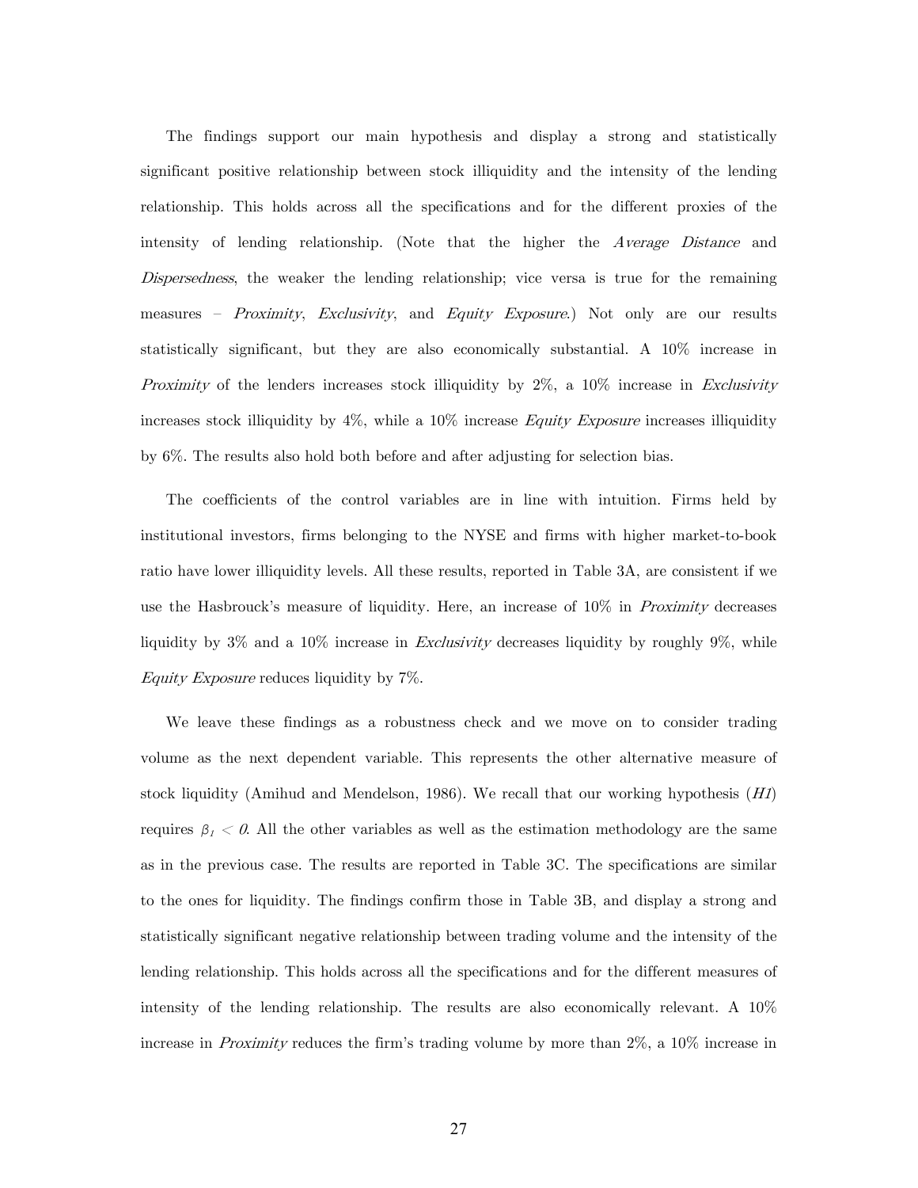The findings support our main hypothesis and display a strong and statistically significant positive relationship between stock illiquidity and the intensity of the lending relationship. This holds across all the specifications and for the different proxies of the intensity of lending relationship. (Note that the higher the *Average Distance* and *Dispersedness*, the weaker the lending relationship; vice versa is true for the remaining measures – *Proximity*, *Exclusivity*, and *Equity Exposure*.) Not only are our results statistically significant, but they are also economically substantial. A 10% increase in *Proximity* of the lenders increases stock illiquidity by 2%, a 10% increase in *Exclusivity* increases stock illiquidity by 4%, while a 10% increase *Equity Exposure* increases illiquidity by 6%. The results also hold both before and after adjusting for selection bias.

The coefficients of the control variables are in line with intuition. Firms held by institutional investors, firms belonging to the NYSE and firms with higher market-to-book ratio have lower illiquidity levels. All these results, reported in Table 3A, are consistent if we use the Hasbrouck's measure of liquidity. Here, an increase of 10% in *Proximity* decreases liquidity by 3% and a 10% increase in *Exclusivity* decreases liquidity by roughly 9%, while *Equity Exposure* reduces liquidity by 7%.

We leave these findings as a robustness check and we move on to consider trading volume as the next dependent variable. This represents the other alternative measure of stock liquidity (Amihud and Mendelson, 1986). We recall that our working hypothesis (*H1*) requires $\beta_1 < 0$. All the other variables as well as the estimation methodology are the same as in the previous case. The results are reported in Table 3C. The specifications are similar to the ones for liquidity. The findings confirm those in Table 3B, and display a strong and statistically significant negative relationship between trading volume and the intensity of the lending relationship. This holds across all the specifications and for the different measures of intensity of the lending relationship. The results are also economically relevant. A 10% increase in *Proximity* reduces the firm's trading volume by more than 2%, a 10% increase in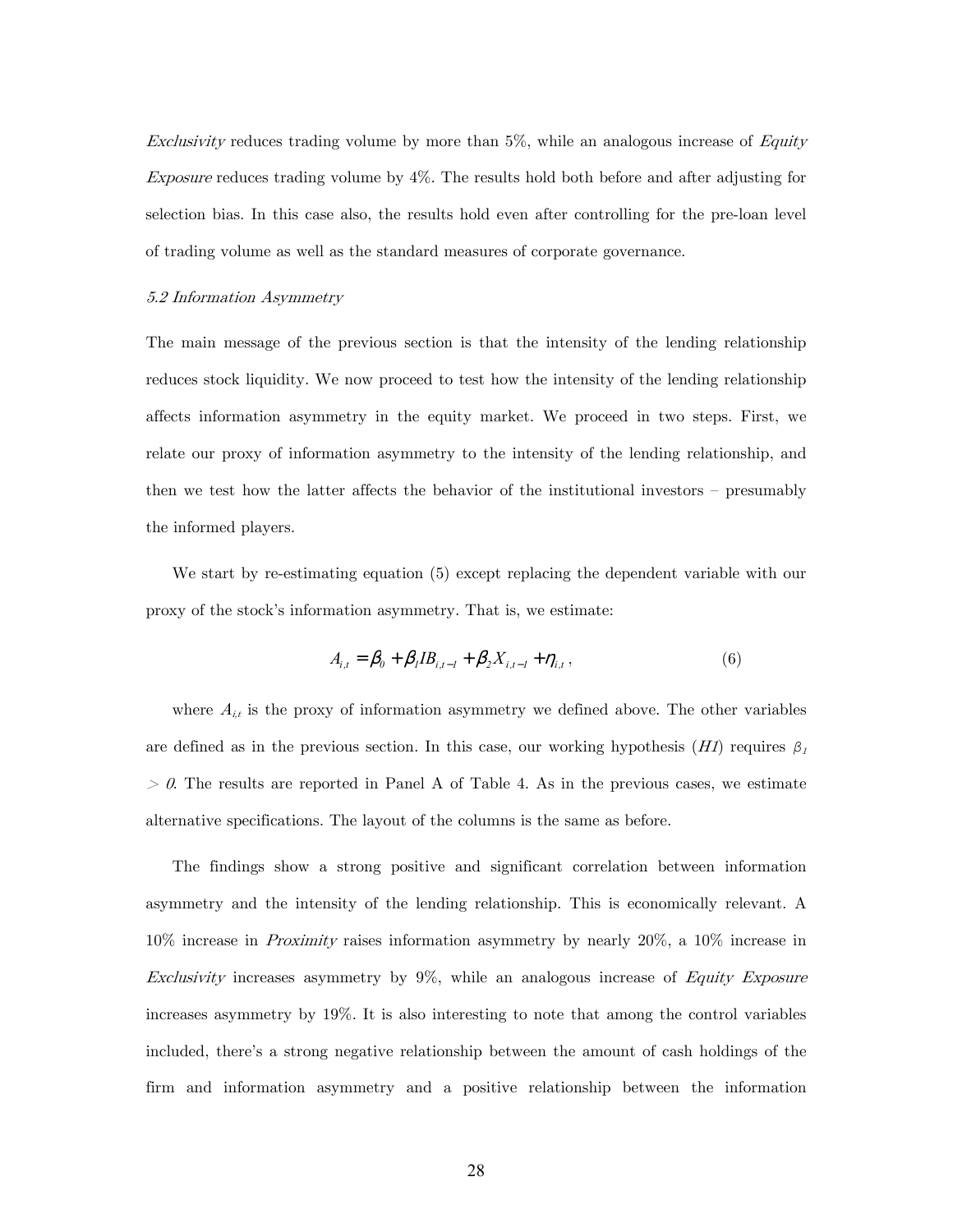*Exclusivity* reduces trading volume by more than 5%, while an analogous increase of *Equity Exposure* reduces trading volume by 4%. The results hold both before and after adjusting for selection bias. In this case also, the results hold even after controlling for the pre-loan level of trading volume as well as the standard measures of corporate governance.

### *5.2 Information Asymmetry*

The main message of the previous section is that the intensity of the lending relationship reduces stock liquidity. We now proceed to test how the intensity of the lending relationship affects information asymmetry in the equity market. We proceed in two steps. First, we relate our proxy of information asymmetry to the intensity of the lending relationship, and then we test how the latter affects the behavior of the institutional investors – presumably the informed players.

We start by re-estimating equation (5) except replacing the dependent variable with our proxy of the stock's information asymmetry. That is, we estimate:

$$A_{i,t} = \beta_0 + \beta_1 IB_{i,t-1} + \beta_2 X_{i,t-1} + \eta_{i,t}\,, \tag{6}$$

where $A_{i,t}$ is the proxy of information asymmetry we defined above. The other variables are defined as in the previous section. In this case, our working hypothesis (*H1*) requires $\beta_1 > 0$. The results are reported in Panel A of Table 4. As in the previous cases, we estimate alternative specifications. The layout of the columns is the same as before.

The findings show a strong positive and significant correlation between information asymmetry and the intensity of the lending relationship. This is economically relevant. A 10% increase in *Proximity* raises information asymmetry by nearly 20%, a 10% increase in *Exclusivity* increases asymmetry by 9%, while an analogous increase of *Equity Exposure* increases asymmetry by 19%. It is also interesting to note that among the control variables included, there's a strong negative relationship between the amount of cash holdings of the firm and information asymmetry and a positive relationship between the information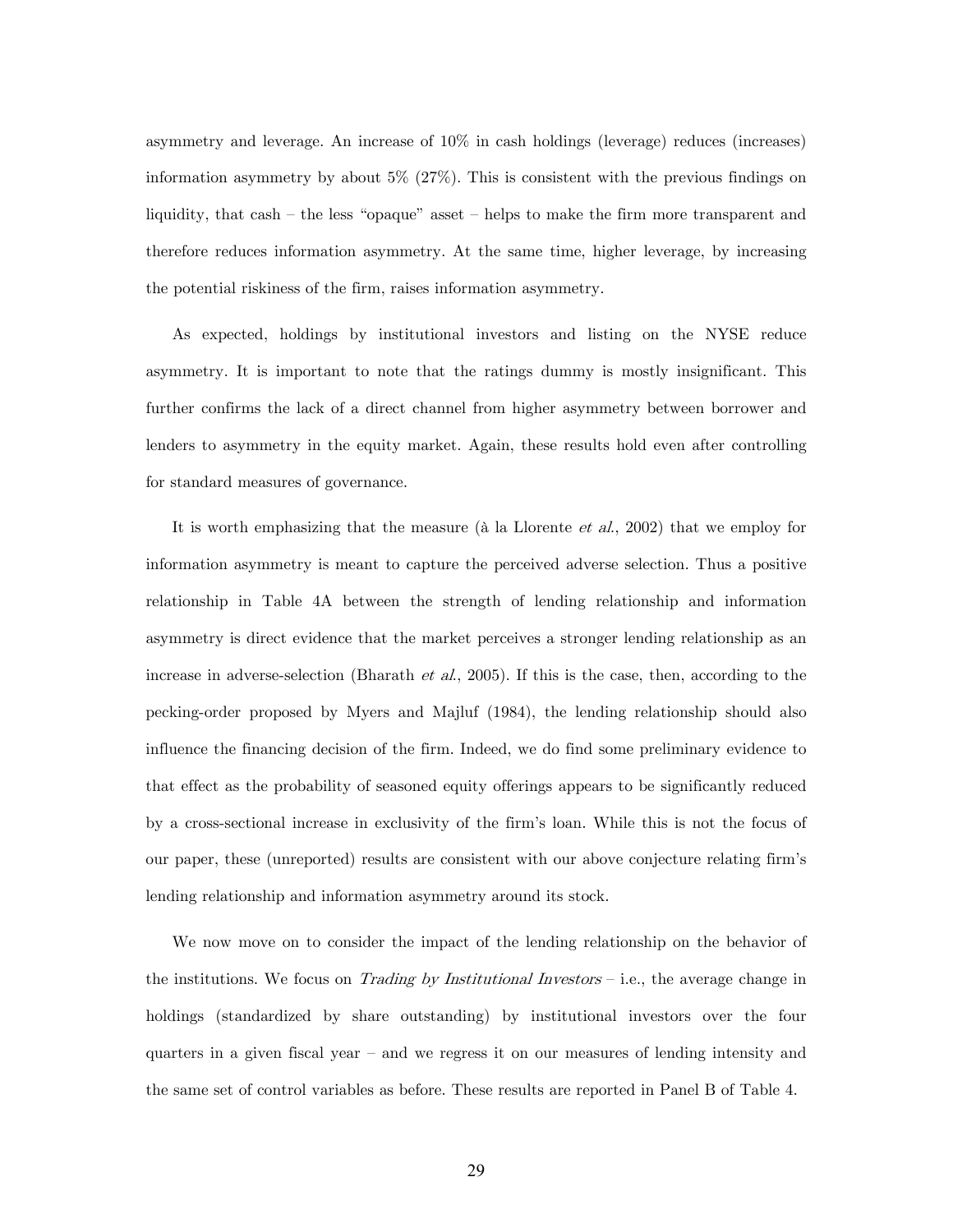asymmetry and leverage. An increase of 10% in cash holdings (leverage) reduces (increases) information asymmetry by about 5% (27%). This is consistent with the previous findings on liquidity, that cash – the less "opaque" asset – helps to make the firm more transparent and therefore reduces information asymmetry. At the same time, higher leverage, by increasing the potential riskiness of the firm, raises information asymmetry.

As expected, holdings by institutional investors and listing on the NYSE reduce asymmetry. It is important to note that the ratings dummy is mostly insignificant. This further confirms the lack of a direct channel from higher asymmetry between borrower and lenders to asymmetry in the equity market. Again, these results hold even after controlling for standard measures of governance.

It is worth emphasizing that the measure (à la Llorente *et al.*, 2002) that we employ for information asymmetry is meant to capture the perceived adverse selection. Thus a positive relationship in Table 4A between the strength of lending relationship and information asymmetry is direct evidence that the market perceives a stronger lending relationship as an increase in adverse-selection (Bharath *et al.*, 2005). If this is the case, then, according to the pecking-order proposed by Myers and Majluf (1984), the lending relationship should also influence the financing decision of the firm. Indeed, we do find some preliminary evidence to that effect as the probability of seasoned equity offerings appears to be significantly reduced by a cross-sectional increase in exclusivity of the firm's loan. While this is not the focus of our paper, these (unreported) results are consistent with our above conjecture relating firm's lending relationship and information asymmetry around its stock.

We now move on to consider the impact of the lending relationship on the behavior of the institutions. We focus on *Trading by Institutional Investors* – i.e., the average change in holdings (standardized by share outstanding) by institutional investors over the four quarters in a given fiscal year – and we regress it on our measures of lending intensity and the same set of control variables as before. These results are reported in Panel B of Table 4.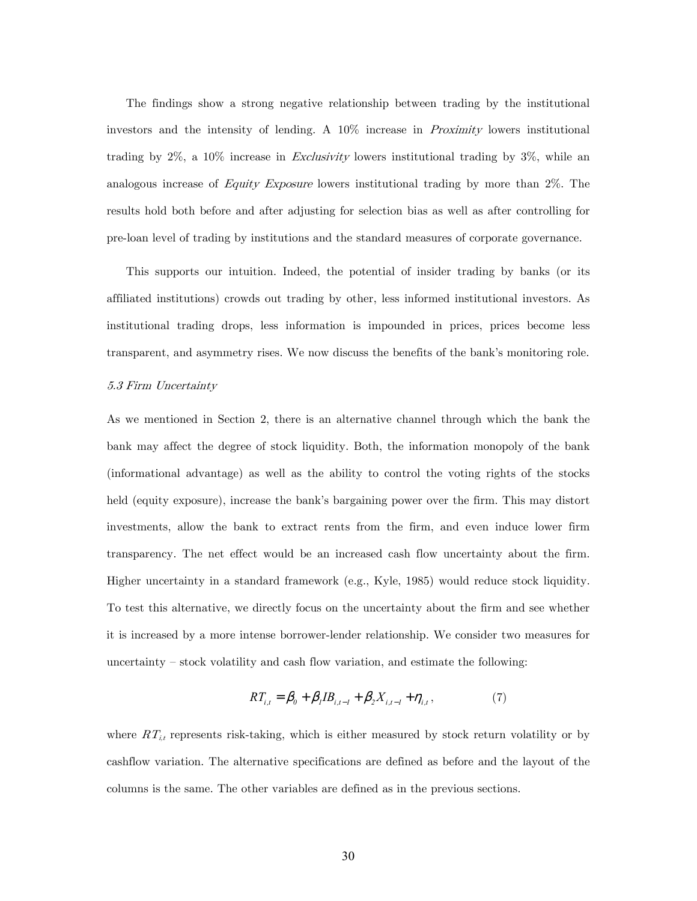The findings show a strong negative relationship between trading by the institutional investors and the intensity of lending. A 10% increase in *Proximity* lowers institutional trading by 2%, a 10% increase in *Exclusivity* lowers institutional trading by 3%, while an analogous increase of *Equity Exposure* lowers institutional trading by more than 2%. The results hold both before and after adjusting for selection bias as well as after controlling for pre-loan level of trading by institutions and the standard measures of corporate governance.

This supports our intuition. Indeed, the potential of insider trading by banks (or its affiliated institutions) crowds out trading by other, less informed institutional investors. As institutional trading drops, less information is impounded in prices, prices become less transparent, and asymmetry rises. We now discuss the benefits of the bank's monitoring role.

*5.3 Firm Uncertainty*

As we mentioned in Section 2, there is an alternative channel through which the bank the bank may affect the degree of stock liquidity. Both, the information monopoly of the bank (informational advantage) as well as the ability to control the voting rights of the stocks held (equity exposure), increase the bank's bargaining power over the firm. This may distort investments, allow the bank to extract rents from the firm, and even induce lower firm transparency. The net effect would be an increased cash flow uncertainty about the firm. Higher uncertainty in a standard framework (e.g., Kyle, 1985) would reduce stock liquidity. To test this alternative, we directly focus on the uncertainty about the firm and see whether it is increased by a more intense borrower-lender relationship. We consider two measures for uncertainty – stock volatility and cash flow variation, and estimate the following:

$$RT_{i,t} = \beta_0 + \beta_1 IB_{i,t-1} + \beta_2 X_{i,t-1} + \eta_{i,t}, \qquad (7)$$

where $RT_{i,t}$ represents risk-taking, which is either measured by stock return volatility or by cashflow variation. The alternative specifications are defined as before and the layout of the columns is the same. The other variables are defined as in the previous sections.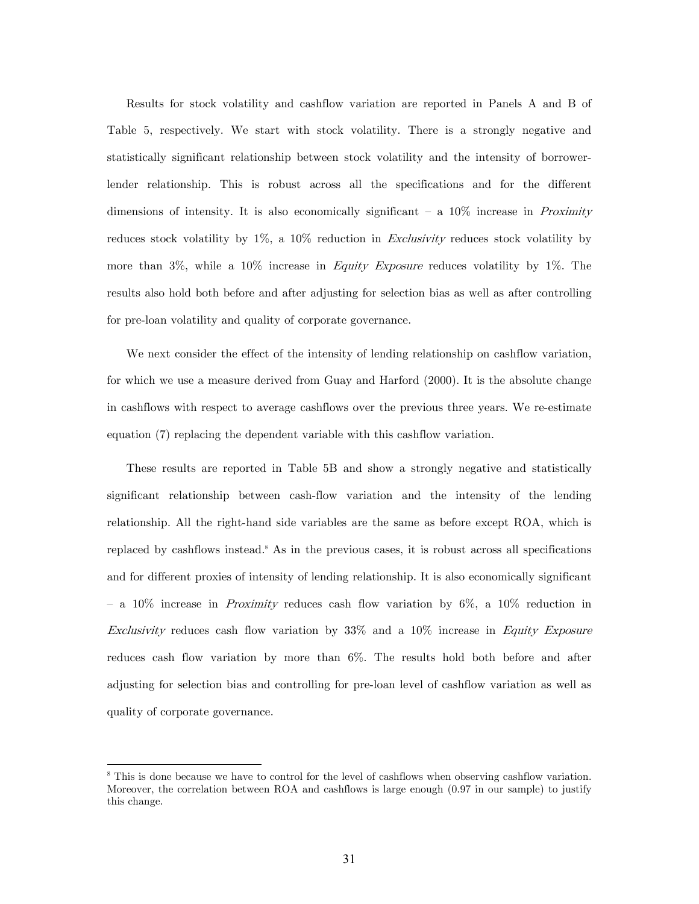Results for stock volatility and cashflow variation are reported in Panels A and B of Table 5, respectively. We start with stock volatility. There is a strongly negative and statistically significant relationship between stock volatility and the intensity of borrower-lender relationship. This is robust across all the specifications and for the different dimensions of intensity. It is also economically significant – a 10% increase in *Proximity* reduces stock volatility by 1%, a 10% reduction in *Exclusivity* reduces stock volatility by more than 3%, while a 10% increase in *Equity Exposure* reduces volatility by 1%. The results also hold both before and after adjusting for selection bias as well as after controlling for pre-loan volatility and quality of corporate governance.

We next consider the effect of the intensity of lending relationship on cashflow variation, for which we use a measure derived from Guay and Harford (2000). It is the absolute change in cashflows with respect to average cashflows over the previous three years. We re-estimate equation (7) replacing the dependent variable with this cashflow variation.

These results are reported in Table 5B and show a strongly negative and statistically significant relationship between cash-flow variation and the intensity of the lending relationship. All the right-hand side variables are the same as before except ROA, which is replaced by cashflows instead.[8] As in the previous cases, it is robust across all specifications and for different proxies of intensity of lending relationship. It is also economically significant – a 10% increase in *Proximity* reduces cash flow variation by 6%, a 10% reduction in *Exclusivity* reduces cash flow variation by 33% and a 10% increase in *Equity Exposure* reduces cash flow variation by more than 6%. The results hold both before and after adjusting for selection bias and controlling for pre-loan level of cashflow variation as well as quality of corporate governance.

---

[8] This is done because we have to control for the level of cashflows when observing cashflow variation. Moreover, the correlation between ROA and cashflows is large enough (0.97 in our sample) to justify this change.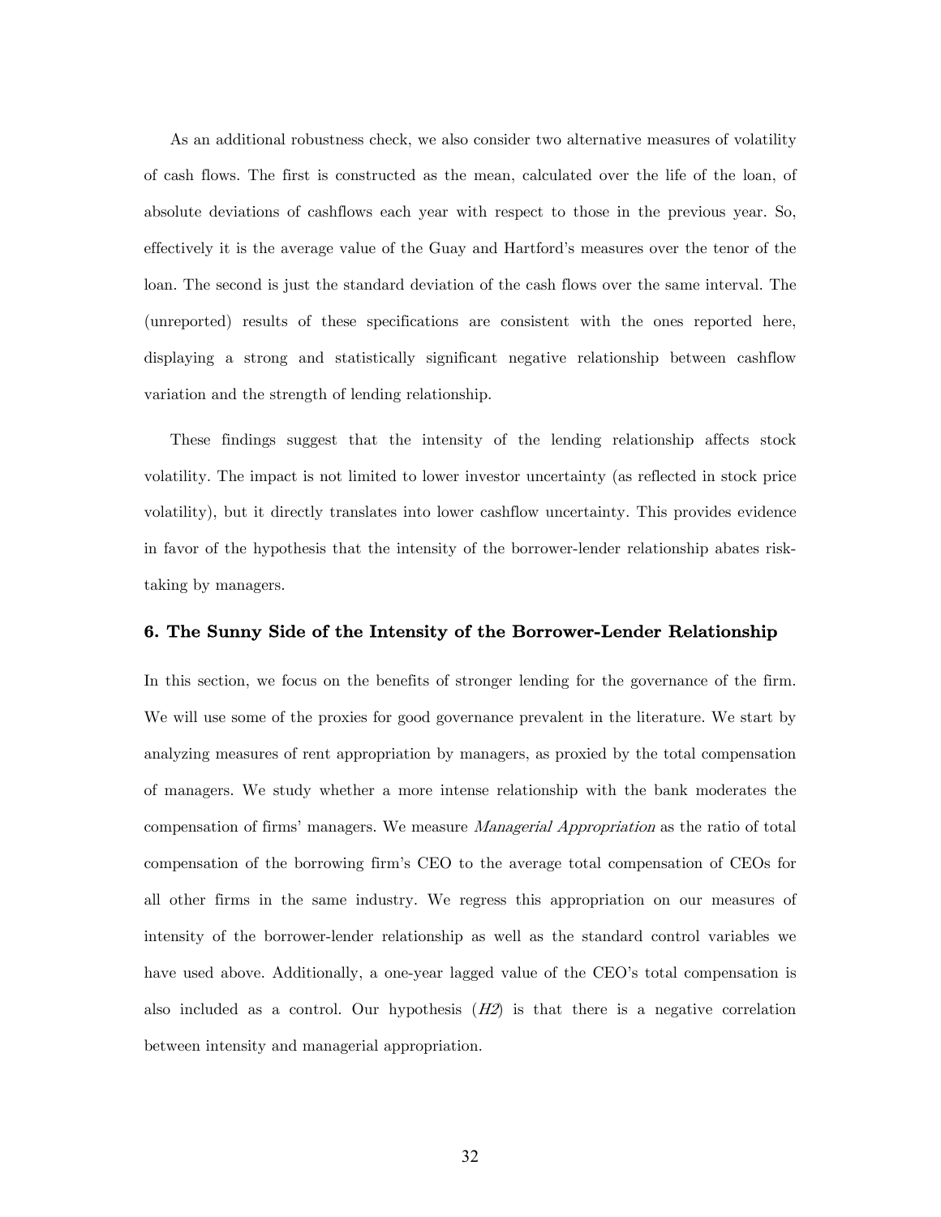As an additional robustness check, we also consider two alternative measures of volatility of cash flows. The first is constructed as the mean, calculated over the life of the loan, of absolute deviations of cashflows each year with respect to those in the previous year. So, effectively it is the average value of the Guay and Hartford's measures over the tenor of the loan. The second is just the standard deviation of the cash flows over the same interval. The (unreported) results of these specifications are consistent with the ones reported here, displaying a strong and statistically significant negative relationship between cashflow variation and the strength of lending relationship.

These findings suggest that the intensity of the lending relationship affects stock volatility. The impact is not limited to lower investor uncertainty (as reflected in stock price volatility), but it directly translates into lower cashflow uncertainty. This provides evidence in favor of the hypothesis that the intensity of the borrower-lender relationship abates risk-taking by managers.

## 6. The Sunny Side of the Intensity of the Borrower-Lender Relationship

In this section, we focus on the benefits of stronger lending for the governance of the firm. We will use some of the proxies for good governance prevalent in the literature. We start by analyzing measures of rent appropriation by managers, as proxied by the total compensation of managers. We study whether a more intense relationship with the bank moderates the compensation of firms' managers. We measure *Managerial Appropriation* as the ratio of total compensation of the borrowing firm's CEO to the average total compensation of CEOs for all other firms in the same industry. We regress this appropriation on our measures of intensity of the borrower-lender relationship as well as the standard control variables we have used above. Additionally, a one-year lagged value of the CEO's total compensation is also included as a control. Our hypothesis (*H2*) is that there is a negative correlation between intensity and managerial appropriation.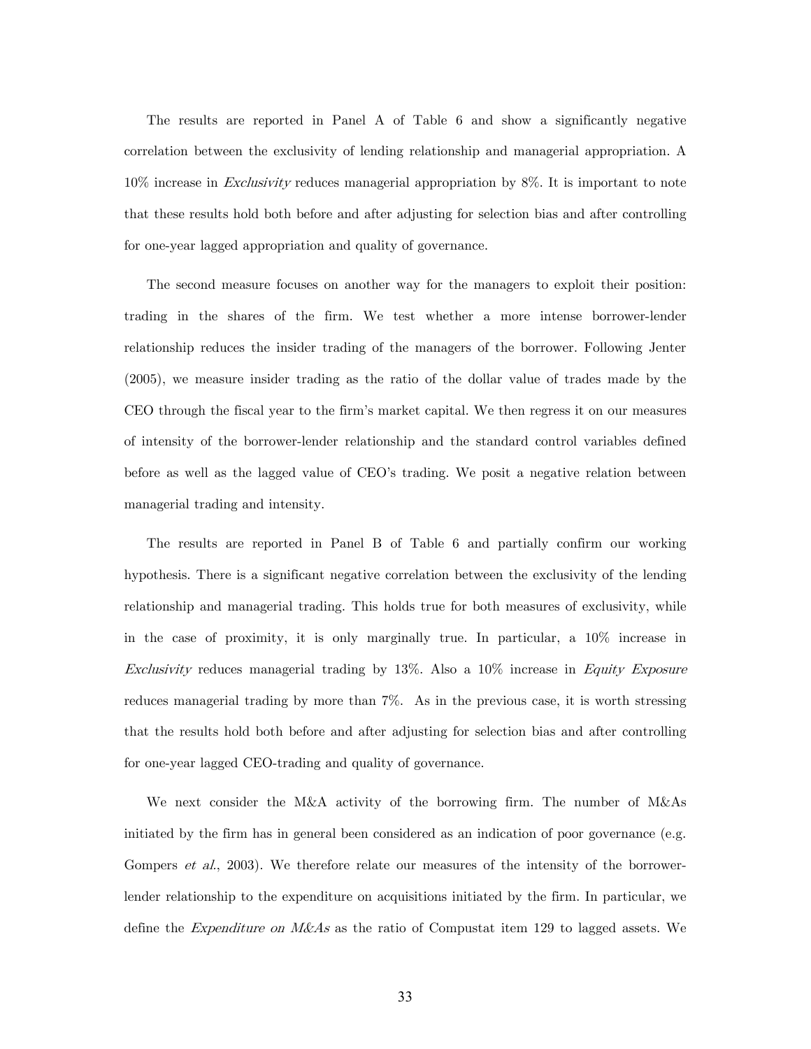The results are reported in Panel A of Table 6 and show a significantly negative correlation between the exclusivity of lending relationship and managerial appropriation. A 10% increase in *Exclusivity* reduces managerial appropriation by 8%. It is important to note that these results hold both before and after adjusting for selection bias and after controlling for one-year lagged appropriation and quality of governance.

The second measure focuses on another way for the managers to exploit their position: trading in the shares of the firm. We test whether a more intense borrower-lender relationship reduces the insider trading of the managers of the borrower. Following Jenter (2005), we measure insider trading as the ratio of the dollar value of trades made by the CEO through the fiscal year to the firm's market capital. We then regress it on our measures of intensity of the borrower-lender relationship and the standard control variables defined before as well as the lagged value of CEO's trading. We posit a negative relation between managerial trading and intensity.

The results are reported in Panel B of Table 6 and partially confirm our working hypothesis. There is a significant negative correlation between the exclusivity of the lending relationship and managerial trading. This holds true for both measures of exclusivity, while in the case of proximity, it is only marginally true. In particular, a 10% increase in *Exclusivity* reduces managerial trading by 13%. Also a 10% increase in *Equity Exposure* reduces managerial trading by more than 7%. As in the previous case, it is worth stressing that the results hold both before and after adjusting for selection bias and after controlling for one-year lagged CEO-trading and quality of governance.

We next consider the M&A activity of the borrowing firm. The number of M&As initiated by the firm has in general been considered as an indication of poor governance (e.g. Gompers *et al.*, 2003). We therefore relate our measures of the intensity of the borrower-lender relationship to the expenditure on acquisitions initiated by the firm. In particular, we define the *Expenditure on M&As* as the ratio of Compustat item 129 to lagged assets. We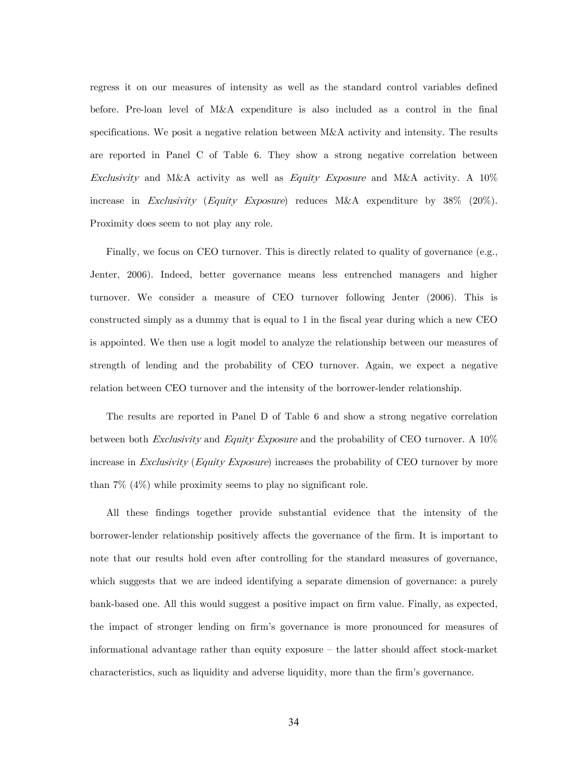regress it on our measures of intensity as well as the standard control variables defined before. Pre-loan level of M&A expenditure is also included as a control in the final specifications. We posit a negative relation between M&A activity and intensity. The results are reported in Panel C of Table 6. They show a strong negative correlation between *Exclusivity* and M&A activity as well as *Equity Exposure* and M&A activity. A 10% increase in *Exclusivity* (*Equity Exposure*) reduces M&A expenditure by 38% (20%). Proximity does seem to not play any role.

Finally, we focus on CEO turnover. This is directly related to quality of governance (e.g., Jenter, 2006). Indeed, better governance means less entrenched managers and higher turnover. We consider a measure of CEO turnover following Jenter (2006). This is constructed simply as a dummy that is equal to 1 in the fiscal year during which a new CEO is appointed. We then use a logit model to analyze the relationship between our measures of strength of lending and the probability of CEO turnover. Again, we expect a negative relation between CEO turnover and the intensity of the borrower-lender relationship.

The results are reported in Panel D of Table 6 and show a strong negative correlation between both *Exclusivity* and *Equity Exposure* and the probability of CEO turnover. A 10% increase in *Exclusivity* (*Equity Exposure*) increases the probability of CEO turnover by more than 7% (4%) while proximity seems to play no significant role.

All these findings together provide substantial evidence that the intensity of the borrower-lender relationship positively affects the governance of the firm. It is important to note that our results hold even after controlling for the standard measures of governance, which suggests that we are indeed identifying a separate dimension of governance: a purely bank-based one. All this would suggest a positive impact on firm value. Finally, as expected, the impact of stronger lending on firm's governance is more pronounced for measures of informational advantage rather than equity exposure – the latter should affect stock-market characteristics, such as liquidity and adverse liquidity, more than the firm's governance.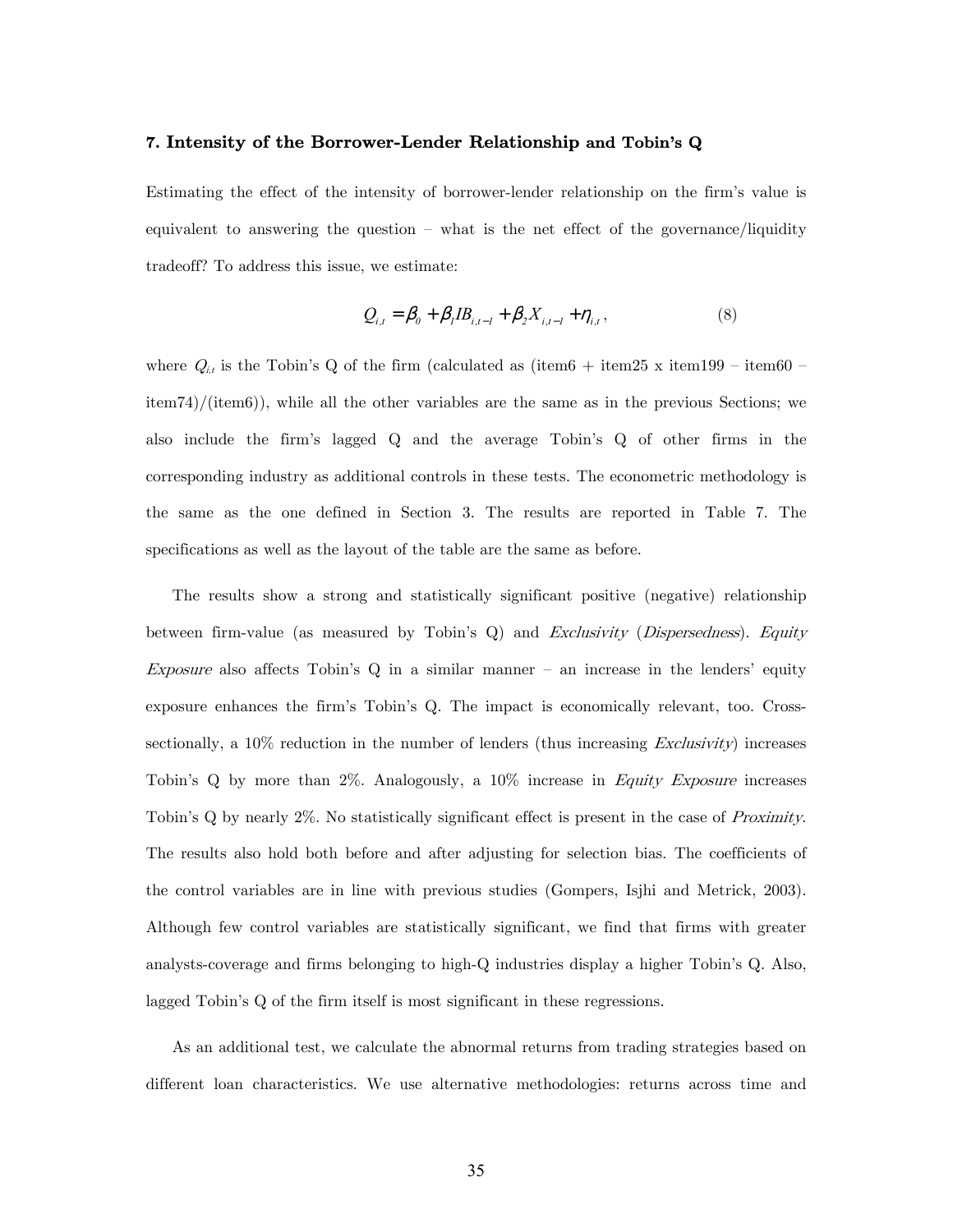## 7. Intensity of the Borrower-Lender Relationship and Tobin's Q

Estimating the effect of the intensity of borrower-lender relationship on the firm's value is equivalent to answering the question – what is the net effect of the governance/liquidity tradeoff? To address this issue, we estimate:

$$Q_{i,t} = \beta_0 + \beta_1 IB_{i,t-1} + \beta_2 X_{i,t-1} + \eta_{i,t}, \tag{8}$$

where $Q_{i,t}$ is the Tobin's Q of the firm (calculated as (item6 + item25 x item199 – item60 – item74)/(item6)), while all the other variables are the same as in the previous Sections; we also include the firm's lagged Q and the average Tobin's Q of other firms in the corresponding industry as additional controls in these tests. The econometric methodology is the same as the one defined in Section 3. The results are reported in Table 7. The specifications as well as the layout of the table are the same as before.

The results show a strong and statistically significant positive (negative) relationship between firm-value (as measured by Tobin's Q) and *Exclusivity* (*Dispersedness*). *Equity Exposure* also affects Tobin's Q in a similar manner – an increase in the lenders' equity exposure enhances the firm's Tobin's Q. The impact is economically relevant, too. Cross-sectionally, a 10% reduction in the number of lenders (thus increasing *Exclusivity*) increases Tobin's Q by more than 2%. Analogously, a 10% increase in *Equity Exposure* increases Tobin's Q by nearly 2%. No statistically significant effect is present in the case of *Proximity*. The results also hold both before and after adjusting for selection bias. The coefficients of the control variables are in line with previous studies (Gompers, Isjhi and Metrick, 2003). Although few control variables are statistically significant, we find that firms with greater analysts-coverage and firms belonging to high-Q industries display a higher Tobin's Q. Also, lagged Tobin's Q of the firm itself is most significant in these regressions.

As an additional test, we calculate the abnormal returns from trading strategies based on different loan characteristics. We use alternative methodologies: returns across time and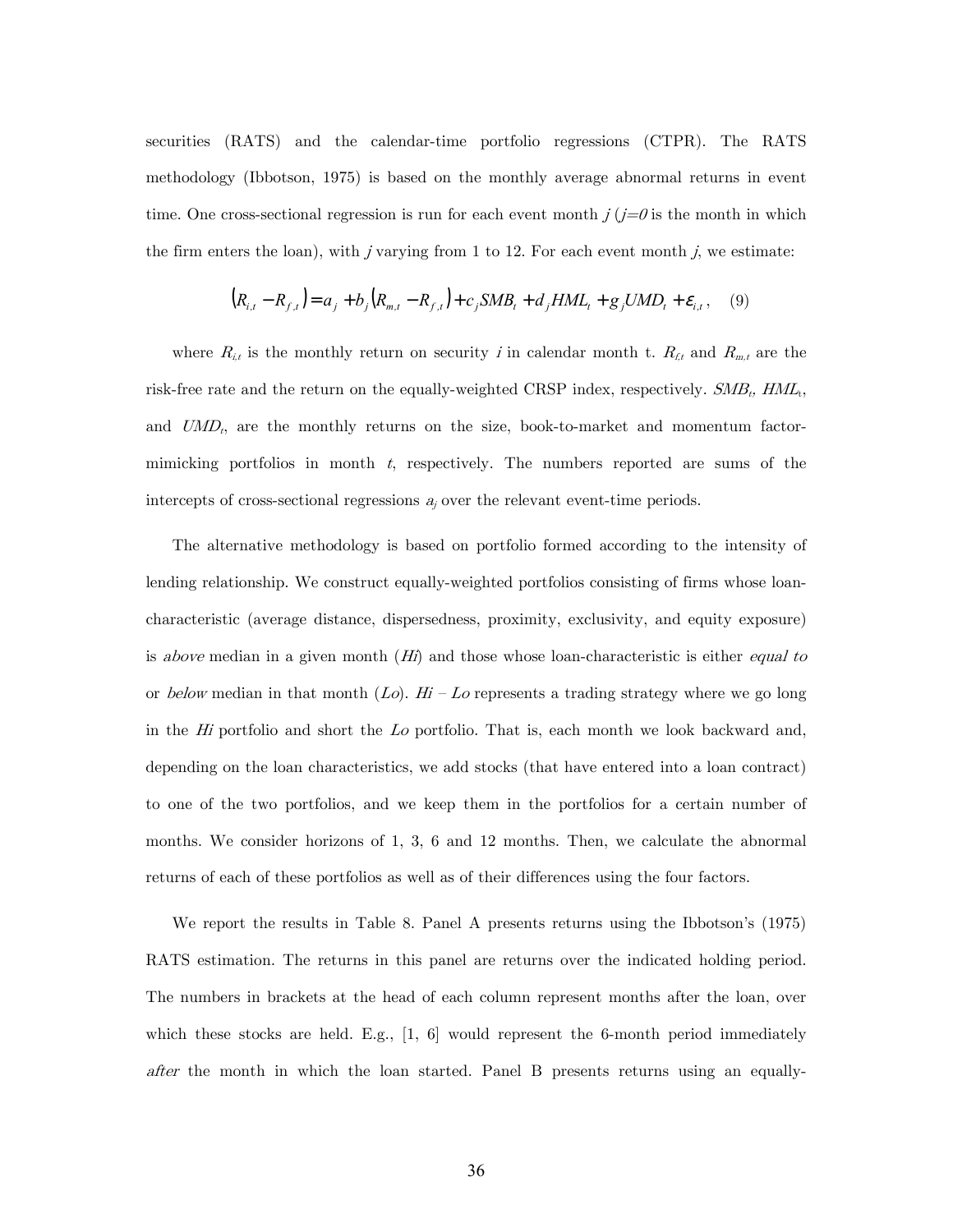securities (RATS) and the calendar-time portfolio regressions (CTPR). The RATS methodology (Ibbotson, 1975) is based on the monthly average abnormal returns in event time. One cross-sectional regression is run for each event month $j$ ($j=0$ is the month in which the firm enters the loan), with $j$ varying from 1 to 12. For each event month $j$, we estimate:

$$\left(R_{i,t} - R_{f,t}\right) = a_j + b_j\left(R_{m,t} - R_{f,t}\right) + c_j SMB_t + d_j HML_t + g_j UMD_t + \varepsilon_{i,t}, \quad (9)$$

where $R_{i,t}$ is the monthly return on security $i$ in calendar month t. $R_{f,t}$ and $R_{m,t}$ are the risk-free rate and the return on the equally-weighted CRSP index, respectively. $SMB_t$, $HML_t$, and $UMD_t$, are the monthly returns on the size, book-to-market and momentum factor-mimicking portfolios in month $t$, respectively. The numbers reported are sums of the intercepts of cross-sectional regressions $a_j$ over the relevant event-time periods.

The alternative methodology is based on portfolio formed according to the intensity of lending relationship. We construct equally-weighted portfolios consisting of firms whose loan-characteristic (average distance, dispersedness, proximity, exclusivity, and equity exposure) is *above* median in a given month (*Hi*) and those whose loan-characteristic is either *equal to* or *below* median in that month (*Lo*). *Hi* – *Lo* represents a trading strategy where we go long in the *Hi* portfolio and short the *Lo* portfolio. That is, each month we look backward and, depending on the loan characteristics, we add stocks (that have entered into a loan contract) to one of the two portfolios, and we keep them in the portfolios for a certain number of months. We consider horizons of 1, 3, 6 and 12 months. Then, we calculate the abnormal returns of each of these portfolios as well as of their differences using the four factors.

We report the results in Table 8. Panel A presents returns using the Ibbotson's (1975) RATS estimation. The returns in this panel are returns over the indicated holding period. The numbers in brackets at the head of each column represent months after the loan, over which these stocks are held. E.g., [1, 6] would represent the 6-month period immediately *after* the month in which the loan started. Panel B presents returns using an equally-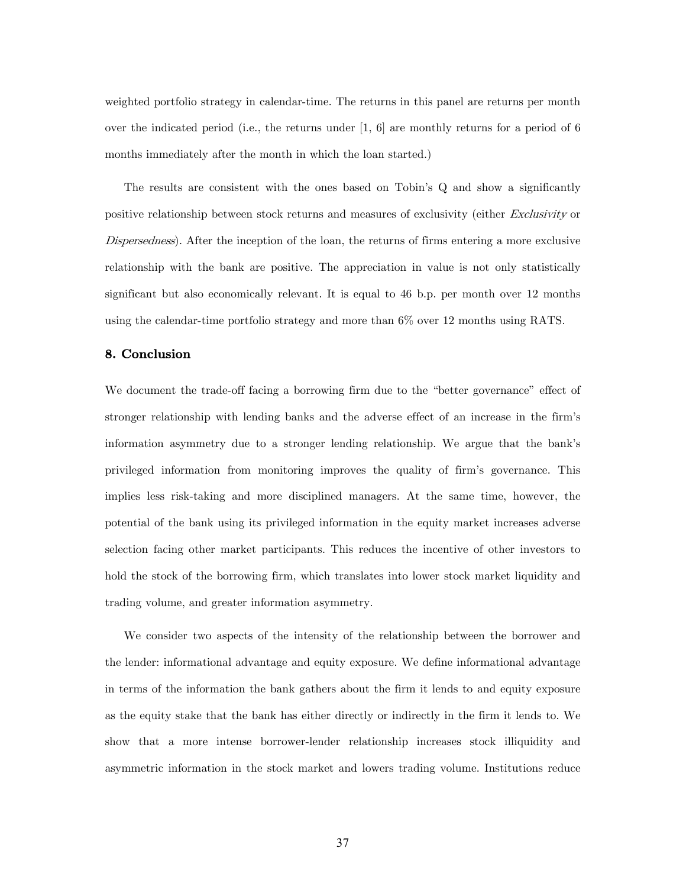weighted portfolio strategy in calendar-time. The returns in this panel are returns per month over the indicated period (i.e., the returns under [1, 6] are monthly returns for a period of 6 months immediately after the month in which the loan started.)

The results are consistent with the ones based on Tobin's Q and show a significantly positive relationship between stock returns and measures of exclusivity (either *Exclusivity* or *Dispersedness*). After the inception of the loan, the returns of firms entering a more exclusive relationship with the bank are positive. The appreciation in value is not only statistically significant but also economically relevant. It is equal to 46 b.p. per month over 12 months using the calendar-time portfolio strategy and more than 6% over 12 months using RATS.

## 8. Conclusion

We document the trade-off facing a borrowing firm due to the "better governance" effect of stronger relationship with lending banks and the adverse effect of an increase in the firm's information asymmetry due to a stronger lending relationship. We argue that the bank's privileged information from monitoring improves the quality of firm's governance. This implies less risk-taking and more disciplined managers. At the same time, however, the potential of the bank using its privileged information in the equity market increases adverse selection facing other market participants. This reduces the incentive of other investors to hold the stock of the borrowing firm, which translates into lower stock market liquidity and trading volume, and greater information asymmetry.

We consider two aspects of the intensity of the relationship between the borrower and the lender: informational advantage and equity exposure. We define informational advantage in terms of the information the bank gathers about the firm it lends to and equity exposure as the equity stake that the bank has either directly or indirectly in the firm it lends to. We show that a more intense borrower-lender relationship increases stock illiquidity and asymmetric information in the stock market and lowers trading volume. Institutions reduce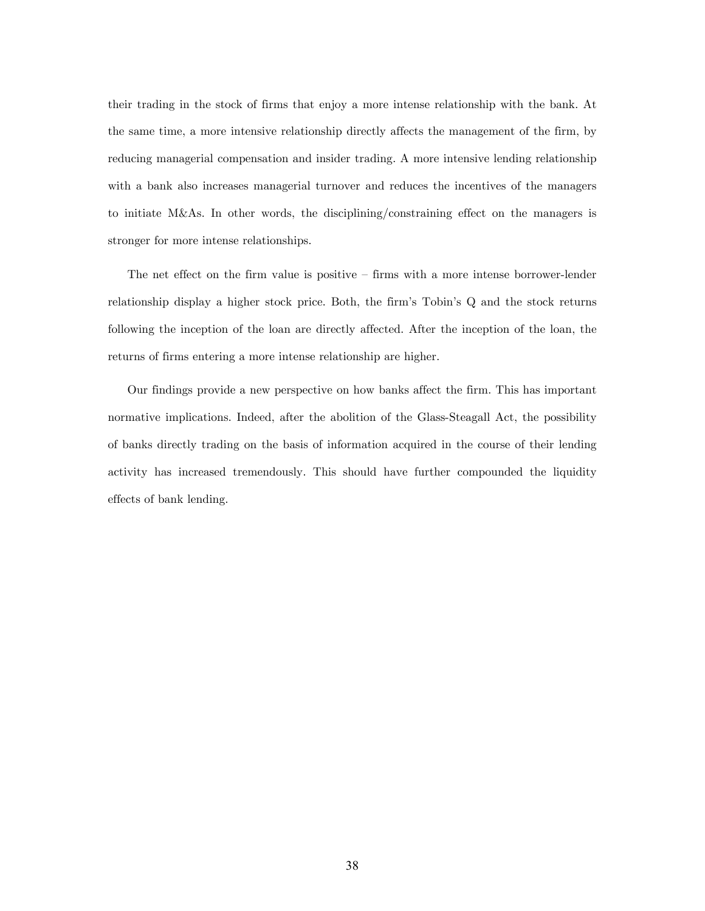their trading in the stock of firms that enjoy a more intense relationship with the bank. At the same time, a more intensive relationship directly affects the management of the firm, by reducing managerial compensation and insider trading. A more intensive lending relationship with a bank also increases managerial turnover and reduces the incentives of the managers to initiate M&As. In other words, the disciplining/constraining effect on the managers is stronger for more intense relationships.

The net effect on the firm value is positive – firms with a more intense borrower-lender relationship display a higher stock price. Both, the firm's Tobin's Q and the stock returns following the inception of the loan are directly affected. After the inception of the loan, the returns of firms entering a more intense relationship are higher.

Our findings provide a new perspective on how banks affect the firm. This has important normative implications. Indeed, after the abolition of the Glass-Steagall Act, the possibility of banks directly trading on the basis of information acquired in the course of their lending activity has increased tremendously. This should have further compounded the liquidity effects of bank lending.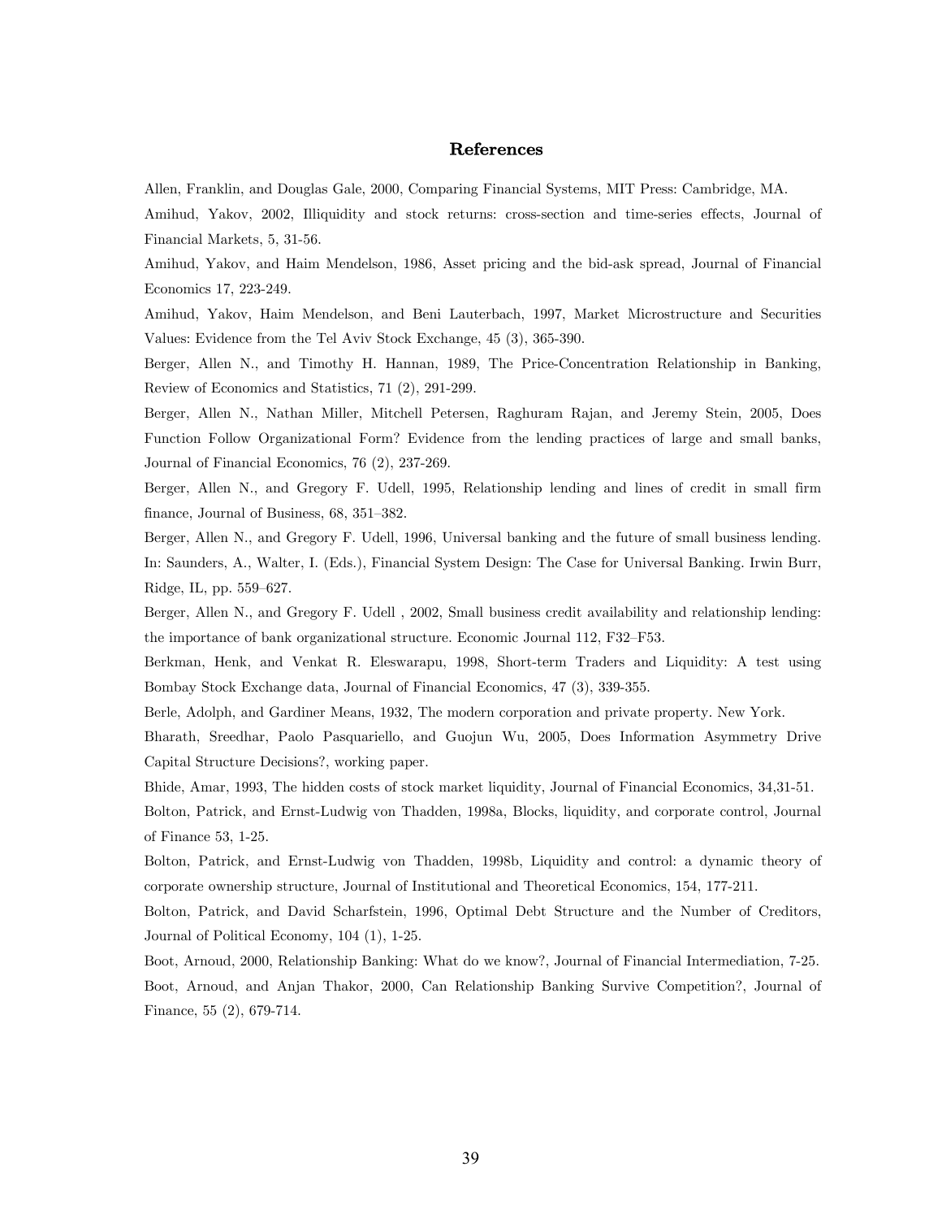## References

Allen, Franklin, and Douglas Gale, 2000, Comparing Financial Systems, MIT Press: Cambridge, MA.

Amihud, Yakov, 2002, Illiquidity and stock returns: cross-section and time-series effects, Journal of Financial Markets, 5, 31-56.

Amihud, Yakov, and Haim Mendelson, 1986, Asset pricing and the bid-ask spread, Journal of Financial Economics 17, 223-249.

Amihud, Yakov, Haim Mendelson, and Beni Lauterbach, 1997, Market Microstructure and Securities Values: Evidence from the Tel Aviv Stock Exchange, 45 (3), 365-390.

Berger, Allen N., and Timothy H. Hannan, 1989, The Price-Concentration Relationship in Banking, Review of Economics and Statistics, 71 (2), 291-299.

Berger, Allen N., Nathan Miller, Mitchell Petersen, Raghuram Rajan, and Jeremy Stein, 2005, Does Function Follow Organizational Form? Evidence from the lending practices of large and small banks, Journal of Financial Economics, 76 (2), 237-269.

Berger, Allen N., and Gregory F. Udell, 1995, Relationship lending and lines of credit in small firm finance, Journal of Business, 68, 351–382.

Berger, Allen N., and Gregory F. Udell, 1996, Universal banking and the future of small business lending. In: Saunders, A., Walter, I. (Eds.), Financial System Design: The Case for Universal Banking. Irwin Burr, Ridge, IL, pp. 559–627.

Berger, Allen N., and Gregory F. Udell , 2002, Small business credit availability and relationship lending: the importance of bank organizational structure. Economic Journal 112, F32–F53.

Berkman, Henk, and Venkat R. Eleswarapu, 1998, Short-term Traders and Liquidity: A test using Bombay Stock Exchange data, Journal of Financial Economics, 47 (3), 339-355.

Berle, Adolph, and Gardiner Means, 1932, The modern corporation and private property. New York.

Bharath, Sreedhar, Paolo Pasquariello, and Guojun Wu, 2005, Does Information Asymmetry Drive Capital Structure Decisions?, working paper.

Bhide, Amar, 1993, The hidden costs of stock market liquidity, Journal of Financial Economics, 34,31-51.

Bolton, Patrick, and Ernst-Ludwig von Thadden, 1998a, Blocks, liquidity, and corporate control, Journal of Finance 53, 1-25.

Bolton, Patrick, and Ernst-Ludwig von Thadden, 1998b, Liquidity and control: a dynamic theory of corporate ownership structure, Journal of Institutional and Theoretical Economics, 154, 177-211.

Bolton, Patrick, and David Scharfstein, 1996, Optimal Debt Structure and the Number of Creditors, Journal of Political Economy, 104 (1), 1-25.

Boot, Arnoud, 2000, Relationship Banking: What do we know?, Journal of Financial Intermediation, 7-25.

Boot, Arnoud, and Anjan Thakor, 2000, Can Relationship Banking Survive Competition?, Journal of Finance, 55 (2), 679-714.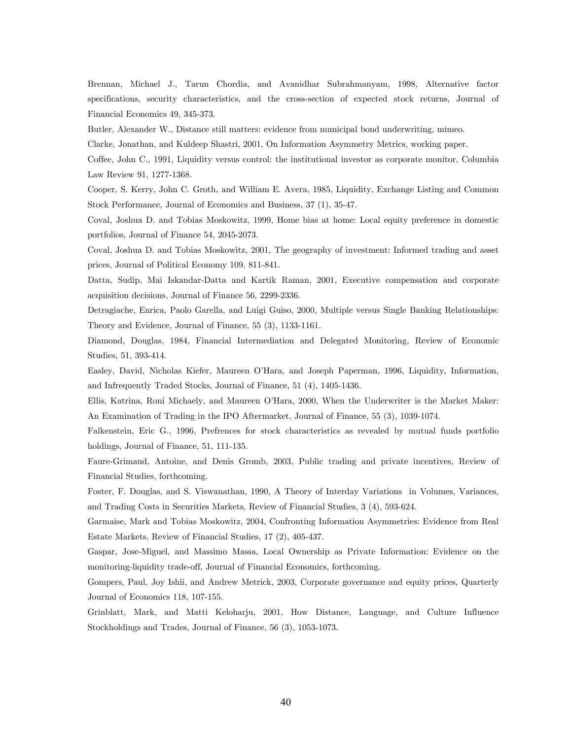Brennan, Michael J., Tarun Chordia, and Avanidhar Subrahmanyam, 1998, Alternative factor specifications, security characteristics, and the cross-section of expected stock returns, Journal of Financial Economics 49, 345-373.

Butler, Alexander W., Distance still matters: evidence from municipal bond underwriting, mimeo.

Clarke, Jonathan, and Kuldeep Shastri, 2001, On Information Asymmetry Metrics, working paper.

Coffee, John C., 1991, Liquidity versus control: the institutional investor as corporate monitor, Columbia Law Review 91, 1277-1368.

Cooper, S. Kerry, John C. Groth, and William E. Avera, 1985, Liquidity, Exchange Listing and Common Stock Performance, Journal of Economics and Business, 37 (1), 35-47.

Coval, Joshua D. and Tobias Moskowitz, 1999, Home bias at home: Local equity preference in domestic portfolios, Journal of Finance 54, 2045-2073.

Coval, Joshua D. and Tobias Moskowitz, 2001, The geography of investment: Informed trading and asset prices, Journal of Political Economy 109, 811-841.

Datta, Sudip, Mai Iskandar-Datta and Kartik Raman, 2001, Executive compensation and corporate acquisition decisions, Journal of Finance 56, 2299-2336.

Detragiache, Enrica, Paolo Garella, and Luigi Guiso, 2000, Multiple versus Single Banking Relationships: Theory and Evidence, Journal of Finance, 55 (3), 1133-1161.

Diamond, Douglas, 1984, Financial Intermediation and Delegated Monitoring, Review of Economic Studies, 51, 393-414.

Easley, David, Nicholas Kiefer, Maureen O'Hara, and Joseph Paperman, 1996, Liquidity, Information, and Infrequently Traded Stocks, Journal of Finance, 51 (4), 1405-1436.

Ellis, Katrina, Roni Michaely, and Maureen O'Hara, 2000, When the Underwriter is the Market Maker: An Examination of Trading in the IPO Aftermarket, Journal of Finance, 55 (3), 1039-1074.

Falkenstein, Eric G., 1996, Prefrences for stock characteristics as revealed by mutual funds portfolio holdings, Journal of Finance, 51, 111-135.

Faure-Grimaud, Antoine, and Denis Gromb, 2003, Public trading and private incentives, Review of Financial Studies, forthcoming.

Foster, F. Douglas, and S. Viswanathan, 1990, A Theory of Interday Variations in Volumes, Variances, and Trading Costs in Securities Markets, Review of Financial Studies, 3 (4), 593-624.

Garmaise, Mark and Tobias Moskowitz, 2004, Confronting Information Asymmetries: Evidence from Real Estate Markets, Review of Financial Studies, 17 (2), 405-437.

Gaspar, Jose-Miguel, and Massimo Massa, Local Ownership as Private Information: Evidence on the monitoring-liquidity trade-off, Journal of Financial Economics, forthcoming.

Gompers, Paul, Joy Ishii, and Andrew Metrick, 2003, Corporate governance and equity prices, Quarterly Journal of Economics 118, 107-155.

Grinblatt, Mark, and Matti Keloharju, 2001, How Distance, Language, and Culture Influence Stockholdings and Trades, Journal of Finance, 56 (3), 1053-1073.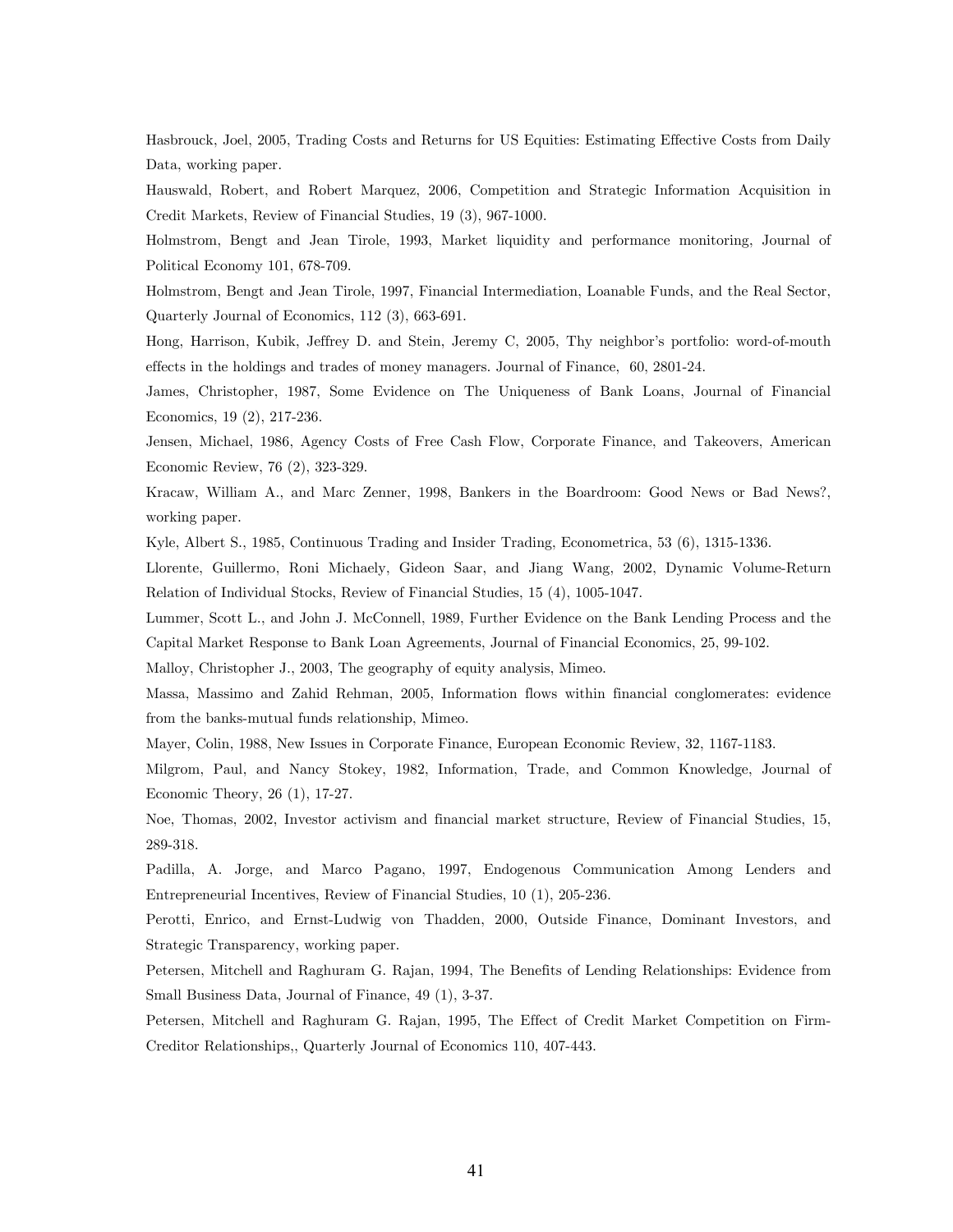Hasbrouck, Joel, 2005, Trading Costs and Returns for US Equities: Estimating Effective Costs from Daily Data, working paper.

Hauswald, Robert, and Robert Marquez, 2006, Competition and Strategic Information Acquisition in Credit Markets, Review of Financial Studies, 19 (3), 967-1000.

Holmstrom, Bengt and Jean Tirole, 1993, Market liquidity and performance monitoring, Journal of Political Economy 101, 678-709.

Holmstrom, Bengt and Jean Tirole, 1997, Financial Intermediation, Loanable Funds, and the Real Sector, Quarterly Journal of Economics, 112 (3), 663-691.

Hong, Harrison, Kubik, Jeffrey D. and Stein, Jeremy C, 2005, Thy neighbor's portfolio: word-of-mouth effects in the holdings and trades of money managers. Journal of Finance, 60, 2801-24.

James, Christopher, 1987, Some Evidence on The Uniqueness of Bank Loans, Journal of Financial Economics, 19 (2), 217-236.

Jensen, Michael, 1986, Agency Costs of Free Cash Flow, Corporate Finance, and Takeovers, American Economic Review, 76 (2), 323-329.

Kracaw, William A., and Marc Zenner, 1998, Bankers in the Boardroom: Good News or Bad News?, working paper.

Kyle, Albert S., 1985, Continuous Trading and Insider Trading, Econometrica, 53 (6), 1315-1336.

Llorente, Guillermo, Roni Michaely, Gideon Saar, and Jiang Wang, 2002, Dynamic Volume-Return Relation of Individual Stocks, Review of Financial Studies, 15 (4), 1005-1047.

Lummer, Scott L., and John J. McConnell, 1989, Further Evidence on the Bank Lending Process and the Capital Market Response to Bank Loan Agreements, Journal of Financial Economics, 25, 99-102.

Malloy, Christopher J., 2003, The geography of equity analysis, Mimeo.

Massa, Massimo and Zahid Rehman, 2005, Information flows within financial conglomerates: evidence from the banks-mutual funds relationship, Mimeo.

Mayer, Colin, 1988, New Issues in Corporate Finance, European Economic Review, 32, 1167-1183.

Milgrom, Paul, and Nancy Stokey, 1982, Information, Trade, and Common Knowledge, Journal of Economic Theory, 26 (1), 17-27.

Noe, Thomas, 2002, Investor activism and financial market structure, Review of Financial Studies, 15, 289-318.

Padilla, A. Jorge, and Marco Pagano, 1997, Endogenous Communication Among Lenders and Entrepreneurial Incentives, Review of Financial Studies, 10 (1), 205-236.

Perotti, Enrico, and Ernst-Ludwig von Thadden, 2000, Outside Finance, Dominant Investors, and Strategic Transparency, working paper.

Petersen, Mitchell and Raghuram G. Rajan, 1994, The Benefits of Lending Relationships: Evidence from Small Business Data, Journal of Finance, 49 (1), 3-37.

Petersen, Mitchell and Raghuram G. Rajan, 1995, The Effect of Credit Market Competition on Firm-Creditor Relationships,, Quarterly Journal of Economics 110, 407-443.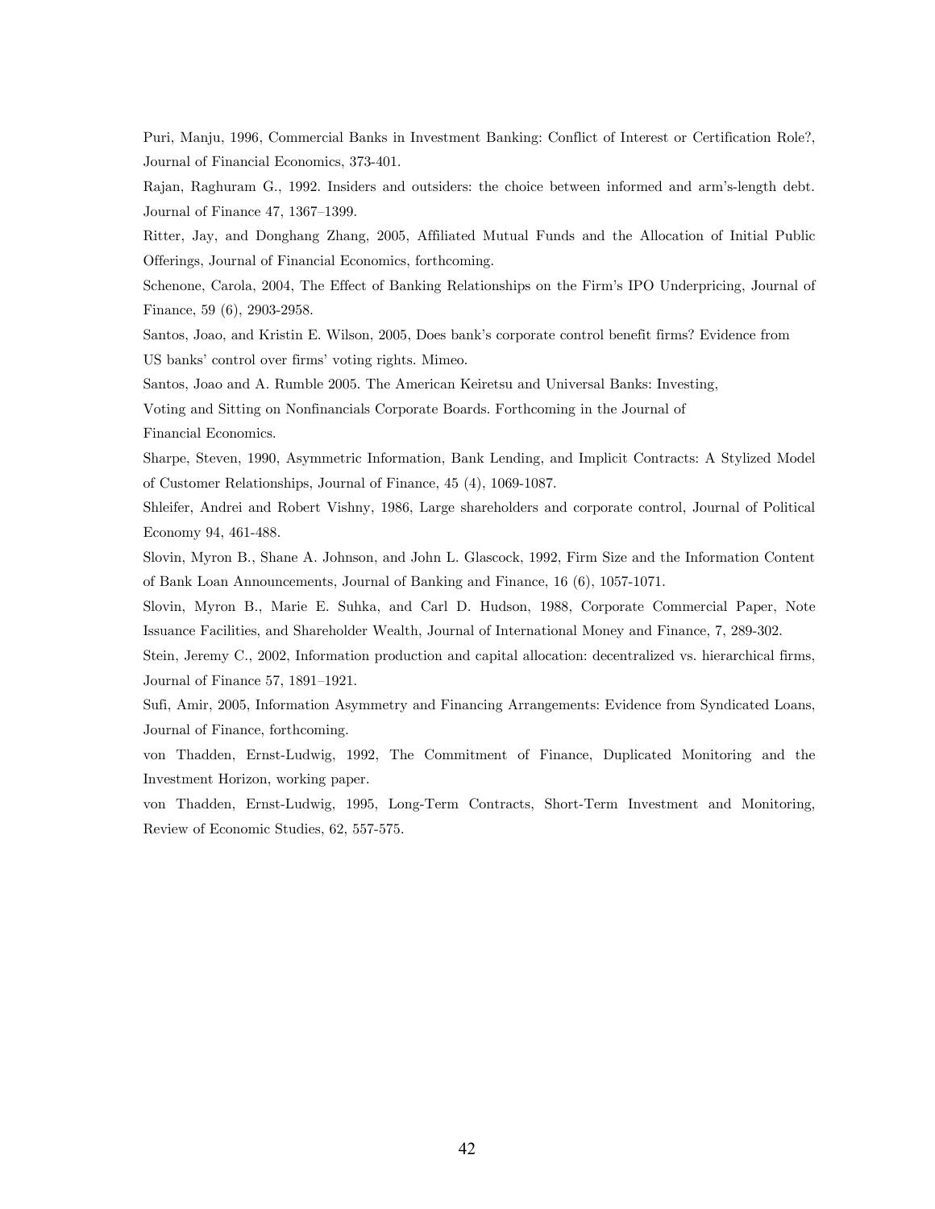Puri, Manju, 1996, Commercial Banks in Investment Banking: Conflict of Interest or Certification Role?, Journal of Financial Economics, 373-401.

Rajan, Raghuram G., 1992. Insiders and outsiders: the choice between informed and arm's-length debt. Journal of Finance 47, 1367–1399.

Ritter, Jay, and Donghang Zhang, 2005, Affiliated Mutual Funds and the Allocation of Initial Public Offerings, Journal of Financial Economics, forthcoming.

Schenone, Carola, 2004, The Effect of Banking Relationships on the Firm's IPO Underpricing, Journal of Finance, 59 (6), 2903-2958.

Santos, Joao, and Kristin E. Wilson, 2005, Does bank's corporate control benefit firms? Evidence from US banks' control over firms' voting rights. Mimeo.

Santos, Joao and A. Rumble 2005. The American Keiretsu and Universal Banks: Investing, Voting and Sitting on Nonfinancials Corporate Boards. Forthcoming in the Journal of Financial Economics.

Sharpe, Steven, 1990, Asymmetric Information, Bank Lending, and Implicit Contracts: A Stylized Model of Customer Relationships, Journal of Finance, 45 (4), 1069-1087.

Shleifer, Andrei and Robert Vishny, 1986, Large shareholders and corporate control, Journal of Political Economy 94, 461-488.

Slovin, Myron B., Shane A. Johnson, and John L. Glascock, 1992, Firm Size and the Information Content of Bank Loan Announcements, Journal of Banking and Finance, 16 (6), 1057-1071.

Slovin, Myron B., Marie E. Suhka, and Carl D. Hudson, 1988, Corporate Commercial Paper, Note Issuance Facilities, and Shareholder Wealth, Journal of International Money and Finance, 7, 289-302.

Stein, Jeremy C., 2002, Information production and capital allocation: decentralized vs. hierarchical firms, Journal of Finance 57, 1891–1921.

Sufi, Amir, 2005, Information Asymmetry and Financing Arrangements: Evidence from Syndicated Loans, Journal of Finance, forthcoming.

von Thadden, Ernst-Ludwig, 1992, The Commitment of Finance, Duplicated Monitoring and the Investment Horizon, working paper.

von Thadden, Ernst-Ludwig, 1995, Long-Term Contracts, Short-Term Investment and Monitoring, Review of Economic Studies, 62, 557-575.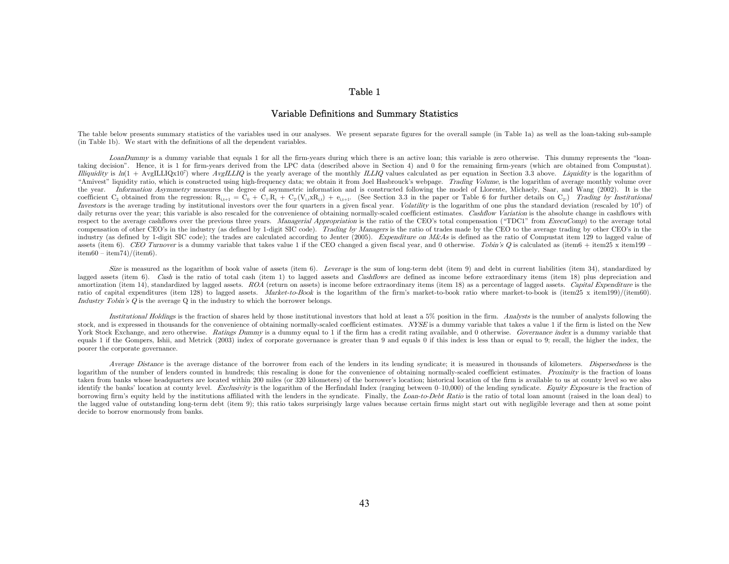# Table 1

## Variable Definitions and Summary Statistics

The table below presents summary statistics of the variables used in our analyses. We present separate figures for the overall sample (in Table 1a) as well as the loan-taking sub-sample (in Table 1b). We start with the definitions of all the dependent variables.

*LoanDummy* is a dummy variable that equals 1 for all the firm-years during which there is an active loan; this variable is zero otherwise. This dummy represents the "loan-taking decision". Hence, it is 1 for firm-years derived from the LPC data (described above in Section 4) and 0 for the remaining firm-years (which are obtained from Compustat). *Illiquidity* is $ln(1 + \text{AvgILLIQ} \times 10^7)$ where *AvgILLIQ* is the yearly average of the monthly *ILLIQ* values calculated as per equation in Section 3.3 above. *Liquidity* is the logarithm of "Amivest" liquidity ratio, which is constructed using high-frequency data; we obtain it from Joel Hasbrouck's webpage. *Trading Volume*, is the logarithm of average monthly volume over the year. *Information Asymmetry* measures the degree of asymmetric information and is constructed following the model of Llorente, Michaely, Saar, and Wang (2002). It is the coefficient $C_2$ obtained from the regression: $R_{i,t+1} = C_0 + C_1.R_t + C_2.(V_{i,t} x R_{i,t}) + e_{i,t+1}$. (See Section 3.3 in the paper or Table 6 for further details on $C_2$.) *Trading by Institutional Investors* is the average trading by institutional investors over the four quarters in a given fiscal year. *Volatility* is the logarithm of one plus the standard deviation (rescaled by $10^4$) of daily returns over the year; this variable is also rescaled for the convenience of obtaining normally-scaled coefficient estimates. *Cashflow Variation* is the absolute change in cashflows with respect to the average cashflows over the previous three years. *Managerial Appropriation* is the ratio of the CEO's total compensation ("TDC1" from *ExecuComp*) to the average total compensation of other CEO's in the industry (as defined by 1-digit SIC code). *Trading by Managers* is the ratio of trades made by the CEO to the average trading by other CEO's in the industry (as defined by 1-digit SIC code); the trades are calculated according to Jenter (2005). *Expenditure on M&As* is defined as the ratio of Compustat item 129 to lagged value of assets (item 6). *CEO Turnover* is a dummy variable that takes value 1 if the CEO changed a given fiscal year, and 0 otherwise. *Tobin's Q* is calculated as (item6 + item25 x item199 – item60 – item74)/(item6).

*Size* is measured as the logarithm of book value of assets (item 6). *Leverage* is the sum of long-term debt (item 9) and debt in current liabilities (item 34), standardized by lagged assets (item 6). *Cash* is the ratio of total cash (item 1) to lagged assets and *Cashflows* are defined as income before extraordinary items (item 18) plus depreciation and amortization (item 14), standardized by lagged assets. *ROA* (return on assets) is income before extraordinary items (item 18) as a percentage of lagged assets. *Capital Expenditure* is the ratio of capital expenditures (item 128) to lagged assets. *Market-to-Book* is the logarithm of the firm's market-to-book ratio where market-to-book is (item25 x item199)/(item60). *Industry Tobin's Q* is the average Q in the industry to which the borrower belongs.

*Institutional Holdings* is the fraction of shares held by those institutional investors that hold at least a 5% position in the firm. *Analysts* is the number of analysts following the stock, and is expressed in thousands for the convenience of obtaining normally-scaled coefficient estimates. *NYSE* is a dummy variable that takes a value 1 if the firm is listed on the New York Stock Exchange, and zero otherwise. *Ratings Dummy* is a dummy equal to 1 if the firm has a credit rating available, and 0 otherwise. *Governance index* is a dummy variable that equals 1 if the Gompers, Ishii, and Metrick (2003) index of corporate governance is greater than 9 and equals 0 if this index is less than or equal to 9; recall, the higher the index, the poorer the corporate governance.

*Average Distance* is the average distance of the borrower from each of the lenders in its lending syndicate; it is measured in thousands of kilometers. *Dispersedness* is the logarithm of the number of lenders counted in hundreds; this rescaling is done for the convenience of obtaining normally-scaled coefficient estimates. *Proximity* is the fraction of loans taken from banks whose headquarters are located within 200 miles (or 320 kilometers) of the borrower's location; historical location of the firm is available to us at county level so we also identify the banks' location at county level. *Exclusivity* is the logarithm of the Herfindahl Index (ranging between 0–10,000) of the lending syndicate. *Equity Exposure* is the fraction of borrowing firm's equity held by the institutions affiliated with the lenders in the syndicate. Finally, the *Loan-to-Debt Ratio* is the ratio of total loan amount (raised in the loan deal) to the lagged value of outstanding long-term debt (item 9); this ratio takes surprisingly large values because certain firms might start out with negligible leverage and then at some point decide to borrow enormously from banks.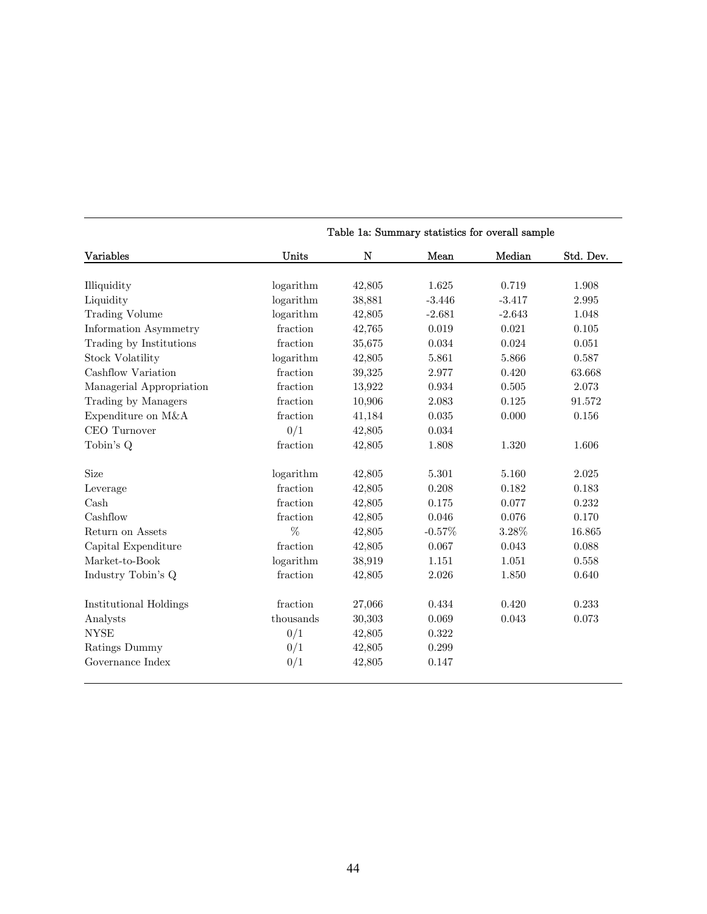Table 1a: Summary statistics for overall sample

| Variables | Units | N | Mean | Median | Std. Dev. |
|---|---|---|---|---|---|
| Illiquidity | logarithm | 42,805 | 1.625 | 0.719 | 1.908 |
| Liquidity | logarithm | 38,881 | -3.446 | -3.417 | 2.995 |
| Trading Volume | logarithm | 42,805 | -2.681 | -2.643 | 1.048 |
| Information Asymmetry | fraction | 42,765 | 0.019 | 0.021 | 0.105 |
| Trading by Institutions | fraction | 35,675 | 0.034 | 0.024 | 0.051 |
| Stock Volatility | logarithm | 42,805 | 5.861 | 5.866 | 0.587 |
| Cashflow Variation | fraction | 39,325 | 2.977 | 0.420 | 63.668 |
| Managerial Appropriation | fraction | 13,922 | 0.934 | 0.505 | 2.073 |
| Trading by Managers | fraction | 10,906 | 2.083 | 0.125 | 91.572 |
| Expenditure on M&A | fraction | 41,184 | 0.035 | 0.000 | 0.156 |
| CEO Turnover | 0/1 | 42,805 | 0.034 | | |
| Tobin's Q | fraction | 42,805 | 1.808 | 1.320 | 1.606 |
| | | | | | |
| Size | logarithm | 42,805 | 5.301 | 5.160 | 2.025 |
| Leverage | fraction | 42,805 | 0.208 | 0.182 | 0.183 |
| Cash | fraction | 42,805 | 0.175 | 0.077 | 0.232 |
| Cashflow | fraction | 42,805 | 0.046 | 0.076 | 0.170 |
| Return on Assets | % | 42,805 | -0.57% | 3.28% | 16.865 |
| Capital Expenditure | fraction | 42,805 | 0.067 | 0.043 | 0.088 |
| Market-to-Book | logarithm | 38,919 | 1.151 | 1.051 | 0.558 |
| Industry Tobin's Q | fraction | 42,805 | 2.026 | 1.850 | 0.640 |
| | | | | | |
| Institutional Holdings | fraction | 27,066 | 0.434 | 0.420 | 0.233 |
| Analysts | thousands | 30,303 | 0.069 | 0.043 | 0.073 |
| NYSE | 0/1 | 42,805 | 0.322 | | |
| Ratings Dummy | 0/1 | 42,805 | 0.299 | | |
| Governance Index | 0/1 | 42,805 | 0.147 | | |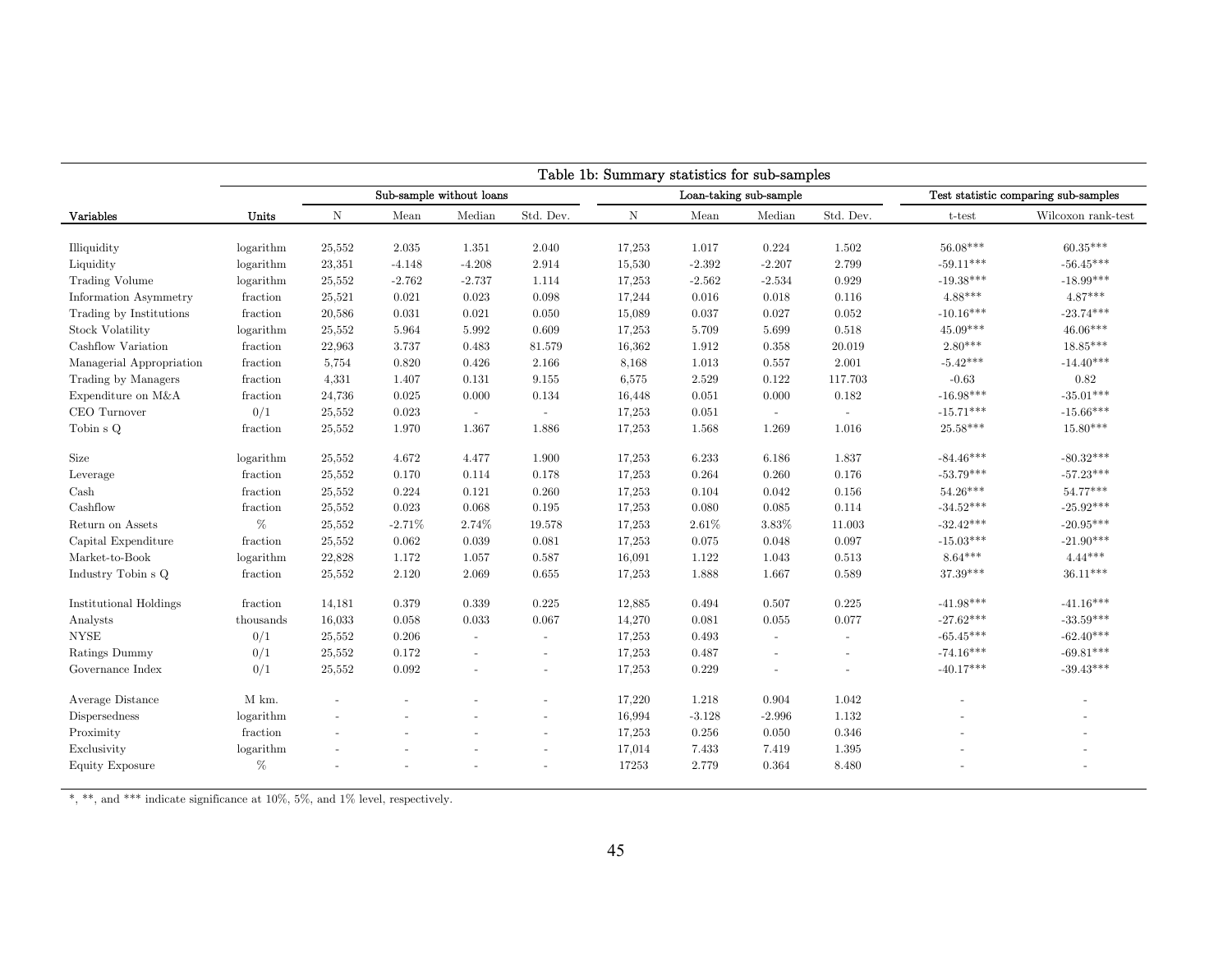Table 1b: Summary statistics for sub-samples

| Variables | Units | Sub-sample without loans | | | | Loan-taking sub-sample | | | | Test statistic comparing sub-samples | |
|---|---|---|---|---|---|---|---|---|---|---|---|
| | | N | Mean | Median | Std. Dev. | N | Mean | Median | Std. Dev. | t-test | Wilcoxon rank-test |
| Illiquidity | logarithm | 25,552 | 2.035 | 1.351 | 2.040 | 17,253 | 1.017 | 0.224 | 1.502 | 56.08*** | 60.35*** |
| Liquidity | logarithm | 23,351 | -4.148 | -4.208 | 2.914 | 15,530 | -2.392 | -2.207 | 2.799 | -59.11*** | -56.45*** |
| Trading Volume | logarithm | 25,552 | -2.762 | -2.737 | 1.114 | 17,253 | -2.562 | -2.534 | 0.929 | -19.38*** | -18.99*** |
| Information Asymmetry | fraction | 25,521 | 0.021 | 0.023 | 0.098 | 17,244 | 0.016 | 0.018 | 0.116 | 4.88*** | 4.87*** |
| Trading by Institutions | fraction | 20,586 | 0.031 | 0.021 | 0.050 | 15,089 | 0.037 | 0.027 | 0.052 | -10.16*** | -23.74*** |
| Stock Volatility | logarithm | 25,552 | 5.964 | 5.992 | 0.609 | 17,253 | 5.709 | 5.699 | 0.518 | 45.09*** | 46.06*** |
| Cashflow Variation | fraction | 22,963 | 3.737 | 0.483 | 81.579 | 16,362 | 1.912 | 0.358 | 20.019 | 2.80*** | 18.85*** |
| Managerial Appropriation | fraction | 5,754 | 0.820 | 0.426 | 2.166 | 8,168 | 1.013 | 0.557 | 2.001 | -5.42*** | -14.40*** |
| Trading by Managers | fraction | 4,331 | 1.407 | 0.131 | 9.155 | 6,575 | 2.529 | 0.122 | 117.703 | -0.63 | 0.82 |
| Expenditure on M&A | fraction | 24,736 | 0.025 | 0.000 | 0.134 | 16,448 | 0.051 | 0.000 | 0.182 | -16.98*** | -35.01*** |
| CEO Turnover | 0/1 | 25,552 | 0.023 | - | - | 17,253 | 0.051 | - | - | -15.71*** | -15.66*** |
| Tobin s Q | fraction | 25,552 | 1.970 | 1.367 | 1.886 | 17,253 | 1.568 | 1.269 | 1.016 | 25.58*** | 15.80*** |
| Size | logarithm | 25,552 | 4.672 | 4.477 | 1.900 | 17,253 | 6.233 | 6.186 | 1.837 | -84.46*** | -80.32*** |
| Leverage | fraction | 25,552 | 0.170 | 0.114 | 0.178 | 17,253 | 0.264 | 0.260 | 0.176 | -53.79*** | -57.23*** |
| Cash | fraction | 25,552 | 0.224 | 0.121 | 0.260 | 17,253 | 0.104 | 0.042 | 0.156 | 54.26*** | 54.77*** |
| Cashflow | fraction | 25,552 | 0.023 | 0.068 | 0.195 | 17,253 | 0.080 | 0.085 | 0.114 | -34.52*** | -25.92*** |
| Return on Assets | % | 25,552 | -2.71% | 2.74% | 19.578 | 17,253 | 2.61% | 3.83% | 11.003 | -32.42*** | -20.95*** |
| Capital Expenditure | fraction | 25,552 | 0.062 | 0.039 | 0.081 | 17,253 | 0.075 | 0.048 | 0.097 | -15.03*** | -21.90*** |
| Market-to-Book | logarithm | 22,828 | 1.172 | 1.057 | 0.587 | 16,091 | 1.122 | 1.043 | 0.513 | 8.64*** | 4.44*** |
| Industry Tobin s Q | fraction | 25,552 | 2.120 | 2.069 | 0.655 | 17,253 | 1.888 | 1.667 | 0.589 | 37.39*** | 36.11*** |
| Institutional Holdings | fraction | 14,181 | 0.379 | 0.339 | 0.225 | 12,885 | 0.494 | 0.507 | 0.225 | -41.98*** | -41.16*** |
| Analysts | thousands | 16,033 | 0.058 | 0.033 | 0.067 | 14,270 | 0.081 | 0.055 | 0.077 | -27.62*** | -33.59*** |
| NYSE | 0/1 | 25,552 | 0.206 | - | - | 17,253 | 0.493 | - | - | -65.45*** | -62.40*** |
| Ratings Dummy | 0/1 | 25,552 | 0.172 | - | - | 17,253 | 0.487 | - | - | -74.16*** | -69.81*** |
| Governance Index | 0/1 | 25,552 | 0.092 | - | - | 17,253 | 0.229 | - | - | -40.17*** | -39.43*** |
| Average Distance | M km. | - | - | - | - | 17,220 | 1.218 | 0.904 | 1.042 | - | - |
| Dispersedness | logarithm | - | - | - | - | 16,994 | -3.128 | -2.996 | 1.132 | - | - |
| Proximity | fraction | - | - | - | - | 17,253 | 0.256 | 0.050 | 0.346 | - | - |
| Exclusivity | logarithm | - | - | - | - | 17,014 | 7.433 | 7.419 | 1.395 | - | - |
| Equity Exposure | % | - | - | - | - | 17253 | 2.779 | 0.364 | 8.480 | - | - |

*, **, and *** indicate significance at 10%, 5%, and 1% level, respectively.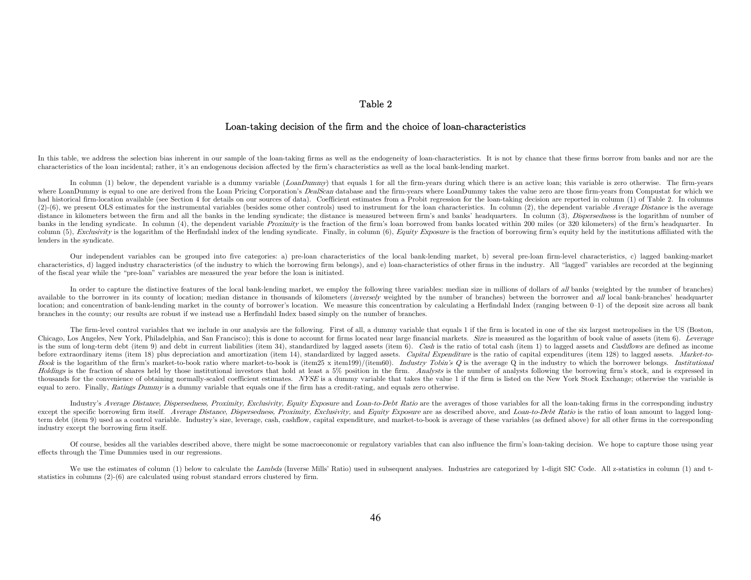# Table 2

## Loan-taking decision of the firm and the choice of loan-characteristics

In this table, we address the selection bias inherent in our sample of the loan-taking firms as well as the endogeneity of loan-characteristics. It is not by chance that these firms borrow from banks and nor are the characteristics of the loan incidental; rather, it's an endogenous decision affected by the firm's characteristics as well as the local bank-lending market.

In column (1) below, the dependent variable is a dummy variable (*LoanDummy*) that equals 1 for all the firm-years during which there is an active loan; this variable is zero otherwise. The firm-years where LoanDummy is equal to one are derived from the Loan Pricing Corporation's *DealScan* database and the firm-years where LoanDummy takes the value zero are those firm-years from Compustat for which we had historical firm-location available (see Section 4 for details on our sources of data). Coefficient estimates from a Probit regression for the loan-taking decision are reported in column (1) of Table 2. In columns (2)-(6), we present OLS estimates for the instrumental variables (besides some other controls) used to instrument for the loan characteristics. In column (2), the dependent variable *Average Distance* is the average distance in kilometers between the firm and all the banks in the lending syndicate; the distance is measured between firm's and banks' headquarters. In column (3), *Dispersedness* is the logarithm of number of banks in the lending syndicate. In column (4), the dependent variable *Proximity* is the fraction of the firm's loan borrowed from banks located within 200 miles (or 320 kilometers) of the firm's headquarter. In column (5), *Exclusivity* is the logarithm of the Herfindahl index of the lending syndicate. Finally, in column (6), *Equity Exposure* is the fraction of borrowing firm's equity held by the institutions affiliated with the lenders in the syndicate.

Our independent variables can be grouped into five categories: a) pre-loan characteristics of the local bank-lending market, b) several pre-loan firm-level characteristics, c) lagged banking-market characteristics, d) lagged industry characteristics (of the industry to which the borrowing firm belongs), and e) loan-characteristics of other firms in the industry. All "lagged" variables are recorded at the beginning of the fiscal year while the "pre-loan" variables are measured the year before the loan is initiated.

In order to capture the distinctive features of the local bank-lending market, we employ the following three variables: median size in millions of dollars of *all* banks (weighted by the number of branches) available to the borrower in its county of location; median distance in thousands of kilometers (*inversely* weighted by the number of branches) between the borrower and *all* local bank-branches' headquarter location; and concentration of bank-lending market in the county of borrower's location. We measure this concentration by calculating a Herfindahl Index (ranging between 0–1) of the deposit size across all bank branches in the county; our results are robust if we instead use a Herfindahl Index based simply on the number of branches.

The firm-level control variables that we include in our analysis are the following. First of all, a dummy variable that equals 1 if the firm is located in one of the six largest metropolises in the US (Boston, Chicago, Los Angeles, New York, Philadelphia, and San Francisco); this is done to account for firms located near large financial markets. *Size* is measured as the logarithm of book value of assets (item 6). *Leverage* is the sum of long-term debt (item 9) and debt in current liabilities (item 34), standardized by lagged assets (item 6). *Cash* is the ratio of total cash (item 1) to lagged assets and *Cashflows* are defined as income before extraordinary items (item 18) plus depreciation and amortization (item 14), standardized by lagged assets. *Capital Expenditure* is the ratio of capital expenditures (item 128) to lagged assets. *Market-to-Book* is the logarithm of the firm's market-to-book ratio where market-to-book is (item25 x item199)/(item60). *Industry Tobin's Q* is the average Q in the industry to which the borrower belongs. *Institutional Holdings* is the fraction of shares held by those institutional investors that hold at least a 5% position in the firm. *Analysts* is the number of analysts following the borrowing firm's stock, and is expressed in thousands for the convenience of obtaining normally-scaled coefficient estimates. *NYSE* is a dummy variable that takes the value 1 if the firm is listed on the New York Stock Exchange; otherwise the variable is equal to zero. Finally, *Ratings Dummy* is a dummy variable that equals one if the firm has a credit-rating, and equals zero otherwise.

Industry's *Average Distance, Dispersedness, Proximity, Exclusivity, Equity Exposure* and *Loan-to-Debt Ratio* are the averages of those variables for all the loan-taking firms in the corresponding industry except the specific borrowing firm itself. *Average Distance, Dispersedness, Proximity, Exclusivity,* and *Equity Exposure* are as described above, and *Loan-to-Debt Ratio* is the ratio of loan amount to lagged long-term debt (item 9) used as a control variable. Industry's size, leverage, cash, cashflow, capital expenditure, and market-to-book is average of these variables (as defined above) for all other firms in the corresponding industry except the borrowing firm itself.

Of course, besides all the variables described above, there might be some macroeconomic or regulatory variables that can also influence the firm's loan-taking decision. We hope to capture those using year effects through the Time Dummies used in our regressions.

We use the estimates of column (1) below to calculate the *Lambda* (Inverse Mills' Ratio) used in subsequent analyses. Industries are categorized by 1-digit SIC Code. All z-statistics in column (1) and t-statistics in columns (2)-(6) are calculated using robust standard errors clustered by firm.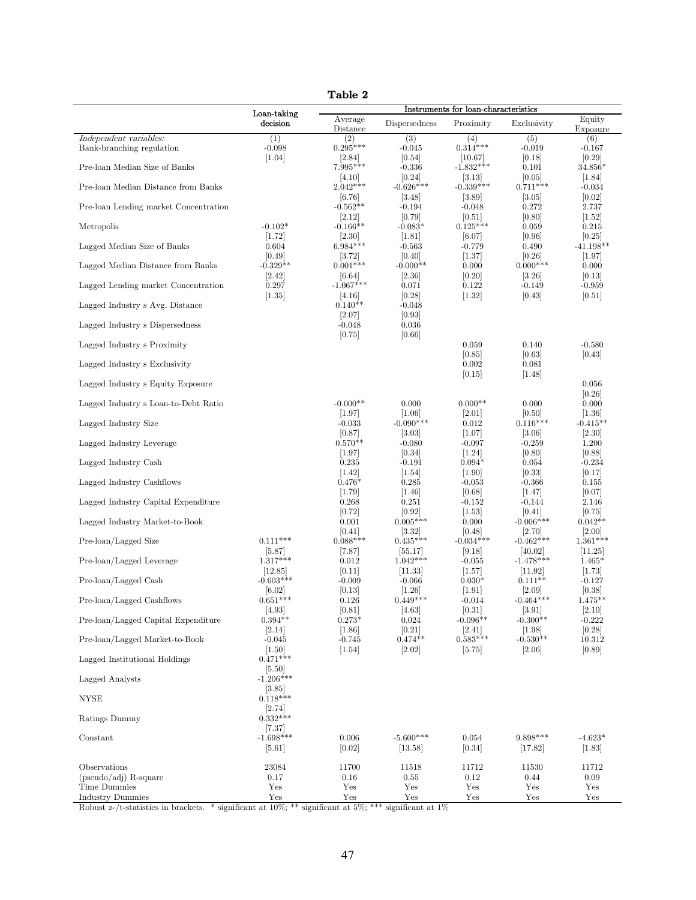**Table 2**

| | Loan-taking decision | Instruments for loan-characteristics | | | | |
|---|---|---|---|---|---|---|
| | | Average Distance | Dispersedness | Proximity | Exclusivity | Equity Exposure |
| *Independent variables:* | (1) | (2) | (3) | (4) | (5) | (6) |
| Bank-branching regulation | -0.098 | 0.295*** | -0.045 | 0.314*** | -0.019 | -0.167 |
| | [1.04] | [2.84] | [0.54] | [10.67] | [0.18] | [0.29] |
| Pre-loan Median Size of Banks | | 7.995*** | -0.336 | -1.832*** | 0.101 | 34.856* |
| | | [4.10] | [0.24] | [3.13] | [0.05] | [1.84] |
| Pre-loan Median Distance from Banks | | 2.042*** | -0.626*** | -0.339*** | 0.711*** | -0.034 |
| | | [6.76] | [3.48] | [3.89] | [3.05] | [0.02] |
| Pre-loan Lending market Concentration | | -0.562** | -0.194 | -0.048 | 0.272 | 2.737 |
| | | [2.12] | [0.79] | [0.51] | [0.80] | [1.52] |
| Metropolis | -0.102* | -0.166** | -0.083* | 0.125*** | 0.059 | 0.215 |
| | [1.72] | [2.30] | [1.81] | [6.07] | [0.96] | [0.25] |
| Lagged Median Size of Banks | 0.604 | 6.984*** | -0.563 | -0.779 | 0.490 | -41.198** |
| | [0.49] | [3.72] | [0.40] | [1.37] | [0.26] | [1.97] |
| Lagged Median Distance from Banks | -0.329** | 0.001*** | -0.000** | 0.000 | 0.000*** | 0.000 |
| | [2.42] | [6.64] | [2.36] | [0.20] | [3.26] | [0.13] |
| Lagged Lending market Concentration | 0.297 | -1.067*** | 0.071 | 0.122 | -0.149 | -0.959 |
| | [1.35] | [4.16] | [0.28] | [1.32] | [0.43] | [0.51] |
| Lagged Industry s Avg. Distance | | 0.140** | -0.048 | | | |
| | | [2.07] | [0.93] | | | |
| Lagged Industry s Dispersedness | | -0.048 | 0.036 | | | |
| | | [0.75] | [0.66] | | | |
| Lagged Industry s Proximity | | | | 0.059 | 0.140 | -0.580 |
| | | | | [0.85] | [0.63] | [0.43] |
| Lagged Industry s Exclusivity | | | | 0.002 | 0.081 | |
| | | | | [0.15] | [1.48] | |
| Lagged Industry s Equity Exposure | | | | | | 0.056 |
| | | | | | | [0.26] |
| Lagged Industry s Loan-to-Debt Ratio | | -0.000** | 0.000 | 0.000** | 0.000 | 0.000 |
| | | [1.97] | [1.06] | [2.01] | [0.50] | [1.36] |
| Lagged Industry Size | | -0.033 | -0.090*** | 0.012 | 0.116*** | -0.415** |
| | | [0.87] | [3.03] | [1.07] | [3.06] | [2.30] |
| Lagged Industry Leverage | | 0.570** | -0.080 | -0.097 | -0.259 | 1.200 |
| | | [1.97] | [0.34] | [1.24] | [0.80] | [0.88] |
| Lagged Industry Cash | | 0.235 | -0.191 | 0.094* | 0.054 | -0.234 |
| | | [1.42] | [1.54] | [1.90] | [0.33] | [0.17] |
| Lagged Industry Cashflows | | 0.476* | 0.285 | -0.053 | -0.366 | 0.155 |
| | | [1.79] | [1.46] | [0.68] | [1.47] | [0.07] |
| Lagged Industry Capital Expenditure | | 0.268 | 0.251 | -0.152 | -0.144 | 2.146 |
| | | [0.72] | [0.92] | [1.53] | [0.41] | [0.75] |
| Lagged Industry Market-to-Book | | 0.001 | 0.005*** | 0.000 | -0.006*** | 0.042** |
| | | [0.41] | [3.32] | [0.48] | [2.70] | [2.00] |
| Pre-loan/Lagged Size | 0.111*** | 0.088*** | 0.435*** | -0.034*** | -0.462*** | 1.361*** |
| | [5.87] | [7.87] | [55.17] | [9.18] | [40.02] | [11.25] |
| Pre-loan/Lagged Leverage | 1.317*** | 0.012 | 1.042*** | -0.055 | -1.478*** | 1.465* |
| | [12.85] | [0.11] | [11.33] | [1.57] | [11.92] | [1.73] |
| Pre-loan/Lagged Cash | -0.603*** | -0.009 | -0.066 | 0.030* | 0.111** | -0.127 |
| | [6.02] | [0.13] | [1.26] | [1.91] | [2.09] | [0.38] |
| Pre-loan/Lagged Cashflows | 0.651*** | 0.126 | 0.449*** | -0.014 | -0.464*** | 1.475** |
| | [4.93] | [0.81] | [4.63] | [0.31] | [3.91] | [2.10] |
| Pre-loan/Lagged Capital Expenditure | 0.394** | 0.273* | 0.024 | -0.096** | -0.300** | -0.222 |
| | [2.14] | [1.86] | [0.21] | [2.41] | [1.98] | [0.28] |
| Pre-loan/Lagged Market-to-Book | -0.045 | -0.745 | 0.474** | 0.583*** | -0.530** | 10.312 |
| | [1.50] | [1.54] | [2.02] | [5.75] | [2.06] | [0.89] |
| Lagged Institutional Holdings | 0.471*** | | | | | |
| | [5.50] | | | | | |
| Lagged Analysts | -1.206*** | | | | | |
| | [3.85] | | | | | |
| NYSE | 0.118*** | | | | | |
| | [2.74] | | | | | |
| Ratings Dummy | 0.332*** | | | | | |
| | [7.37] | | | | | |
| Constant | -1.698*** | 0.006 | -5.600*** | 0.054 | 9.898*** | -4.623* |
| | [5.61] | [0.02] | [13.58] | [0.34] | [17.82] | [1.83] |
| Observations | 23084 | 11700 | 11518 | 11712 | 11530 | 11712 |
| (pseudo/adj) R-square | 0.17 | 0.16 | 0.55 | 0.12 | 0.44 | 0.09 |
| Time Dummies | Yes | Yes | Yes | Yes | Yes | Yes |
| Industry Dummies | Yes | Yes | Yes | Yes | Yes | Yes |

Robust z-/t-statistics in brackets. * significant at 10%; ** significant at 5%; *** significant at 1%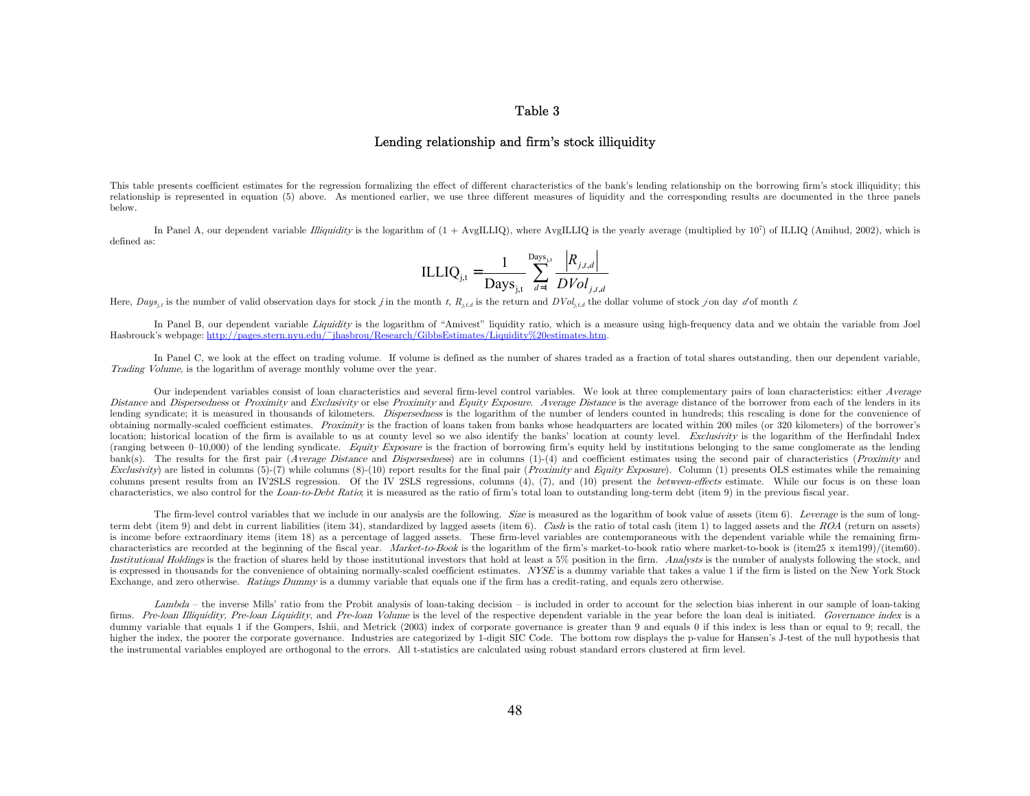# Table 3

## Lending relationship and firm's stock illiquidity

This table presents coefficient estimates for the regression formalizing the effect of different characteristics of the bank's lending relationship on the borrowing firm's stock illiquidity; this relationship is represented in equation (5) above. As mentioned earlier, we use three different measures of liquidity and the corresponding results are documented in the three panels below.

In Panel A, our dependent variable *Illiquidity* is the logarithm of (1 + AvgILLIQ), where AvgILLIQ is the yearly average (multiplied by $10^7$) of ILLIQ (Amihud, 2002), which is defined as:

$$\text{ILLIQ}_{j,t} = \frac{1}{\text{Days}_{j,t}} \sum_{d=1}^{\text{Days}_{j,t}} \frac{\left|R_{j,t,d}\right|}{DVol_{j,t,d}}$$

Here, $Days_{j,t}$ is the number of valid observation days for stock $j$ in the month $t$, $R_{j,t,d}$ is the return and $DVol_{j,t,d}$ the dollar volume of stock $j$ on day $d$ of month $t$.

In Panel B, our dependent variable *Liquidity* is the logarithm of "Amivest" liquidity ratio, which is a measure using high-frequency data and we obtain the variable from Joel Hasbrouck's webpage: http://pages.stern.nyu.edu/~jhasbrou/Research/GibbsEstimates/Liquidity%20estimates.htm.

In Panel C, we look at the effect on trading volume. If volume is defined as the number of shares traded as a fraction of total shares outstanding, then our dependent variable, *Trading Volume*, is the logarithm of average monthly volume over the year.

Our independent variables consist of loan characteristics and several firm-level control variables. We look at three complementary pairs of loan characteristics: either *Average Distance* and *Dispersedness* or *Proximity* and *Exclusivity* or else *Proximity* and *Equity Exposure*. *Average Distance* is the average distance of the borrower from each of the lenders in its lending syndicate; it is measured in thousands of kilometers. *Dispersedness* is the logarithm of the number of lenders counted in hundreds; this rescaling is done for the convenience of obtaining normally-scaled coefficient estimates. *Proximity* is the fraction of loans taken from banks whose headquarters are located within 200 miles (or 320 kilometers) of the borrower's location; historical location of the firm is available to us at county level so we also identify the banks' location at county level. *Exclusivity* is the logarithm of the Herfindahl Index (ranging between 0–10,000) of the lending syndicate. *Equity Exposure* is the fraction of borrowing firm's equity held by institutions belonging to the same conglomerate as the lending bank(s). The results for the first pair (*Average Distance* and *Dispersedness*) are in columns (1)-(4) and coefficient estimates using the second pair of characteristics (*Proximity* and *Exclusivity*) are listed in columns (5)-(7) while columns (8)-(10) report results for the final pair (*Proximity* and *Equity Exposure*). Column (1) presents OLS estimates while the remaining columns present results from an IV2SLS regression. Of the IV 2SLS regressions, columns (4), (7), and (10) present the *between-effects* estimate. While our focus is on these loan characteristics, we also control for the *Loan-to-Debt Ratio*; it is measured as the ratio of firm's total loan to outstanding long-term debt (item 9) in the previous fiscal year.

The firm-level control variables that we include in our analysis are the following. *Size* is measured as the logarithm of book value of assets (item 6). *Leverage* is the sum of long-term debt (item 9) and debt in current liabilities (item 34), standardized by lagged assets (item 6). *Cash* is the ratio of total cash (item 1) to lagged assets and the *ROA* (return on assets) is income before extraordinary items (item 18) as a percentage of lagged assets. These firm-level variables are contemporaneous with the dependent variable while the remaining firm-characteristics are recorded at the beginning of the fiscal year. *Market-to-Book* is the logarithm of the firm's market-to-book ratio where market-to-book is (item25 x item199)/(item60). *Institutional Holdings* is the fraction of shares held by those institutional investors that hold at least a 5% position in the firm. *Analysts* is the number of analysts following the stock, and is expressed in thousands for the convenience of obtaining normally-scaled coefficient estimates. *NYSE* is a dummy variable that takes a value 1 if the firm is listed on the New York Stock Exchange, and zero otherwise. *Ratings Dummy* is a dummy variable that equals one if the firm has a credit-rating, and equals zero otherwise.

*Lambda* – the inverse Mills' ratio from the Probit analysis of loan-taking decision – is included in order to account for the selection bias inherent in our sample of loan-taking firms. *Pre-loan Illiquidity, Pre-loan Liquidity*, and *Pre-loan Volume* is the level of the respective dependent variable in the year before the loan deal is initiated. *Governance index* is a dummy variable that equals 1 if the Gompers, Ishii, and Metrick (2003) index of corporate governance is greater than 9 and equals 0 if this index is less than or equal to 9; recall, the higher the index, the poorer the corporate governance. Industries are categorized by 1-digit SIC Code. The bottom row displays the p-value for Hansen's J-test of the null hypothesis that the instrumental variables employed are orthogonal to the errors. All t-statistics are calculated using robust standard errors clustered at firm level.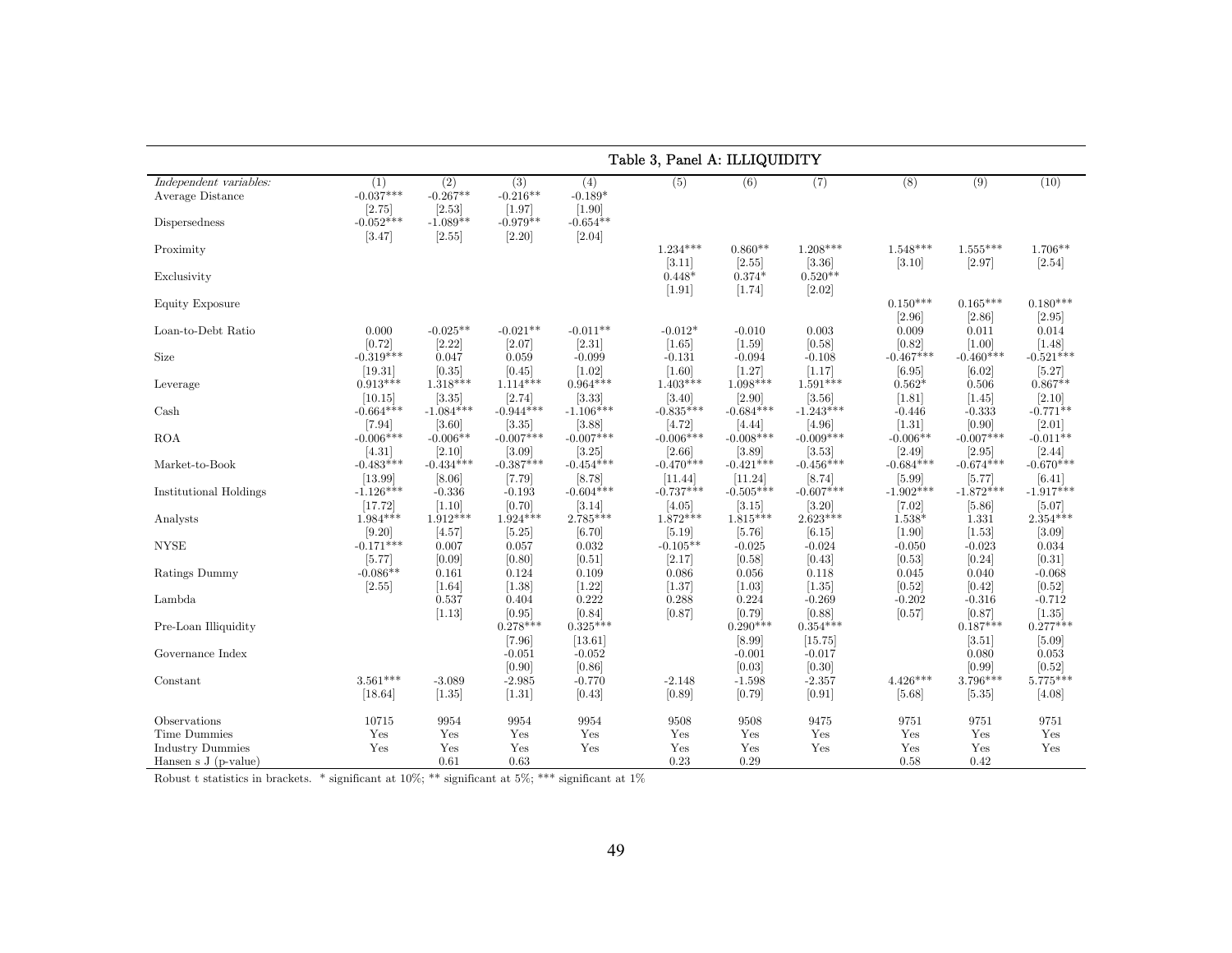## Table 3, Panel A: ILLIQUIDITY

| *Independent variables:* | (1) | (2) | (3) | (4) | (5) | (6) | (7) | (8) | (9) | (10) |
|---|---|---|---|---|---|---|---|---|---|---|
| Average Distance | -0.037*** | -0.267** | -0.216** | -0.189* | | | | | | |
| | [2.75] | [2.53] | [1.97] | [1.90] | | | | | | |
| Dispersedness | -0.052*** | -1.089** | -0.979** | -0.654** | | | | | | |
| | [3.47] | [2.55] | [2.20] | [2.04] | | | | | | |
| Proximity | | | | | 1.234*** | 0.860** | 1.208*** | 1.548*** | 1.555*** | 1.706** |
| | | | | | [3.11] | [2.55] | [3.36] | [3.10] | [2.97] | [2.54] |
| Exclusivity | | | | | 0.448* | 0.374* | 0.520** | | | |
| | | | | | [1.91] | [1.74] | [2.02] | | | |
| Equity Exposure | | | | | | | | 0.150*** | 0.165*** | 0.180*** |
| | | | | | | | | [2.96] | [2.86] | [2.95] |
| Loan-to-Debt Ratio | 0.000 | -0.025** | -0.021** | -0.011** | -0.012* | -0.010 | 0.003 | 0.009 | 0.011 | 0.014 |
| | [0.72] | [2.22] | [2.07] | [2.31] | [1.65] | [1.59] | [0.58] | [0.82] | [1.00] | [1.48] |
| Size | -0.319*** | 0.047 | 0.059 | -0.099 | -0.131 | -0.094 | -0.108 | -0.467*** | -0.460*** | -0.521*** |
| | [19.31] | [0.35] | [0.45] | [1.02] | [1.60] | [1.27] | [1.17] | [6.95] | [6.02] | [5.27] |
| Leverage | 0.913*** | 1.318*** | 1.114*** | 0.964*** | 1.403*** | 1.098*** | 1.591*** | 0.562* | 0.506 | 0.867** |
| | [10.15] | [3.35] | [2.74] | [3.33] | [3.40] | [2.90] | [3.56] | [1.81] | [1.45] | [2.10] |
| Cash | -0.664*** | -1.084*** | -0.944*** | -1.106*** | -0.835*** | -0.684*** | -1.243*** | -0.446 | -0.333 | -0.771** |
| | [7.94] | [3.60] | [3.35] | [3.88] | [4.72] | [4.44] | [4.96] | [1.31] | [0.90] | [2.01] |
| ROA | -0.006*** | -0.006** | -0.007*** | -0.007*** | -0.006*** | -0.008*** | -0.009*** | -0.006** | -0.007*** | -0.011** |
| | [4.31] | [2.10] | [3.09] | [3.25] | [2.66] | [3.89] | [3.53] | [2.49] | [2.95] | [2.44] |
| Market-to-Book | -0.483*** | -0.434*** | -0.387*** | -0.454*** | -0.470*** | -0.421*** | -0.456*** | -0.684*** | -0.674*** | -0.670*** |
| | [13.99] | [8.06] | [7.79] | [8.78] | [11.44] | [11.24] | [8.74] | [5.99] | [5.77] | [6.41] |
| Institutional Holdings | -1.126*** | -0.336 | -0.193 | -0.604*** | -0.737*** | -0.505*** | -0.607*** | -1.902*** | -1.872*** | -1.917*** |
| | [17.72] | [1.10] | [0.70] | [3.14] | [4.05] | [3.15] | [3.20] | [7.02] | [5.86] | [5.07] |
| Analysts | 1.984*** | 1.912*** | 1.924*** | 2.785*** | 1.872*** | 1.815*** | 2.623*** | 1.538* | 1.331 | 2.354*** |
| | [9.20] | [4.57] | [5.25] | [6.70] | [5.19] | [5.76] | [6.15] | [1.90] | [1.53] | [3.09] |
| NYSE | -0.171*** | 0.007 | 0.057 | 0.032 | -0.105** | -0.025 | -0.024 | -0.050 | -0.023 | 0.034 |
| | [5.77] | [0.09] | [0.80] | [0.51] | [2.17] | [0.58] | [0.43] | [0.53] | [0.24] | [0.31] |
| Ratings Dummy | -0.086** | 0.161 | 0.124 | 0.109 | 0.086 | 0.056 | 0.118 | 0.045 | 0.040 | -0.068 |
| | [2.55] | [1.64] | [1.38] | [1.22] | [1.37] | [1.03] | [1.35] | [0.52] | [0.42] | [0.52] |
| Lambda | | 0.537 | 0.404 | 0.222 | 0.288 | 0.224 | -0.269 | -0.202 | -0.316 | -0.712 |
| | | [1.13] | [0.95] | [0.84] | [0.87] | [0.79] | [0.88] | [0.57] | [0.87] | [1.35] |
| Pre-Loan Illiquidity | | | 0.278*** | 0.325*** | | 0.290*** | 0.354*** | | 0.187*** | 0.277*** |
| | | | [7.96] | [13.61] | | [8.99] | [15.75] | | [3.51] | [5.09] |
| Governance Index | | | -0.051 | -0.052 | | -0.001 | -0.017 | | 0.080 | 0.053 |
| | | | [0.90] | [0.86] | | [0.03] | [0.30] | | [0.99] | [0.52] |
| Constant | 3.561*** | -3.089 | -2.985 | -0.770 | -2.148 | -1.598 | -2.357 | 4.426*** | 3.796*** | 5.775*** |
| | [18.64] | [1.35] | [1.31] | [0.43] | [0.89] | [0.79] | [0.91] | [5.68] | [5.35] | [4.08] |
| Observations | 10715 | 9954 | 9954 | 9954 | 9508 | 9508 | 9475 | 9751 | 9751 | 9751 |
| Time Dummies | Yes | Yes | Yes | Yes | Yes | Yes | Yes | Yes | Yes | Yes |
| Industry Dummies | Yes | Yes | Yes | Yes | Yes | Yes | Yes | Yes | Yes | Yes |
| Hansen s J (p-value) | | 0.61 | 0.63 | | 0.23 | 0.29 | | 0.58 | 0.42 | |

Robust t statistics in brackets. * significant at 10%; ** significant at 5%; *** significant at 1%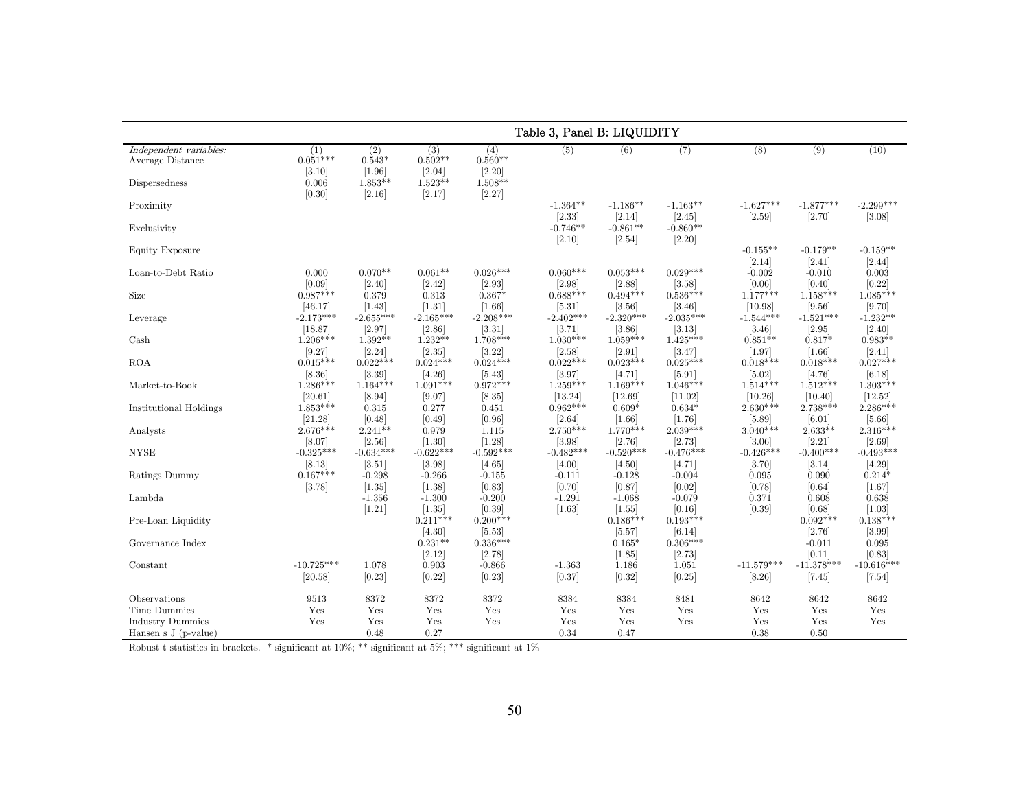| Table 3, Panel B: LIQUIDITY | | | | | | | | | | |
|---|---|---|---|---|---|---|---|---|---|---|
| *Independent variables:* | (1) | (2) | (3) | (4) | (5) | (6) | (7) | (8) | (9) | (10) |
| Average Distance | 0.051*** | 0.543* | 0.502** | 0.560** | | | | | | |
| | [3.10] | [1.96] | [2.04] | [2.20] | | | | | | |
| Dispersedness | 0.006 | 1.853** | 1.523** | 1.508** | | | | | | |
| | [0.30] | [2.16] | [2.17] | [2.27] | | | | | | |
| Proximity | | | | | -1.364** | -1.186** | -1.163** | -1.627*** | -1.877*** | -2.299*** |
| | | | | | [2.33] | [2.14] | [2.45] | [2.59] | [2.70] | [3.08] |
| Exclusivity | | | | | -0.746** | -0.861** | -0.860** | | | |
| | | | | | [2.10] | [2.54] | [2.20] | | | |
| Equity Exposure | | | | | | | | -0.155** | -0.179** | -0.159** |
| | | | | | | | | [2.14] | [2.41] | [2.44] |
| Loan-to-Debt Ratio | 0.000 | 0.070** | 0.061** | 0.026*** | 0.060*** | 0.053*** | 0.029*** | -0.002 | -0.010 | 0.003 |
| | [0.09] | [2.40] | [2.42] | [2.93] | [2.98] | [2.88] | [3.58] | [0.06] | [0.40] | [0.22] |
| Size | 0.987*** | 0.379 | 0.313 | 0.367* | 0.688*** | 0.494*** | 0.536*** | 1.177*** | 1.158*** | 1.085*** |
| | [46.17] | [1.43] | [1.31] | [1.66] | [5.31] | [3.56] | [3.46] | [10.98] | [9.56] | [9.70] |
| Leverage | -2.173*** | -2.655*** | -2.165*** | -2.208*** | -2.402*** | -2.320*** | -2.035*** | -1.544*** | -1.521*** | -1.232** |
| | [18.87] | [2.97] | [2.86] | [3.31] | [3.71] | [3.86] | [3.13] | [3.46] | [2.95] | [2.40] |
| Cash | 1.206*** | 1.392** | 1.232** | 1.708*** | 1.030*** | 1.059*** | 1.425*** | 0.851** | 0.817* | 0.983** |
| | [9.27] | [2.24] | [2.35] | [3.22] | [2.58] | [2.91] | [3.47] | [1.97] | [1.66] | [2.41] |
| ROA | 0.015*** | 0.022*** | 0.024*** | 0.024*** | 0.022*** | 0.023*** | 0.025*** | 0.018*** | 0.018*** | 0.027*** |
| | [8.36] | [3.39] | [4.26] | [5.43] | [3.97] | [4.71] | [5.91] | [5.02] | [4.76] | [6.18] |
| Market-to-Book | 1.286*** | 1.164*** | 1.091*** | 0.972*** | 1.259*** | 1.169*** | 1.046*** | 1.514*** | 1.512*** | 1.303*** |
| | [20.61] | [8.94] | [9.07] | [8.35] | [13.24] | [12.69] | [11.02] | [10.26] | [10.40] | [12.52] |
| Institutional Holdings | 1.853*** | 0.315 | 0.277 | 0.451 | 0.962*** | 0.609* | 0.634* | 2.630*** | 2.738*** | 2.286*** |
| | [21.28] | [0.48] | [0.49] | [0.96] | [2.64] | [1.66] | [1.76] | [5.89] | [6.01] | [5.66] |
| Analysts | 2.676*** | 2.241** | 0.979 | 1.115 | 2.750*** | 1.770*** | 2.039*** | 3.040*** | 2.633** | 2.316*** |
| | [8.07] | [2.56] | [1.30] | [1.28] | [3.98] | [2.76] | [2.73] | [3.06] | [2.21] | [2.69] |
| NYSE | -0.325*** | -0.634*** | -0.622*** | -0.592*** | -0.482*** | -0.520*** | -0.476*** | -0.426*** | -0.400*** | -0.493*** |
| | [8.13] | [3.51] | [3.98] | [4.65] | [4.00] | [4.50] | [4.71] | [3.70] | [3.14] | [4.29] |
| Ratings Dummy | 0.167*** | -0.298 | -0.266 | -0.155 | -0.111 | -0.128 | -0.004 | 0.095 | 0.090 | 0.214* |
| | [3.78] | [1.35] | [1.38] | [0.83] | [0.70] | [0.87] | [0.02] | [0.78] | [0.64] | [1.67] |
| Lambda | | -1.356 | -1.300 | -0.200 | -1.291 | -1.068 | -0.079 | 0.371 | 0.608 | 0.638 |
| | | [1.21] | [1.35] | [0.39] | [1.63] | [1.55] | [0.16] | [0.39] | [0.68] | [1.03] |
| Pre-Loan Liquidity | | | 0.211*** | 0.200*** | | 0.186*** | 0.193*** | | 0.092*** | 0.138*** |
| | | | [4.30] | [5.53] | | [5.57] | [6.14] | | [2.76] | [3.99] |
| Governance Index | | | 0.231** | 0.336*** | | 0.165* | 0.306*** | | -0.011 | 0.095 |
| | | | [2.12] | [2.78] | | [1.85] | [2.73] | | [0.11] | [0.83] |
| Constant | -10.725*** | 1.078 | 0.903 | -0.866 | -1.363 | 1.186 | 1.051 | -11.579*** | -11.378*** | -10.616*** |
| | [20.58] | [0.23] | [0.22] | [0.23] | [0.37] | [0.32] | [0.25] | [8.26] | [7.45] | [7.54] |
| Observations | 9513 | 8372 | 8372 | 8372 | 8384 | 8384 | 8481 | 8642 | 8642 | 8642 |
| Time Dummies | Yes | Yes | Yes | Yes | Yes | Yes | Yes | Yes | Yes | Yes |
| Industry Dummies | Yes | Yes | Yes | Yes | Yes | Yes | Yes | Yes | Yes | Yes |
| Hansen s J (p-value) | | 0.48 | 0.27 | | 0.34 | 0.47 | | 0.38 | 0.50 | |

Robust t statistics in brackets. * significant at 10%; ** significant at 5%; *** significant at 1%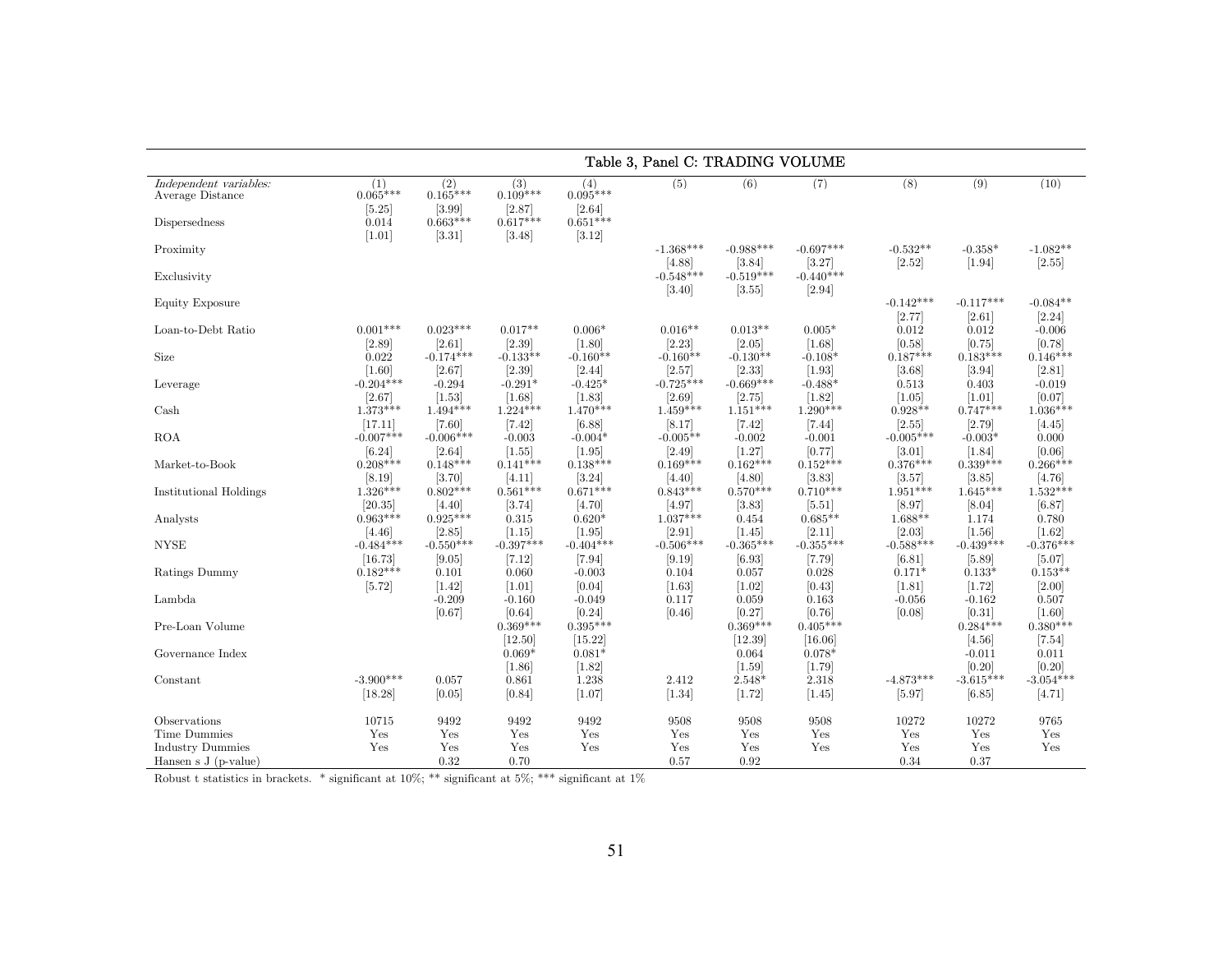Table 3, Panel C: TRADING VOLUME

| *Independent variables:* | (1) | (2) | (3) | (4) | (5) | (6) | (7) | (8) | (9) | (10) |
|---|---|---|---|---|---|---|---|---|---|---|
| Average Distance | 0.065*** | 0.165*** | 0.109*** | 0.095*** | | | | | | |
| | [5.25] | [3.99] | [2.87] | [2.64] | | | | | | |
| Dispersedness | 0.014 | 0.663*** | 0.617*** | 0.651*** | | | | | | |
| | [1.01] | [3.31] | [3.48] | [3.12] | | | | | | |
| Proximity | | | | | -1.368*** | -0.988*** | -0.697*** | -0.532** | -0.358* | -1.082** |
| | | | | | [4.88] | [3.84] | [3.27] | [2.52] | [1.94] | [2.55] |
| Exclusivity | | | | | -0.548*** | -0.519*** | -0.440*** | | | |
| | | | | | [3.40] | [3.55] | [2.94] | | | |
| Equity Exposure | | | | | | | | -0.142*** | -0.117*** | -0.084** |
| | | | | | | | | [2.77] | [2.61] | [2.24] |
| Loan-to-Debt Ratio | 0.001*** | 0.023*** | 0.017** | 0.006* | 0.016** | 0.013** | 0.005* | 0.012 | 0.012 | -0.006 |
| | [2.89] | [2.61] | [2.39] | [1.80] | [2.23] | [2.05] | [1.68] | [0.58] | [0.75] | [0.78] |
| Size | 0.022 | -0.174*** | -0.133** | -0.160** | -0.160** | -0.130** | -0.108* | 0.187*** | 0.183*** | 0.146*** |
| | [1.60] | [2.67] | [2.39] | [2.44] | [2.57] | [2.33] | [1.93] | [3.68] | [3.94] | [2.81] |
| Leverage | -0.204*** | -0.294 | -0.291* | -0.425* | -0.725*** | -0.669*** | -0.488* | 0.513 | 0.403 | -0.019 |
| | [2.67] | [1.53] | [1.68] | [1.83] | [2.69] | [2.75] | [1.82] | [1.05] | [1.01] | [0.07] |
| Cash | 1.373*** | 1.494*** | 1.224*** | 1.470*** | 1.459*** | 1.151*** | 1.290*** | 0.928** | 0.747*** | 1.036*** |
| | [17.11] | [7.60] | [7.42] | [6.88] | [8.17] | [7.42] | [7.44] | [2.55] | [2.79] | [4.45] |
| ROA | -0.007*** | -0.006*** | -0.003 | -0.004* | -0.005** | -0.002 | -0.001 | -0.005*** | -0.003* | 0.000 |
| | [6.24] | [2.64] | [1.55] | [1.95] | [2.49] | [1.27] | [0.77] | [3.01] | [1.84] | [0.06] |
| Market-to-Book | 0.208*** | 0.148*** | 0.141*** | 0.138*** | 0.169*** | 0.162*** | 0.152*** | 0.376*** | 0.339*** | 0.266*** |
| | [8.19] | [3.70] | [4.11] | [3.24] | [4.40] | [4.80] | [3.83] | [3.57] | [3.85] | [4.76] |
| Institutional Holdings | 1.326*** | 0.802*** | 0.561*** | 0.671*** | 0.843*** | 0.570*** | 0.710*** | 1.951*** | 1.645*** | 1.532*** |
| | [20.35] | [4.40] | [3.74] | [4.70] | [4.97] | [3.83] | [5.51] | [8.97] | [8.04] | [6.87] |
| Analysts | 0.963*** | 0.925*** | 0.315 | 0.620* | 1.037*** | 0.454 | 0.685** | 1.688** | 1.174 | 0.780 |
| | [4.46] | [2.85] | [1.15] | [1.95] | [2.91] | [1.45] | [2.11] | [2.03] | [1.56] | [1.62] |
| NYSE | -0.484*** | -0.550*** | -0.397*** | -0.404*** | -0.506*** | -0.365*** | -0.355*** | -0.588*** | -0.439*** | -0.376*** |
| | [16.73] | [9.05] | [7.12] | [7.94] | [9.19] | [6.93] | [7.79] | [6.81] | [5.89] | [5.07] |
| Ratings Dummy | 0.182*** | 0.101 | 0.060 | -0.003 | 0.104 | 0.057 | 0.028 | 0.171* | 0.133* | 0.153** |
| | [5.72] | [1.42] | [1.01] | [0.04] | [1.63] | [1.02] | [0.43] | [1.81] | [1.72] | [2.00] |
| Lambda | | -0.209 | -0.160 | -0.049 | 0.117 | 0.059 | 0.163 | -0.056 | -0.162 | 0.507 |
| | | [0.67] | [0.64] | [0.24] | [0.46] | [0.27] | [0.76] | [0.08] | [0.31] | [1.60] |
| Pre-Loan Volume | | | 0.369*** | 0.395*** | | 0.369*** | 0.405*** | | 0.284*** | 0.380*** |
| | | | [12.50] | [15.22] | | [12.39] | [16.06] | | [4.56] | [7.54] |
| Governance Index | | | 0.069* | 0.081* | | 0.064 | 0.078* | | -0.011 | 0.011 |
| | | | [1.86] | [1.82] | | [1.59] | [1.79] | | [0.20] | [0.20] |
| Constant | -3.900*** | 0.057 | 0.861 | 1.238 | 2.412 | 2.548* | 2.318 | -4.873*** | -3.615*** | -3.054*** |
| | [18.28] | [0.05] | [0.84] | [1.07] | [1.34] | [1.72] | [1.45] | [5.97] | [6.85] | [4.71] |
| Observations | 10715 | 9492 | 9492 | 9492 | 9508 | 9508 | 9508 | 10272 | 10272 | 9765 |
| Time Dummies | Yes | Yes | Yes | Yes | Yes | Yes | Yes | Yes | Yes | Yes |
| Industry Dummies | Yes | Yes | Yes | Yes | Yes | Yes | Yes | Yes | Yes | Yes |
| Hansen s J (p-value) | | 0.32 | 0.70 | | 0.57 | 0.92 | | 0.34 | 0.37 | |

Robust t statistics in brackets. * significant at 10%; ** significant at 5%; *** significant at 1%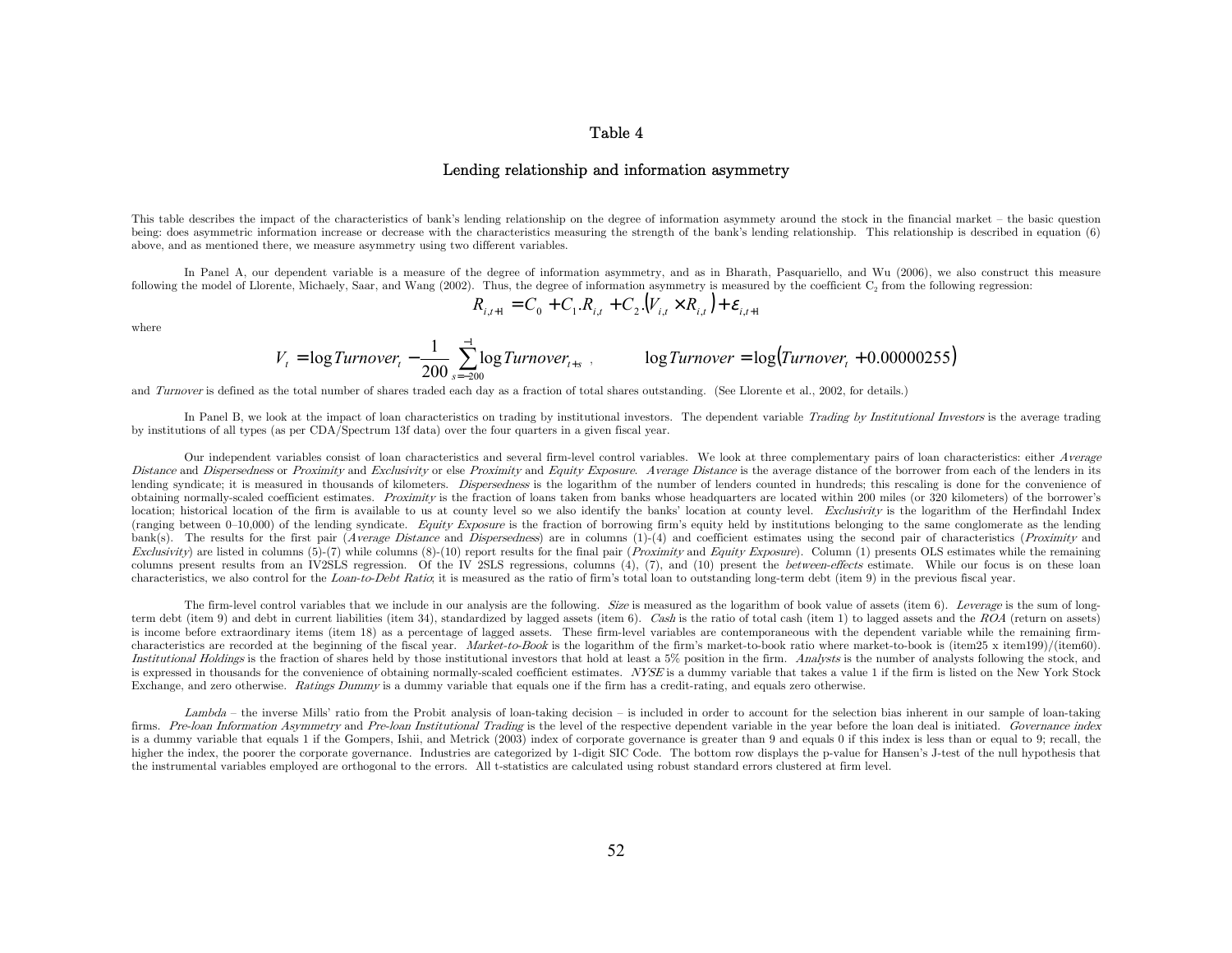# Table 4

## Lending relationship and information asymmetry

This table describes the impact of the characteristics of bank's lending relationship on the degree of information asymmety around the stock in the financial market – the basic question being: does asymmetric information increase or decrease with the characteristics measuring the strength of the bank's lending relationship. This relationship is described in equation (6) above, and as mentioned there, we measure asymmetry using two different variables.

In Panel A, our dependent variable is a measure of the degree of information asymmetry, and as in Bharath, Pasquariello, and Wu (2006), we also construct this measure following the model of Llorente, Michaely, Saar, and Wang (2002). Thus, the degree of information asymmetry is measured by the coefficient $C_2$ from the following regression:

$$R_{i,t+1} = C_0 + C_1.R_{i,t} + C_2.(V_{i,t} \times R_{i,t}) + \varepsilon_{i,t+1}$$

where

$$V_t = \log Turnover_t - \frac{1}{200}\sum_{s=-200}^{-1} \log Turnover_{t+s} \,, \qquad \log Turnover = \log(Turnover_t + 0.00000255)$$

and *Turnover* is defined as the total number of shares traded each day as a fraction of total shares outstanding. (See Llorente et al., 2002, for details.)

In Panel B, we look at the impact of loan characteristics on trading by institutional investors. The dependent variable *Trading by Institutional Investors* is the average trading by institutions of all types (as per CDA/Spectrum 13f data) over the four quarters in a given fiscal year.

Our independent variables consist of loan characteristics and several firm-level control variables. We look at three complementary pairs of loan characteristics: either *Average Distance* and *Dispersedness* or *Proximity* and *Exclusivity* or else *Proximity* and *Equity Exposure*. *Average Distance* is the average distance of the borrower from each of the lenders in its lending syndicate; it is measured in thousands of kilometers. *Dispersedness* is the logarithm of the number of lenders counted in hundreds; this rescaling is done for the convenience of obtaining normally-scaled coefficient estimates. *Proximity* is the fraction of loans taken from banks whose headquarters are located within 200 miles (or 320 kilometers) of the borrower's location; historical location of the firm is available to us at county level so we also identify the banks' location at county level. *Exclusivity* is the logarithm of the Herfindahl Index (ranging between 0–10,000) of the lending syndicate. *Equity Exposure* is the fraction of borrowing firm's equity held by institutions belonging to the same conglomerate as the lending bank(s). The results for the first pair (*Average Distance* and *Dispersedness*) are in columns (1)-(4) and coefficient estimates using the second pair of characteristics (*Proximity* and *Exclusivity*) are listed in columns (5)-(7) while columns (8)-(10) report results for the final pair (*Proximity* and *Equity Exposure*). Column (1) presents OLS estimates while the remaining columns present results from an IV2SLS regression. Of the IV 2SLS regressions, columns (4), (7), and (10) present the *between-effects* estimate. While our focus is on these loan characteristics, we also control for the *Loan-to-Debt Ratio*; it is measured as the ratio of firm's total loan to outstanding long-term debt (item 9) in the previous fiscal year.

The firm-level control variables that we include in our analysis are the following. *Size* is measured as the logarithm of book value of assets (item 6). *Leverage* is the sum of long-term debt (item 9) and debt in current liabilities (item 34), standardized by lagged assets (item 6). *Cash* is the ratio of total cash (item 1) to lagged assets and the *ROA* (return on assets) is income before extraordinary items (item 18) as a percentage of lagged assets. These firm-level variables are contemporaneous with the dependent variable while the remaining firm-characteristics are recorded at the beginning of the fiscal year. *Market-to-Book* is the logarithm of the firm's market-to-book ratio where market-to-book is (item25 x item199)/(item60). *Institutional Holdings* is the fraction of shares held by those institutional investors that hold at least a 5% position in the firm. *Analysts* is the number of analysts following the stock, and is expressed in thousands for the convenience of obtaining normally-scaled coefficient estimates. *NYSE* is a dummy variable that takes a value 1 if the firm is listed on the New York Stock Exchange, and zero otherwise. *Ratings Dummy* is a dummy variable that equals one if the firm has a credit-rating, and equals zero otherwise.

*Lambda* – the inverse Mills' ratio from the Probit analysis of loan-taking decision – is included in order to account for the selection bias inherent in our sample of loan-taking firms. *Pre-loan Information Asymmetry* and *Pre-loan Institutional Trading* is the level of the respective dependent variable in the year before the loan deal is initiated. *Governance index* is a dummy variable that equals 1 if the Gompers, Ishii, and Metrick (2003) index of corporate governance is greater than 9 and equals 0 if this index is less than or equal to 9; recall, the higher the index, the poorer the corporate governance. Industries are categorized by 1-digit SIC Code. The bottom row displays the p-value for Hansen's J-test of the null hypothesis that the instrumental variables employed are orthogonal to the errors. All t-statistics are calculated using robust standard errors clustered at firm level.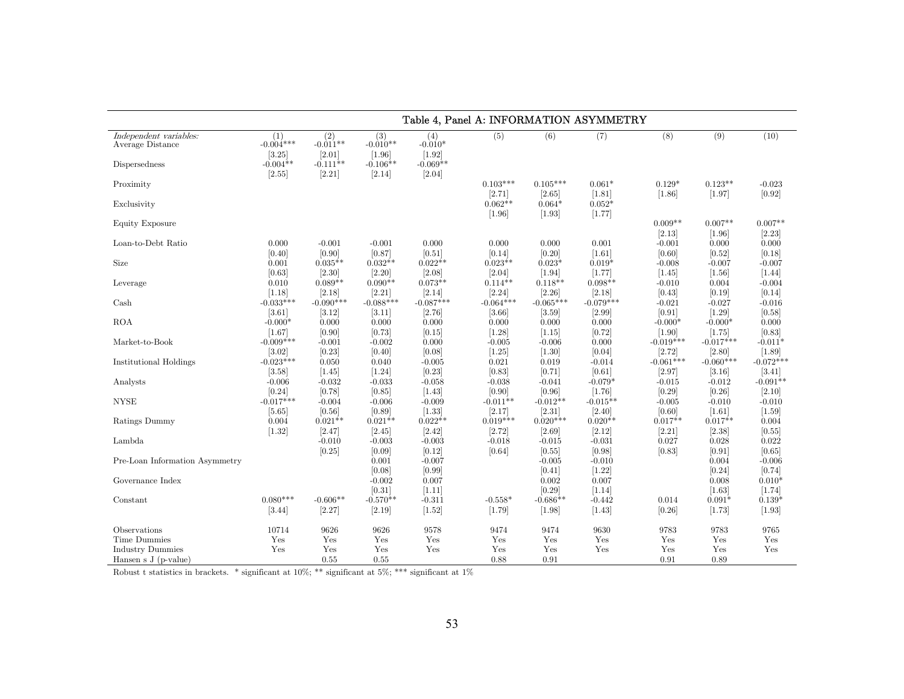Table 4, Panel A: INFORMATION ASYMMETRY

| Independent variables: | (1) | (2) | (3) | (4) | (5) | (6) | (7) | (8) | (9) | (10) |
|---|---|---|---|---|---|---|---|---|---|---|
| Average Distance | -0.004*** | -0.011** | -0.010** | -0.010* | | | | | | |
| | [3.25] | [2.01] | [1.96] | [1.92] | | | | | | |
| Dispersedness | -0.004** | -0.111** | -0.106** | -0.069** | | | | | | |
| | [2.55] | [2.21] | [2.14] | [2.04] | | | | | | |
| Proximity | | | | | 0.103*** | 0.105*** | 0.061* | 0.129* | 0.123** | -0.023 |
| | | | | | [2.71] | [2.65] | [1.81] | [1.86] | [1.97] | [0.92] |
| Exclusivity | | | | | 0.062** | 0.064* | 0.052* | | | |
| | | | | | [1.96] | [1.93] | [1.77] | | | |
| Equity Exposure | | | | | | | | 0.009** | 0.007** | 0.007** |
| | | | | | | | | [2.13] | [1.96] | [2.23] |
| Loan-to-Debt Ratio | 0.000 | -0.001 | -0.001 | 0.000 | 0.000 | 0.000 | 0.001 | -0.001 | 0.000 | 0.000 |
| | [0.40] | [0.90] | [0.87] | [0.51] | [0.14] | [0.20] | [1.61] | [0.60] | [0.52] | [0.18] |
| Size | 0.001 | 0.035** | 0.032** | 0.022** | 0.023** | 0.023* | 0.019* | -0.008 | -0.007 | -0.007 |
| | [0.63] | [2.30] | [2.20] | [2.08] | [2.04] | [1.94] | [1.77] | [1.45] | [1.56] | [1.44] |
| Leverage | 0.010 | 0.089** | 0.090** | 0.073** | 0.114** | 0.118** | 0.098** | -0.010 | 0.004 | -0.004 |
| | [1.18] | [2.18] | [2.21] | [2.14] | [2.24] | [2.26] | [2.18] | [0.43] | [0.19] | [0.14] |
| Cash | -0.033*** | -0.090*** | -0.088*** | -0.087*** | -0.064*** | -0.065*** | -0.079*** | -0.021 | -0.027 | -0.016 |
| | [3.61] | [3.12] | [3.11] | [2.76] | [3.66] | [3.59] | [2.99] | [0.91] | [1.29] | [0.58] |
| ROA | -0.000* | 0.000 | 0.000 | 0.000 | 0.000 | 0.000 | 0.000 | -0.000* | -0.000* | 0.000 |
| | [1.67] | [0.90] | [0.73] | [0.15] | [1.28] | [1.15] | [0.72] | [1.90] | [1.75] | [0.83] |
| Market-to-Book | -0.009*** | -0.001 | -0.002 | 0.000 | -0.005 | -0.006 | 0.000 | -0.019*** | -0.017*** | -0.011* |
| | [3.02] | [0.23] | [0.40] | [0.08] | [1.25] | [1.30] | [0.04] | [2.72] | [2.80] | [1.89] |
| Institutional Holdings | -0.023*** | 0.050 | 0.040 | -0.005 | 0.021 | 0.019 | -0.014 | -0.061*** | -0.060*** | -0.072*** |
| | [3.58] | [1.45] | [1.24] | [0.23] | [0.83] | [0.71] | [0.61] | [2.97] | [3.16] | [3.41] |
| Analysts | -0.006 | -0.032 | -0.033 | -0.058 | -0.038 | -0.041 | -0.079* | -0.015 | -0.012 | -0.091** |
| | [0.24] | [0.78] | [0.85] | [1.43] | [0.90] | [0.96] | [1.76] | [0.29] | [0.26] | [2.10] |
| NYSE | -0.017*** | -0.004 | -0.006 | -0.009 | -0.011** | -0.012** | -0.015** | -0.005 | -0.010 | -0.010 |
| | [5.65] | [0.56] | [0.89] | [1.33] | [2.17] | [2.31] | [2.40] | [0.60] | [1.61] | [1.59] |
| Ratings Dummy | 0.004 | 0.021** | 0.021** | 0.022** | 0.019*** | 0.020*** | 0.020** | 0.017** | 0.017** | 0.004 |
| | [1.32] | [2.47] | [2.45] | [2.42] | [2.72] | [2.69] | [2.12] | [2.21] | [2.38] | [0.55] |
| Lambda | | -0.010 | -0.003 | -0.003 | -0.018 | -0.015 | -0.031 | 0.027 | 0.028 | 0.022 |
| | | [0.25] | [0.09] | [0.12] | [0.64] | [0.55] | [0.98] | [0.83] | [0.91] | [0.65] |
| Pre-Loan Information Asymmetry | | | 0.001 | -0.007 | | -0.005 | -0.010 | | 0.004 | -0.006 |
| | | | [0.08] | [0.99] | | [0.41] | [1.22] | | [0.24] | [0.74] |
| Governance Index | | | -0.002 | 0.007 | | 0.002 | 0.007 | | 0.008 | 0.010* |
| | | | [0.31] | [1.11] | | [0.29] | [1.14] | | [1.63] | [1.74] |
| Constant | 0.080*** | -0.606** | -0.570** | -0.311 | -0.558* | -0.686** | -0.442 | 0.014 | 0.091* | 0.139* |
| | [3.44] | [2.27] | [2.19] | [1.52] | [1.79] | [1.98] | [1.43] | [0.26] | [1.73] | [1.93] |
| Observations | 10714 | 9626 | 9626 | 9578 | 9474 | 9474 | 9630 | 9783 | 9783 | 9765 |
| Time Dummies | Yes | Yes | Yes | Yes | Yes | Yes | Yes | Yes | Yes | Yes |
| Industry Dummies | Yes | Yes | Yes | Yes | Yes | Yes | Yes | Yes | Yes | Yes |
| Hansen s J (p-value) | | 0.55 | 0.55 | | 0.88 | 0.91 | | 0.91 | 0.89 | |

Robust t statistics in brackets. * significant at 10%; ** significant at 5%; *** significant at 1%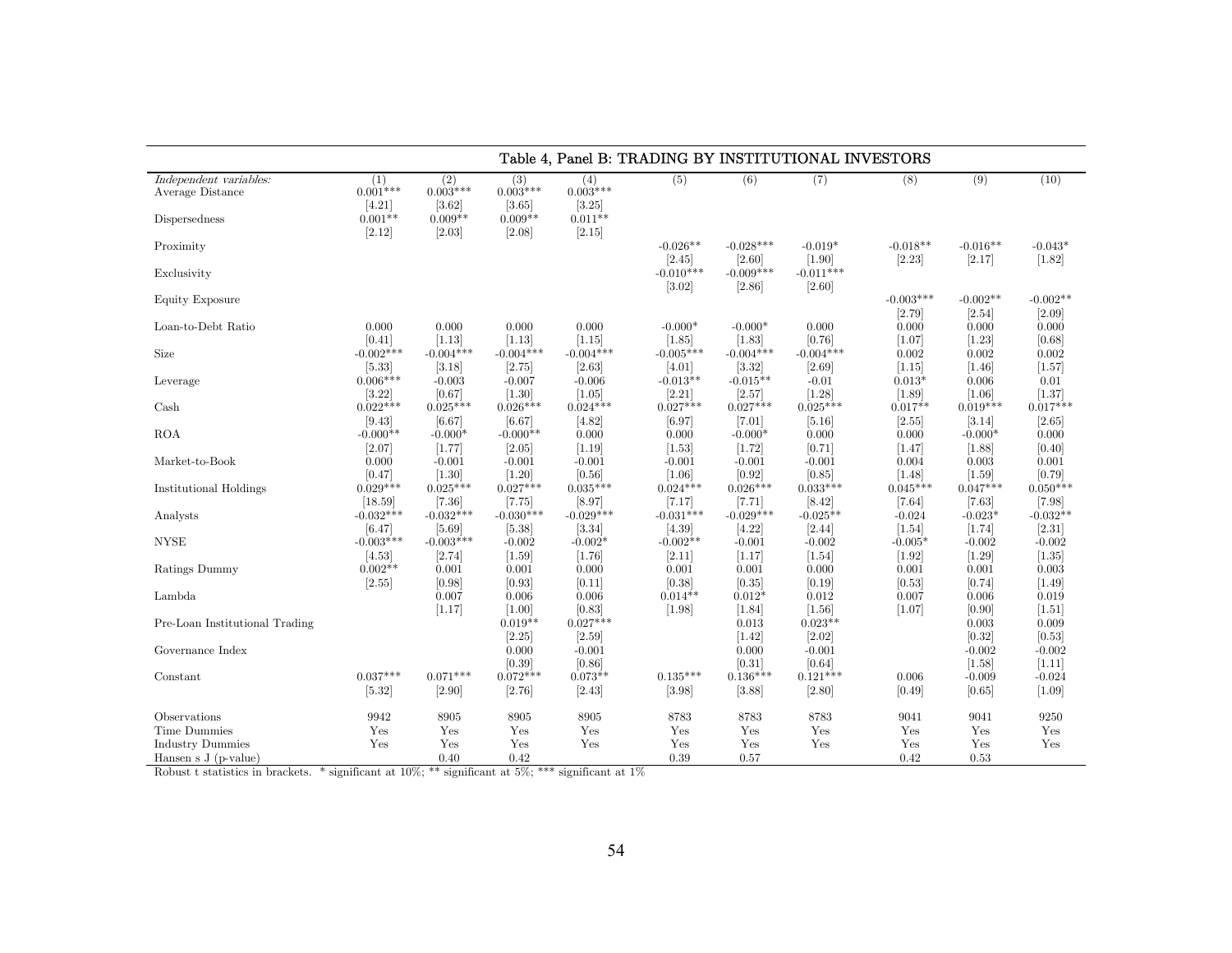Table 4, Panel B: TRADING BY INSTITUTIONAL INVESTORS

| *Independent variables:* | (1) | (2) | (3) | (4) | (5) | (6) | (7) | (8) | (9) | (10) |
|---|---|---|---|---|---|---|---|---|---|---|
| Average Distance | 0.001*** | 0.003*** | 0.003*** | 0.003*** | | | | | | |
| | [4.21] | [3.62] | [3.65] | [3.25] | | | | | | |
| Dispersedness | 0.001** | 0.009** | 0.009** | 0.011** | | | | | | |
| | [2.12] | [2.03] | [2.08] | [2.15] | | | | | | |
| Proximity | | | | | -0.026** | -0.028*** | -0.019* | -0.018** | -0.016** | -0.043* |
| | | | | | [2.45] | [2.60] | [1.90] | [2.23] | [2.17] | [1.82] |
| Exclusivity | | | | | -0.010*** | -0.009*** | -0.011*** | | | |
| | | | | | [3.02] | [2.86] | [2.60] | | | |
| Equity Exposure | | | | | | | | -0.003*** | -0.002** | -0.002** |
| | | | | | | | | [2.79] | [2.54] | [2.09] |
| Loan-to-Debt Ratio | 0.000 | 0.000 | 0.000 | 0.000 | -0.000* | -0.000* | 0.000 | 0.000 | 0.000 | 0.000 |
| | [0.41] | [1.13] | [1.13] | [1.15] | [1.85] | [1.83] | [0.76] | [1.07] | [1.23] | [0.68] |
| Size | -0.002*** | -0.004*** | -0.004*** | -0.004*** | -0.005*** | -0.004*** | -0.004*** | 0.002 | 0.002 | 0.002 |
| | [5.33] | [3.18] | [2.75] | [2.63] | [4.01] | [3.32] | [2.69] | [1.15] | [1.46] | [1.57] |
| Leverage | 0.006*** | -0.003 | -0.007 | -0.006 | -0.013** | -0.015** | -0.01 | 0.013* | 0.006 | 0.01 |
| | [3.22] | [0.67] | [1.30] | [1.05] | [2.21] | [2.57] | [1.28] | [1.89] | [1.06] | [1.37] |
| Cash | 0.022*** | 0.025*** | 0.026*** | 0.024*** | 0.027*** | 0.027*** | 0.025*** | 0.017** | 0.019*** | 0.017*** |
| | [9.43] | [6.67] | [6.67] | [4.82] | [6.97] | [7.01] | [5.16] | [2.55] | [3.14] | [2.65] |
| ROA | -0.000** | -0.000* | -0.000** | 0.000 | 0.000 | -0.000* | 0.000 | 0.000 | -0.000* | 0.000 |
| | [2.07] | [1.77] | [2.05] | [1.19] | [1.53] | [1.72] | [0.71] | [1.47] | [1.88] | [0.40] |
| Market-to-Book | 0.000 | -0.001 | -0.001 | -0.001 | -0.001 | -0.001 | -0.001 | 0.004 | 0.003 | 0.001 |
| | [0.47] | [1.30] | [1.20] | [0.56] | [1.06] | [0.92] | [0.85] | [1.48] | [1.59] | [0.79] |
| Institutional Holdings | 0.029*** | 0.025*** | 0.027*** | 0.035*** | 0.024*** | 0.026*** | 0.033*** | 0.045*** | 0.047*** | 0.050*** |
| | [18.59] | [7.36] | [7.75] | [8.97] | [7.17] | [7.71] | [8.42] | [7.64] | [7.63] | [7.98] |
| Analysts | -0.032*** | -0.032*** | -0.030*** | -0.029*** | -0.031*** | -0.029*** | -0.025** | -0.024 | -0.023* | -0.032** |
| | [6.47] | [5.69] | [5.38] | [3.34] | [4.39] | [4.22] | [2.44] | [1.54] | [1.74] | [2.31] |
| NYSE | -0.003*** | -0.003*** | -0.002 | -0.002* | -0.002** | -0.001 | -0.002 | -0.005* | -0.002 | -0.002 |
| | [4.53] | [2.74] | [1.59] | [1.76] | [2.11] | [1.17] | [1.54] | [1.92] | [1.29] | [1.35] |
| Ratings Dummy | 0.002** | 0.001 | 0.001 | 0.000 | 0.001 | 0.001 | 0.000 | 0.001 | 0.001 | 0.003 |
| | [2.55] | [0.98] | [0.93] | [0.11] | [0.38] | [0.35] | [0.19] | [0.53] | [0.74] | [1.49] |
| Lambda | | 0.007 | 0.006 | 0.006 | 0.014** | 0.012* | 0.012 | 0.007 | 0.006 | 0.019 |
| | | [1.17] | [1.00] | [0.83] | [1.98] | [1.84] | [1.56] | [1.07] | [0.90] | [1.51] |
| Pre-Loan Institutional Trading | | | 0.019** | 0.027*** | | 0.013 | 0.023** | | 0.003 | 0.009 |
| | | | [2.25] | [2.59] | | [1.42] | [2.02] | | [0.32] | [0.53] |
| Governance Index | | | 0.000 | -0.001 | | 0.000 | -0.001 | | -0.002 | -0.002 |
| | | | [0.39] | [0.86] | | [0.31] | [0.64] | | [1.58] | [1.11] |
| Constant | 0.037*** | 0.071*** | 0.072*** | 0.073** | 0.135*** | 0.136*** | 0.121*** | 0.006 | -0.009 | -0.024 |
| | [5.32] | [2.90] | [2.76] | [2.43] | [3.98] | [3.88] | [2.80] | [0.49] | [0.65] | [1.09] |
| Observations | 9942 | 8905 | 8905 | 8905 | 8783 | 8783 | 8783 | 9041 | 9041 | 9250 |
| Time Dummies | Yes | Yes | Yes | Yes | Yes | Yes | Yes | Yes | Yes | Yes |
| Industry Dummies | Yes | Yes | Yes | Yes | Yes | Yes | Yes | Yes | Yes | Yes |
| Hansen s J (p-value) | | 0.40 | 0.42 | | 0.39 | 0.57 | | 0.42 | 0.53 | |

Robust t statistics in brackets. * significant at 10%; ** significant at 5%; *** significant at 1%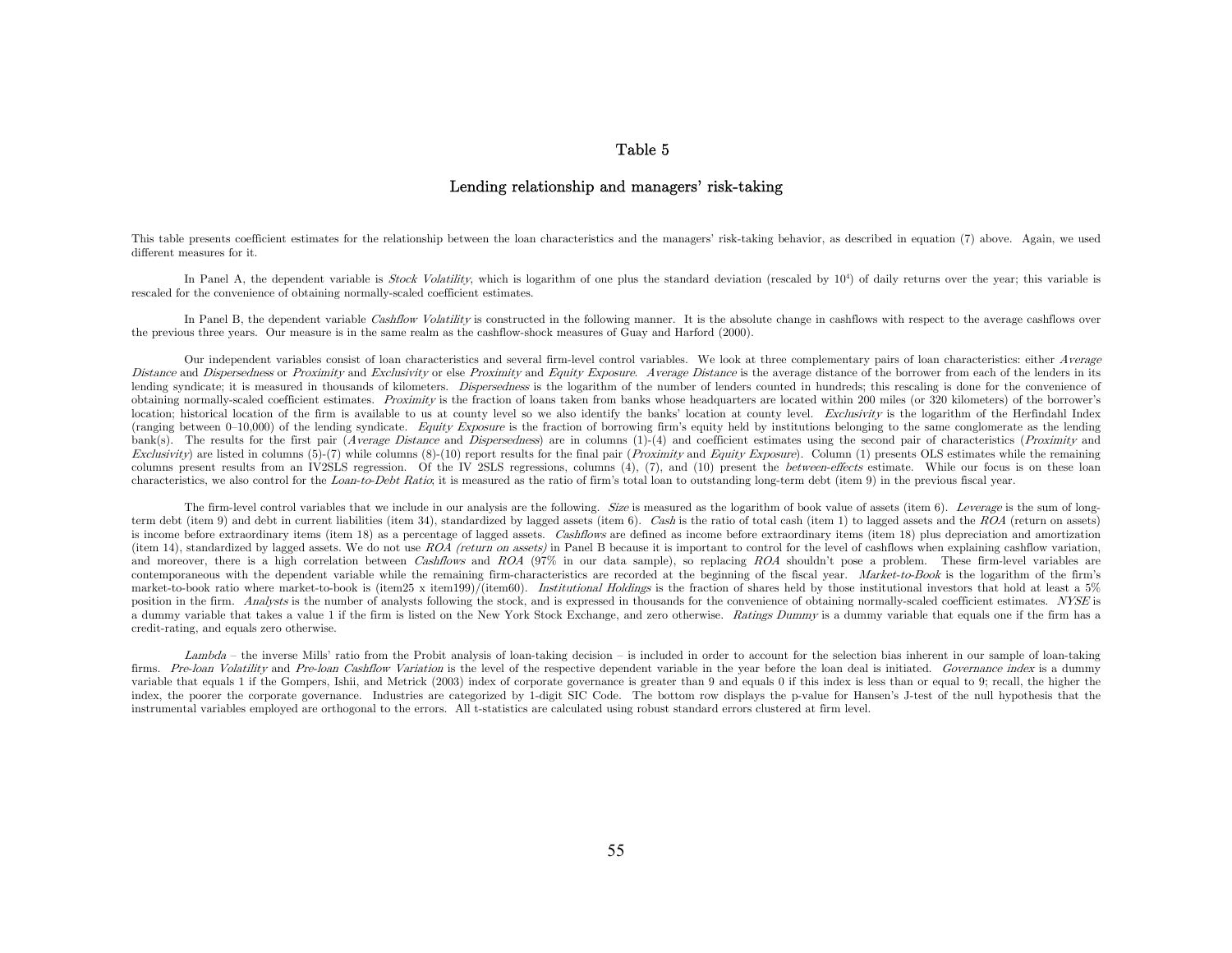# Table 5

## Lending relationship and managers' risk-taking

This table presents coefficient estimates for the relationship between the loan characteristics and the managers' risk-taking behavior, as described in equation (7) above. Again, we used different measures for it.

In Panel A, the dependent variable is *Stock Volatility*, which is logarithm of one plus the standard deviation (rescaled by $10^4$) of daily returns over the year; this variable is rescaled for the convenience of obtaining normally-scaled coefficient estimates.

In Panel B, the dependent variable *Cashflow Volatility* is constructed in the following manner. It is the absolute change in cashflows with respect to the average cashflows over the previous three years. Our measure is in the same realm as the cashflow-shock measures of Guay and Harford (2000).

Our independent variables consist of loan characteristics and several firm-level control variables. We look at three complementary pairs of loan characteristics: either *Average Distance* and *Dispersedness* or *Proximity* and *Exclusivity* or else *Proximity* and *Equity Exposure*. *Average Distance* is the average distance of the borrower from each of the lenders in its lending syndicate; it is measured in thousands of kilometers. *Dispersedness* is the logarithm of the number of lenders counted in hundreds; this rescaling is done for the convenience of obtaining normally-scaled coefficient estimates. *Proximity* is the fraction of loans taken from banks whose headquarters are located within 200 miles (or 320 kilometers) of the borrower's location; historical location of the firm is available to us at county level so we also identify the banks' location at county level. *Exclusivity* is the logarithm of the Herfindahl Index (ranging between 0–10,000) of the lending syndicate. *Equity Exposure* is the fraction of borrowing firm's equity held by institutions belonging to the same conglomerate as the lending bank(s). The results for the first pair (*Average Distance* and *Dispersedness*) are in columns (1)-(4) and coefficient estimates using the second pair of characteristics (*Proximity* and *Exclusivity*) are listed in columns (5)-(7) while columns (8)-(10) report results for the final pair (*Proximity* and *Equity Exposure*). Column (1) presents OLS estimates while the remaining columns present results from an IV2SLS regression. Of the IV 2SLS regressions, columns (4), (7), and (10) present the *between-effects* estimate. While our focus is on these loan characteristics, we also control for the *Loan-to-Debt Ratio*; it is measured as the ratio of firm's total loan to outstanding long-term debt (item 9) in the previous fiscal year.

The firm-level control variables that we include in our analysis are the following. *Size* is measured as the logarithm of book value of assets (item 6). *Leverage* is the sum of long-term debt (item 9) and debt in current liabilities (item 34), standardized by lagged assets (item 6). *Cash* is the ratio of total cash (item 1) to lagged assets and the *ROA* (return on assets) is income before extraordinary items (item 18) as a percentage of lagged assets. *Cashflows* are defined as income before extraordinary items (item 18) plus depreciation and amortization (item 14), standardized by lagged assets. We do not use *ROA (return on assets)* in Panel B because it is important to control for the level of cashflows when explaining cashflow variation, and moreover, there is a high correlation between *Cashflows* and *ROA* (97% in our data sample), so replacing *ROA* shouldn't pose a problem. These firm-level variables are contemporaneous with the dependent variable while the remaining firm-characteristics are recorded at the beginning of the fiscal year. *Market-to-Book* is the logarithm of the firm's market-to-book ratio where market-to-book is (item25 x item199)/(item60). *Institutional Holdings* is the fraction of shares held by those institutional investors that hold at least a 5% position in the firm. *Analysts* is the number of analysts following the stock, and is expressed in thousands for the convenience of obtaining normally-scaled coefficient estimates. *NYSE* is a dummy variable that takes a value 1 if the firm is listed on the New York Stock Exchange, and zero otherwise. *Ratings Dummy* is a dummy variable that equals one if the firm has a credit-rating, and equals zero otherwise.

*Lambda* – the inverse Mills' ratio from the Probit analysis of loan-taking decision – is included in order to account for the selection bias inherent in our sample of loan-taking firms. *Pre-loan Volatility* and *Pre-loan Cashflow Variation* is the level of the respective dependent variable in the year before the loan deal is initiated. *Governance index* is a dummy variable that equals 1 if the Gompers, Ishii, and Metrick (2003) index of corporate governance is greater than 9 and equals 0 if this index is less than or equal to 9; recall, the higher the index, the poorer the corporate governance. Industries are categorized by 1-digit SIC Code. The bottom row displays the p-value for Hansen's J-test of the null hypothesis that the instrumental variables employed are orthogonal to the errors. All t-statistics are calculated using robust standard errors clustered at firm level.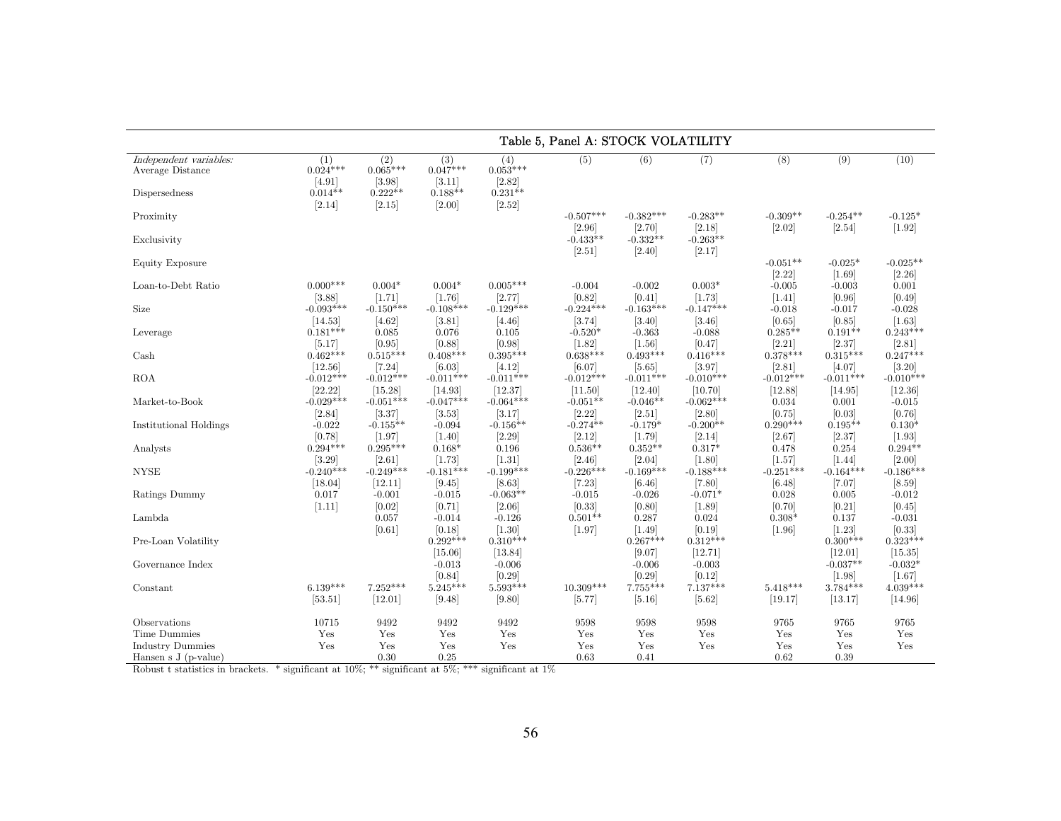## Table 5, Panel A: STOCK VOLATILITY

| *Independent variables:* | (1) | (2) | (3) | (4) | (5) | (6) | (7) | (8) | (9) | (10) |
|---|---|---|---|---|---|---|---|---|---|---|
| Average Distance | 0.024*** | 0.065*** | 0.047*** | 0.053*** | | | | | | |
| | [4.91] | [3.98] | [3.11] | [2.82] | | | | | | |
| Dispersedness | 0.014** | 0.222** | 0.188** | 0.231** | | | | | | |
| | [2.14] | [2.15] | [2.00] | [2.52] | | | | | | |
| Proximity | | | | | -0.507*** | -0.382*** | -0.283** | -0.309** | -0.254** | -0.125* |
| | | | | | [2.96] | [2.70] | [2.18] | [2.02] | [2.54] | [1.92] |
| Exclusivity | | | | | -0.433** | -0.332** | -0.263** | | | |
| | | | | | [2.51] | [2.40] | [2.17] | | | |
| Equity Exposure | | | | | | | | -0.051** | -0.025* | -0.025** |
| | | | | | | | | [2.22] | [1.69] | [2.26] |
| Loan-to-Debt Ratio | 0.000*** | 0.004* | 0.004* | 0.005*** | -0.004 | -0.002 | 0.003* | -0.005 | -0.003 | 0.001 |
| | [3.88] | [1.71] | [1.76] | [2.77] | [0.82] | [0.41] | [1.73] | [1.41] | [0.96] | [0.49] |
| Size | -0.093*** | -0.150*** | -0.108*** | -0.129*** | -0.224*** | -0.163*** | -0.147*** | -0.018 | -0.017 | -0.028 |
| | [14.53] | [4.62] | [3.81] | [4.46] | [3.74] | [3.40] | [3.46] | [0.65] | [0.85] | [1.63] |
| Leverage | 0.181*** | 0.085 | 0.076 | 0.105 | -0.520* | -0.363 | -0.088 | 0.285** | 0.191** | 0.243*** |
| | [5.17] | [0.95] | [0.88] | [0.98] | [1.82] | [1.56] | [0.47] | [2.21] | [2.37] | [2.81] |
| Cash | 0.462*** | 0.515*** | 0.408*** | 0.395*** | 0.638*** | 0.493*** | 0.416*** | 0.378*** | 0.315*** | 0.247*** |
| | [12.56] | [7.24] | [6.03] | [4.12] | [6.07] | [5.65] | [3.97] | [2.81] | [4.07] | [3.20] |
| ROA | -0.012*** | -0.012*** | -0.011*** | -0.011*** | -0.012*** | -0.011*** | -0.010*** | -0.012*** | -0.011*** | -0.010*** |
| | [22.22] | [15.28] | [14.93] | [12.37] | [11.50] | [12.40] | [10.70] | [12.88] | [14.95] | [12.36] |
| Market-to-Book | -0.029*** | -0.051*** | -0.047*** | -0.064*** | -0.051** | -0.046** | -0.062*** | 0.034 | 0.001 | -0.015 |
| | [2.84] | [3.37] | [3.53] | [3.17] | [2.22] | [2.51] | [2.80] | [0.75] | [0.03] | [0.76] |
| Institutional Holdings | -0.022 | -0.155** | -0.094 | -0.156** | -0.274** | -0.179* | -0.200** | 0.290*** | 0.195** | 0.130* |
| | [0.78] | [1.97] | [1.40] | [2.29] | [2.12] | [1.79] | [2.14] | [2.67] | [2.37] | [1.93] |
| Analysts | 0.294*** | 0.295*** | 0.168* | 0.196 | 0.536** | 0.352** | 0.317* | 0.478 | 0.254 | 0.294** |
| | [3.29] | [2.61] | [1.73] | [1.31] | [2.46] | [2.04] | [1.80] | [1.57] | [1.44] | [2.00] |
| NYSE | -0.240*** | -0.249*** | -0.181*** | -0.199*** | -0.226*** | -0.169*** | -0.188*** | -0.251*** | -0.164*** | -0.186*** |
| | [18.04] | [12.11] | [9.45] | [8.63] | [7.23] | [6.46] | [7.80] | [6.48] | [7.07] | [8.59] |
| Ratings Dummy | 0.017 | -0.001 | -0.015 | -0.063** | -0.015 | -0.026 | -0.071* | 0.028 | 0.005 | -0.012 |
| | [1.11] | [0.02] | [0.71] | [2.06] | [0.33] | [0.80] | [1.89] | [0.70] | [0.21] | [0.45] |
| Lambda | | 0.057 | -0.014 | -0.126 | 0.501** | 0.287 | 0.024 | 0.308* | 0.137 | -0.031 |
| | | [0.61] | [0.18] | [1.30] | [1.97] | [1.49] | [0.19] | [1.96] | [1.23] | [0.33] |
| Pre-Loan Volatility | | | 0.292*** | 0.310*** | | 0.267*** | 0.312*** | | 0.300*** | 0.323*** |
| | | | [15.06] | [13.84] | | [9.07] | [12.71] | | [12.01] | [15.35] |
| Governance Index | | | -0.013 | -0.006 | | -0.006 | -0.003 | | -0.037** | -0.032* |
| | | | [0.84] | [0.29] | | [0.29] | [0.12] | | [1.98] | [1.67] |
| Constant | 6.139*** | 7.252*** | 5.245*** | 5.593*** | 10.309*** | 7.755*** | 7.137*** | 5.418*** | 3.784*** | 4.039*** |
| | [53.51] | [12.01] | [9.48] | [9.80] | [5.77] | [5.16] | [5.62] | [19.17] | [13.17] | [14.96] |
| Observations | 10715 | 9492 | 9492 | 9492 | 9598 | 9598 | 9598 | 9765 | 9765 | 9765 |
| Time Dummies | Yes | Yes | Yes | Yes | Yes | Yes | Yes | Yes | Yes | Yes |
| Industry Dummies | Yes | Yes | Yes | Yes | Yes | Yes | Yes | Yes | Yes | Yes |
| Hansen s J (p-value) | | 0.30 | 0.25 | | 0.63 | 0.41 | | 0.62 | 0.39 | |

Robust t statistics in brackets. * significant at 10%; ** significant at 5%; *** significant at 1%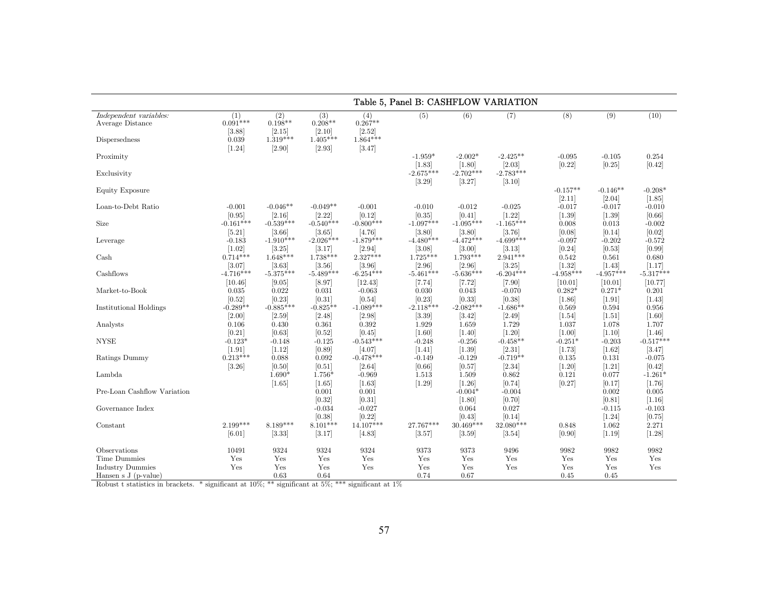## Table 5, Panel B: CASHFLOW VARIATION

| *Independent variables:* | (1) | (2) | (3) | (4) | (5) | (6) | (7) | (8) | (9) | (10) |
|---|---|---|---|---|---|---|---|---|---|---|
| Average Distance | 0.091*** | 0.198** | 0.208** | 0.267** | | | | | | |
| | [3.88] | [2.15] | [2.10] | [2.52] | | | | | | |
| Dispersedness | 0.039 | 1.319*** | 1.405*** | 1.864*** | | | | | | |
| | [1.24] | [2.90] | [2.93] | [3.47] | | | | | | |
| Proximity | | | | | -1.959* | -2.002* | -2.425** | -0.095 | -0.105 | 0.254 |
| | | | | | [1.83] | [1.80] | [2.03] | [0.22] | [0.25] | [0.42] |
| Exclusivity | | | | | -2.675*** | -2.702*** | -2.783*** | | | |
| | | | | | [3.29] | [3.27] | [3.10] | | | |
| Equity Exposure | | | | | | | | -0.157** | -0.146** | -0.208* |
| | | | | | | | | [2.11] | [2.04] | [1.85] |
| Loan-to-Debt Ratio | -0.001 | -0.046** | -0.049** | -0.001 | -0.010 | -0.012 | -0.025 | -0.017 | -0.017 | -0.010 |
| | [0.95] | [2.16] | [2.22] | [0.12] | [0.35] | [0.41] | [1.22] | [1.39] | [1.39] | [0.66] |
| Size | -0.161*** | -0.539*** | -0.540*** | -0.800*** | -1.097*** | -1.095*** | -1.165*** | 0.008 | 0.013 | -0.002 |
| | [5.21] | [3.66] | [3.65] | [4.76] | [3.80] | [3.80] | [3.76] | [0.08] | [0.14] | [0.02] |
| Leverage | -0.183 | -1.910*** | -2.026*** | -1.879*** | -4.480*** | -4.472*** | -4.699*** | -0.097 | -0.202 | -0.572 |
| | [1.02] | [3.25] | [3.17] | [2.94] | [3.08] | [3.00] | [3.13] | [0.24] | [0.53] | [0.99] |
| Cash | 0.714*** | 1.648*** | 1.738*** | 2.327*** | 1.725*** | 1.793*** | 2.941*** | 0.542 | 0.561 | 0.680 |
| | [3.07] | [3.63] | [3.56] | [3.96] | [2.96] | [2.96] | [3.25] | [1.32] | [1.43] | [1.17] |
| Cashflows | -4.716*** | -5.375*** | -5.489*** | -6.254*** | -5.461*** | -5.636*** | -6.204*** | -4.958*** | -4.957*** | -5.317*** |
| | [10.46] | [9.05] | [8.97] | [12.43] | [7.74] | [7.72] | [7.90] | [10.01] | [10.01] | [10.77] |
| Market-to-Book | 0.035 | 0.022 | 0.031 | -0.063 | 0.030 | 0.043 | -0.070 | 0.282* | 0.271* | 0.201 |
| | [0.52] | [0.23] | [0.31] | [0.54] | [0.23] | [0.33] | [0.38] | [1.86] | [1.91] | [1.43] |
| Institutional Holdings | -0.289** | -0.885*** | -0.825** | -1.089*** | -2.118*** | -2.082*** | -1.686** | 0.569 | 0.594 | 0.956 |
| | [2.00] | [2.59] | [2.48] | [2.98] | [3.39] | [3.42] | [2.49] | [1.54] | [1.51] | [1.60] |
| Analysts | 0.106 | 0.430 | 0.361 | 0.392 | 1.929 | 1.659 | 1.729 | 1.037 | 1.078 | 1.707 |
| | [0.21] | [0.63] | [0.52] | [0.45] | [1.60] | [1.40] | [1.20] | [1.00] | [1.10] | [1.46] |
| NYSE | -0.123* | -0.148 | -0.125 | -0.543*** | -0.248 | -0.256 | -0.458** | -0.251* | -0.203 | -0.517*** |
| | [1.91] | [1.12] | [0.89] | [4.07] | [1.41] | [1.39] | [2.31] | [1.73] | [1.62] | [3.47] |
| Ratings Dummy | 0.213*** | 0.088 | 0.092 | -0.478*** | -0.149 | -0.129 | -0.719** | 0.135 | 0.131 | -0.075 |
| | [3.26] | [0.50] | [0.51] | [2.64] | [0.66] | [0.57] | [2.34] | [1.20] | [1.21] | [0.42] |
| Lambda | | 1.690* | 1.756* | -0.969 | 1.513 | 1.509 | 0.862 | 0.121 | 0.077 | -1.261* |
| | | [1.65] | [1.65] | [1.63] | [1.29] | [1.26] | [0.74] | [0.27] | [0.17] | [1.76] |
| Pre-Loan Cashflow Variation | | | 0.001 | 0.001 | | -0.004* | -0.004 | | 0.002 | 0.005 |
| | | | [0.32] | [0.31] | | [1.80] | [0.70] | | [0.81] | [1.16] |
| Governance Index | | | -0.034 | -0.027 | | 0.064 | 0.027 | | -0.115 | -0.103 |
| | | | [0.38] | [0.22] | | [0.43] | [0.14] | | [1.24] | [0.75] |
| Constant | 2.199*** | 8.189*** | 8.101*** | 14.107*** | 27.767*** | 30.469*** | 32.080*** | 0.848 | 1.062 | 2.271 |
| | [6.01] | [3.33] | [3.17] | [4.83] | [3.57] | [3.59] | [3.54] | [0.90] | [1.19] | [1.28] |
| Observations | 10491 | 9324 | 9324 | 9324 | 9373 | 9373 | 9496 | 9982 | 9982 | 9982 |
| Time Dummies | Yes | Yes | Yes | Yes | Yes | Yes | Yes | Yes | Yes | Yes |
| Industry Dummies | Yes | Yes | Yes | Yes | Yes | Yes | Yes | Yes | Yes | Yes |
| Hansen s J (p-value) | | 0.63 | 0.64 | | 0.74 | 0.67 | | 0.45 | 0.45 | |

Robust t statistics in brackets. * significant at 10%; ** significant at 5%; *** significant at 1%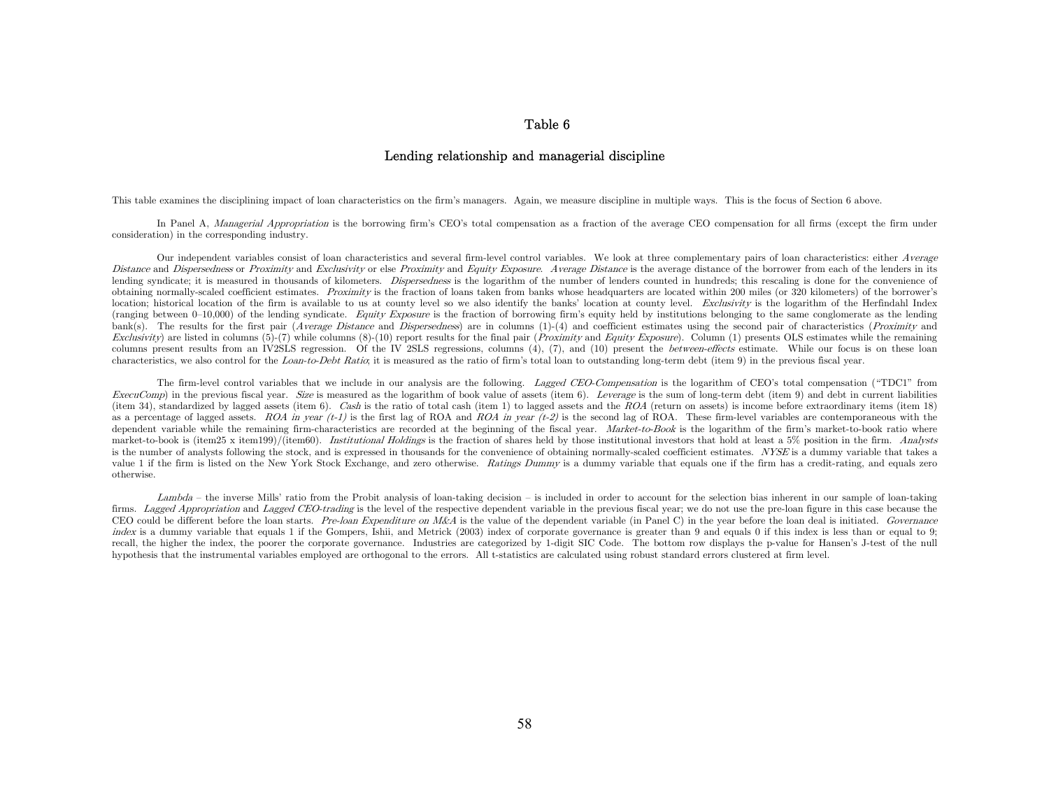# Table 6

## Lending relationship and managerial discipline

This table examines the disciplining impact of loan characteristics on the firm's managers. Again, we measure discipline in multiple ways. This is the focus of Section 6 above.

In Panel A, *Managerial Appropriation* is the borrowing firm's CEO's total compensation as a fraction of the average CEO compensation for all firms (except the firm under consideration) in the corresponding industry.

Our independent variables consist of loan characteristics and several firm-level control variables. We look at three complementary pairs of loan characteristics: either *Average Distance* and *Dispersedness* or *Proximity* and *Exclusivity* or else *Proximity* and *Equity Exposure*. *Average Distance* is the average distance of the borrower from each of the lenders in its lending syndicate; it is measured in thousands of kilometers. *Dispersedness* is the logarithm of the number of lenders counted in hundreds; this rescaling is done for the convenience of obtaining normally-scaled coefficient estimates. *Proximity* is the fraction of loans taken from banks whose headquarters are located within 200 miles (or 320 kilometers) of the borrower's location; historical location of the firm is available to us at county level so we also identify the banks' location at county level. *Exclusivity* is the logarithm of the Herfindahl Index (ranging between 0–10,000) of the lending syndicate. *Equity Exposure* is the fraction of borrowing firm's equity held by institutions belonging to the same conglomerate as the lending bank(s). The results for the first pair (*Average Distance* and *Dispersedness*) are in columns (1)-(4) and coefficient estimates using the second pair of characteristics (*Proximity* and *Exclusivity*) are listed in columns (5)-(7) while columns (8)-(10) report results for the final pair (*Proximity* and *Equity Exposure*). Column (1) presents OLS estimates while the remaining columns present results from an IV2SLS regression. Of the IV 2SLS regressions, columns (4), (7), and (10) present the *between-effects* estimate. While our focus is on these loan characteristics, we also control for the *Loan-to-Debt Ratio*; it is measured as the ratio of firm's total loan to outstanding long-term debt (item 9) in the previous fiscal year.

The firm-level control variables that we include in our analysis are the following. *Lagged CEO-Compensation* is the logarithm of CEO's total compensation ("TDC1" from *ExecuComp*) in the previous fiscal year. *Size* is measured as the logarithm of book value of assets (item 6). *Leverage* is the sum of long-term debt (item 9) and debt in current liabilities (item 34), standardized by lagged assets (item 6). *Cash* is the ratio of total cash (item 1) to lagged assets and the *ROA* (return on assets) is income before extraordinary items (item 18) as a percentage of lagged assets. *ROA in year (t-1)* is the first lag of ROA and *ROA in year (t-2)* is the second lag of ROA. These firm-level variables are contemporaneous with the dependent variable while the remaining firm-characteristics are recorded at the beginning of the fiscal year. *Market-to-Book* is the logarithm of the firm's market-to-book ratio where market-to-book is (item25 x item199)/(item60). *Institutional Holdings* is the fraction of shares held by those institutional investors that hold at least a 5% position in the firm. *Analysts* is the number of analysts following the stock, and is expressed in thousands for the convenience of obtaining normally-scaled coefficient estimates. *NYSE* is a dummy variable that takes a value 1 if the firm is listed on the New York Stock Exchange, and zero otherwise. *Ratings Dummy* is a dummy variable that equals one if the firm has a credit-rating, and equals zero otherwise.

*Lambda* – the inverse Mills' ratio from the Probit analysis of loan-taking decision – is included in order to account for the selection bias inherent in our sample of loan-taking firms. *Lagged Appropriation* and *Lagged CEO-trading* is the level of the respective dependent variable in the previous fiscal year; we do not use the pre-loan figure in this case because the CEO could be different before the loan starts. *Pre-loan Expenditure on M&A* is the value of the dependent variable (in Panel C) in the year before the loan deal is initiated. *Governance index* is a dummy variable that equals 1 if the Gompers, Ishii, and Metrick (2003) index of corporate governance is greater than 9 and equals 0 if this index is less than or equal to 9; recall, the higher the index, the poorer the corporate governance. Industries are categorized by 1-digit SIC Code. The bottom row displays the p-value for Hansen's J-test of the null hypothesis that the instrumental variables employed are orthogonal to the errors. All t-statistics are calculated using robust standard errors clustered at firm level.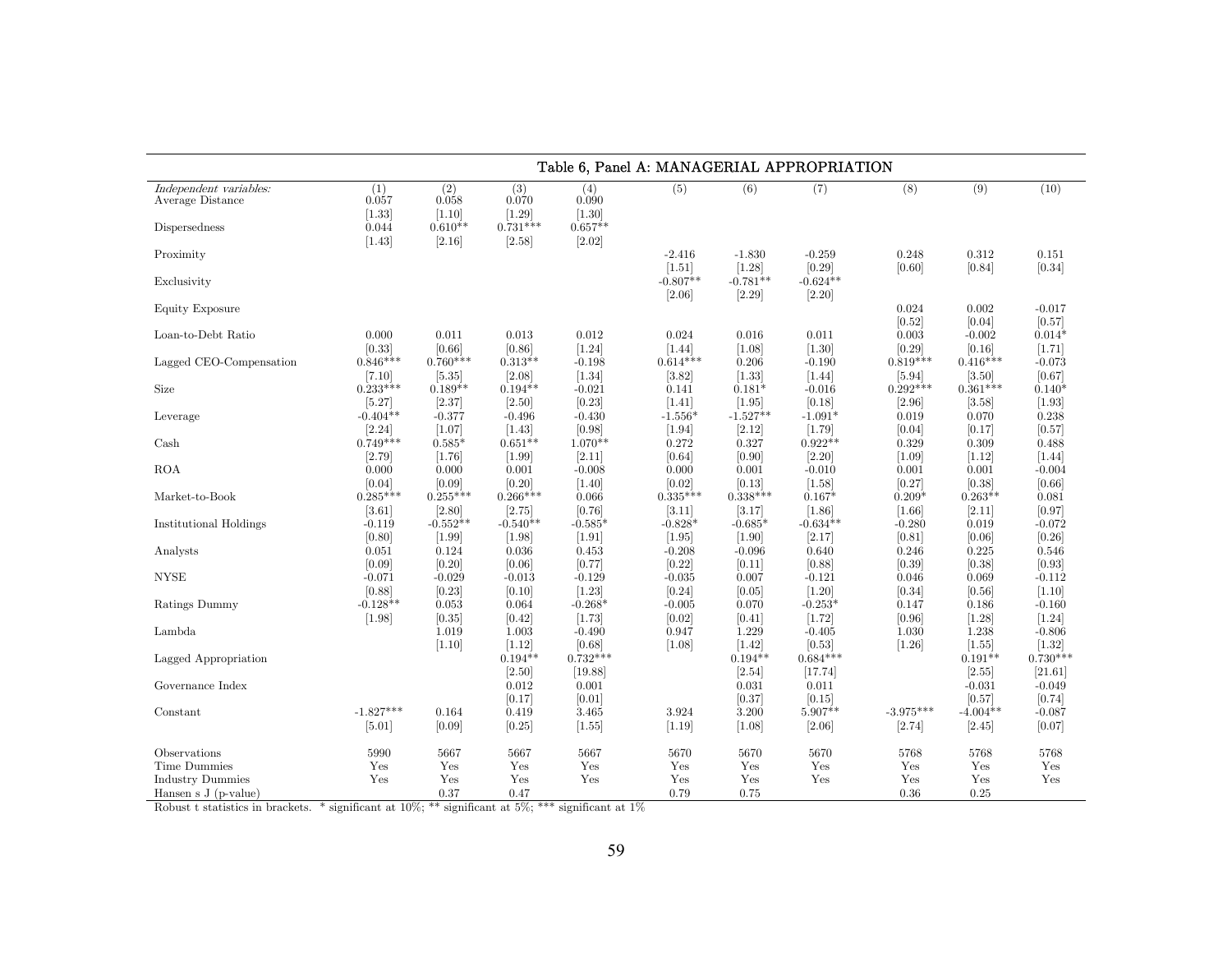## Table 6, Panel A: MANAGERIAL APPROPRIATION

| *Independent variables:* | (1) | (2) | (3) | (4) | (5) | (6) | (7) | (8) | (9) | (10) |
|---|---|---|---|---|---|---|---|---|---|---|
| Average Distance | 0.057 | 0.058 | 0.070 | 0.090 | | | | | | |
| | [1.33] | [1.10] | [1.29] | [1.30] | | | | | | |
| Dispersedness | 0.044 | 0.610** | 0.731*** | 0.657** | | | | | | |
| | [1.43] | [2.16] | [2.58] | [2.02] | | | | | | |
| Proximity | | | | | -2.416 | -1.830 | -0.259 | 0.248 | 0.312 | 0.151 |
| | | | | | [1.51] | [1.28] | [0.29] | [0.60] | [0.84] | [0.34] |
| Exclusivity | | | | | -0.807** | -0.781** | -0.624** | | | |
| | | | | | [2.06] | [2.29] | [2.20] | | | |
| Equity Exposure | | | | | | | | 0.024 | 0.002 | -0.017 |
| | | | | | | | | [0.52] | [0.04] | [0.57] |
| Loan-to-Debt Ratio | 0.000 | 0.011 | 0.013 | 0.012 | 0.024 | 0.016 | 0.011 | 0.003 | -0.002 | 0.014* |
| | [0.33] | [0.66] | [0.86] | [1.24] | [1.44] | [1.08] | [1.30] | [0.29] | [0.16] | [1.71] |
| Lagged CEO-Compensation | 0.846*** | 0.760*** | 0.313** | -0.198 | 0.614*** | 0.206 | -0.190 | 0.819*** | 0.416*** | -0.073 |
| | [7.10] | [5.35] | [2.08] | [1.34] | [3.82] | [1.33] | [1.44] | [5.94] | [3.50] | [0.67] |
| Size | 0.233*** | 0.189** | 0.194** | -0.021 | 0.141 | 0.181* | -0.016 | 0.292*** | 0.361*** | 0.140* |
| | [5.27] | [2.37] | [2.50] | [0.23] | [1.41] | [1.95] | [0.18] | [2.96] | [3.58] | [1.93] |
| Leverage | -0.404** | -0.377 | -0.496 | -0.430 | -1.556* | -1.527** | -1.091* | 0.019 | 0.070 | 0.238 |
| | [2.24] | [1.07] | [1.43] | [0.98] | [1.94] | [2.12] | [1.79] | [0.04] | [0.17] | [0.57] |
| Cash | 0.749*** | 0.585* | 0.651** | 1.070** | 0.272 | 0.327 | 0.922** | 0.329 | 0.309 | 0.488 |
| | [2.79] | [1.76] | [1.99] | [2.11] | [0.64] | [0.90] | [2.20] | [1.09] | [1.12] | [1.44] |
| ROA | 0.000 | 0.000 | 0.001 | -0.008 | 0.000 | 0.001 | -0.010 | 0.001 | 0.001 | -0.004 |
| | [0.04] | [0.09] | [0.20] | [1.40] | [0.02] | [0.13] | [1.58] | [0.27] | [0.38] | [0.66] |
| Market-to-Book | 0.285*** | 0.255*** | 0.266*** | 0.066 | 0.335*** | 0.338*** | 0.167* | 0.209* | 0.263** | 0.081 |
| | [3.61] | [2.80] | [2.75] | [0.76] | [3.11] | [3.17] | [1.86] | [1.66] | [2.11] | [0.97] |
| Institutional Holdings | -0.119 | -0.552** | -0.540** | -0.585* | -0.828* | -0.685* | -0.634** | -0.280 | 0.019 | -0.072 |
| | [0.80] | [1.99] | [1.98] | [1.91] | [1.95] | [1.90] | [2.17] | [0.81] | [0.06] | [0.26] |
| Analysts | 0.051 | 0.124 | 0.036 | 0.453 | -0.208 | -0.096 | 0.640 | 0.246 | 0.225 | 0.546 |
| | [0.09] | [0.20] | [0.06] | [0.77] | [0.22] | [0.11] | [0.88] | [0.39] | [0.38] | [0.93] |
| NYSE | -0.071 | -0.029 | -0.013 | -0.129 | -0.035 | 0.007 | -0.121 | 0.046 | 0.069 | -0.112 |
| | [0.88] | [0.23] | [0.10] | [1.23] | [0.24] | [0.05] | [1.20] | [0.34] | [0.56] | [1.10] |
| Ratings Dummy | -0.128** | 0.053 | 0.064 | -0.268* | -0.005 | 0.070 | -0.253* | 0.147 | 0.186 | -0.160 |
| | [1.98] | [0.35] | [0.42] | [1.73] | [0.02] | [0.41] | [1.72] | [0.96] | [1.28] | [1.24] |
| Lambda | | 1.019 | 1.003 | -0.490 | 0.947 | 1.229 | -0.405 | 1.030 | 1.238 | -0.806 |
| | | [1.10] | [1.12] | [0.68] | [1.08] | [1.42] | [0.53] | [1.26] | [1.55] | [1.32] |
| Lagged Appropriation | | | 0.194** | 0.732*** | | 0.194** | 0.684*** | | 0.191** | 0.730*** |
| | | | [2.50] | [19.88] | | [2.54] | [17.74] | | [2.55] | [21.61] |
| Governance Index | | | 0.012 | 0.001 | | 0.031 | 0.011 | | -0.031 | -0.049 |
| | | | [0.17] | [0.01] | | [0.37] | [0.15] | | [0.57] | [0.74] |
| Constant | -1.827*** | 0.164 | 0.419 | 3.465 | 3.924 | 3.200 | 5.907** | -3.975*** | -4.004** | -0.087 |
| | [5.01] | [0.09] | [0.25] | [1.55] | [1.19] | [1.08] | [2.06] | [2.74] | [2.45] | [0.07] |
| Observations | 5990 | 5667 | 5667 | 5667 | 5670 | 5670 | 5670 | 5768 | 5768 | 5768 |
| Time Dummies | Yes | Yes | Yes | Yes | Yes | Yes | Yes | Yes | Yes | Yes |
| Industry Dummies | Yes | Yes | Yes | Yes | Yes | Yes | Yes | Yes | Yes | Yes |
| Hansen s J (p-value) | | 0.37 | 0.47 | | 0.79 | 0.75 | | 0.36 | 0.25 | |

Robust t statistics in brackets. * significant at 10%; ** significant at 5%; *** significant at 1%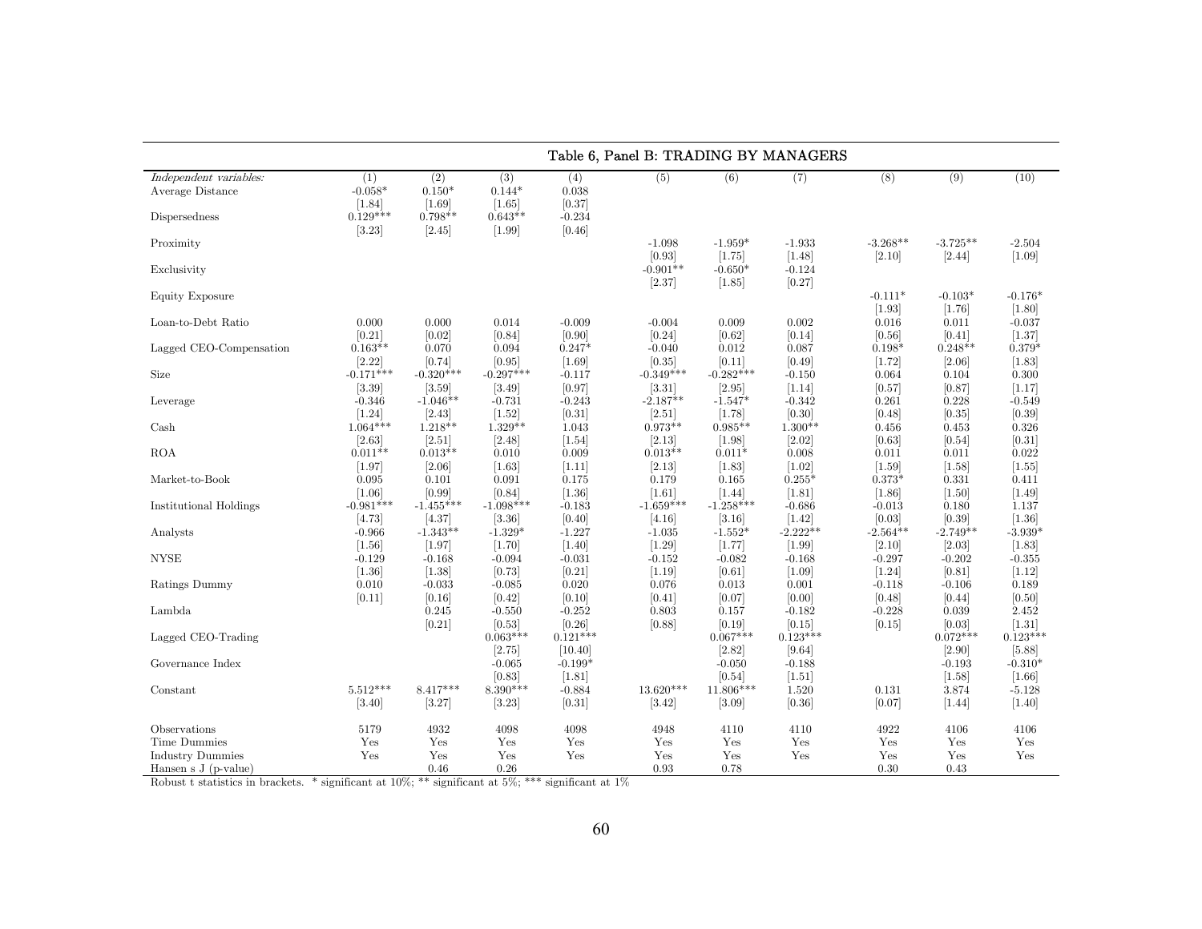## Table 6, Panel B: TRADING BY MANAGERS

| *Independent variables:* | (1) | (2) | (3) | (4) | (5) | (6) | (7) | (8) | (9) | (10) |
|---|---|---|---|---|---|---|---|---|---|---|
| Average Distance | -0.058* | 0.150* | 0.144* | 0.038 | | | | | | |
| | [1.84] | [1.69] | [1.65] | [0.37] | | | | | | |
| Dispersedness | 0.129*** | 0.798** | 0.643** | -0.234 | | | | | | |
| | [3.23] | [2.45] | [1.99] | [0.46] | | | | | | |
| Proximity | | | | | -1.098 | -1.959* | -1.933 | -3.268** | -3.725** | -2.504 |
| | | | | | [0.93] | [1.75] | [1.48] | [2.10] | [2.44] | [1.09] |
| Exclusivity | | | | | -0.901** | -0.650* | -0.124 | | | |
| | | | | | [2.37] | [1.85] | [0.27] | | | |
| Equity Exposure | | | | | | | | -0.111* | -0.103* | -0.176* |
| | | | | | | | | [1.93] | [1.76] | [1.80] |
| Loan-to-Debt Ratio | 0.000 | 0.000 | 0.014 | -0.009 | -0.004 | 0.009 | 0.002 | 0.016 | 0.011 | -0.037 |
| | [0.21] | [0.02] | [0.84] | [0.90] | [0.24] | [0.62] | [0.14] | [0.56] | [0.41] | [1.37] |
| Lagged CEO-Compensation | 0.163** | 0.070 | 0.094 | 0.247* | -0.040 | 0.012 | 0.087 | 0.198* | 0.248** | 0.379* |
| | [2.22] | [0.74] | [0.95] | [1.69] | [0.35] | [0.11] | [0.49] | [1.72] | [2.06] | [1.83] |
| Size | -0.171*** | -0.320*** | -0.297*** | -0.117 | -0.349*** | -0.282*** | -0.150 | 0.064 | 0.104 | 0.300 |
| | [3.39] | [3.59] | [3.49] | [0.97] | [3.31] | [2.95] | [1.14] | [0.57] | [0.87] | [1.17] |
| Leverage | -0.346 | -1.046** | -0.731 | -0.243 | -2.187** | -1.547* | -0.342 | 0.261 | 0.228 | -0.549 |
| | [1.24] | [2.43] | [1.52] | [0.31] | [2.51] | [1.78] | [0.30] | [0.48] | [0.35] | [0.39] |
| Cash | 1.064*** | 1.218** | 1.329** | 1.043 | 0.973** | 0.985** | 1.300** | 0.456 | 0.453 | 0.326 |
| | [2.63] | [2.51] | [2.48] | [1.54] | [2.13] | [1.98] | [2.02] | [0.63] | [0.54] | [0.31] |
| ROA | 0.011** | 0.013** | 0.010 | 0.009 | 0.013** | 0.011* | 0.008 | 0.011 | 0.011 | 0.022 |
| | [1.97] | [2.06] | [1.63] | [1.11] | [2.13] | [1.83] | [1.02] | [1.59] | [1.58] | [1.55] |
| Market-to-Book | 0.095 | 0.101 | 0.091 | 0.175 | 0.179 | 0.165 | 0.255* | 0.373* | 0.331 | 0.411 |
| | [1.06] | [0.99] | [0.84] | [1.36] | [1.61] | [1.44] | [1.81] | [1.86] | [1.50] | [1.49] |
| Institutional Holdings | -0.981*** | -1.455*** | -1.098*** | -0.183 | -1.659*** | -1.258*** | -0.686 | -0.013 | 0.180 | 1.137 |
| | [4.73] | [4.37] | [3.36] | [0.40] | [4.16] | [3.16] | [1.42] | [0.03] | [0.39] | [1.36] |
| Analysts | -0.966 | -1.343** | -1.329* | -1.227 | -1.035 | -1.552* | -2.222** | -2.564** | -2.749** | -3.939* |
| | [1.56] | [1.97] | [1.70] | [1.40] | [1.29] | [1.77] | [1.99] | [2.10] | [2.03] | [1.83] |
| NYSE | -0.129 | -0.168 | -0.094 | -0.031 | -0.152 | -0.082 | -0.168 | -0.297 | -0.202 | -0.355 |
| | [1.36] | [1.38] | [0.73] | [0.21] | [1.19] | [0.61] | [1.09] | [1.24] | [0.81] | [1.12] |
| Ratings Dummy | 0.010 | -0.033 | -0.085 | 0.020 | 0.076 | 0.013 | 0.001 | -0.118 | -0.106 | 0.189 |
| | [0.11] | [0.16] | [0.42] | [0.10] | [0.41] | [0.07] | [0.00] | [0.48] | [0.44] | [0.50] |
| Lambda | | 0.245 | -0.550 | -0.252 | 0.803 | 0.157 | -0.182 | -0.228 | 0.039 | 2.452 |
| | | [0.21] | [0.53] | [0.26] | [0.88] | [0.19] | [0.15] | [0.15] | [0.03] | [1.31] |
| Lagged CEO-Trading | | | 0.063*** | 0.121*** | | 0.067*** | 0.123*** | | 0.072*** | 0.123*** |
| | | | [2.75] | [10.40] | | [2.82] | [9.64] | | [2.90] | [5.88] |
| Governance Index | | | -0.065 | -0.199* | | -0.050 | -0.188 | | -0.193 | -0.310* |
| | | | [0.83] | [1.81] | | [0.54] | [1.51] | | [1.58] | [1.66] |
| Constant | 5.512*** | 8.417*** | 8.390*** | -0.884 | 13.620*** | 11.806*** | 1.520 | 0.131 | 3.874 | -5.128 |
| | [3.40] | [3.27] | [3.23] | [0.31] | [3.42] | [3.09] | [0.36] | [0.07] | [1.44] | [1.40] |
| Observations | 5179 | 4932 | 4098 | 4098 | 4948 | 4110 | 4110 | 4922 | 4106 | 4106 |
| Time Dummies | Yes | Yes | Yes | Yes | Yes | Yes | Yes | Yes | Yes | Yes |
| Industry Dummies | Yes | Yes | Yes | Yes | Yes | Yes | Yes | Yes | Yes | Yes |
| Hansen s J (p-value) | | 0.46 | 0.26 | | 0.93 | 0.78 | | 0.30 | 0.43 | |

Robust t statistics in brackets. * significant at 10%; ** significant at 5%; *** significant at 1%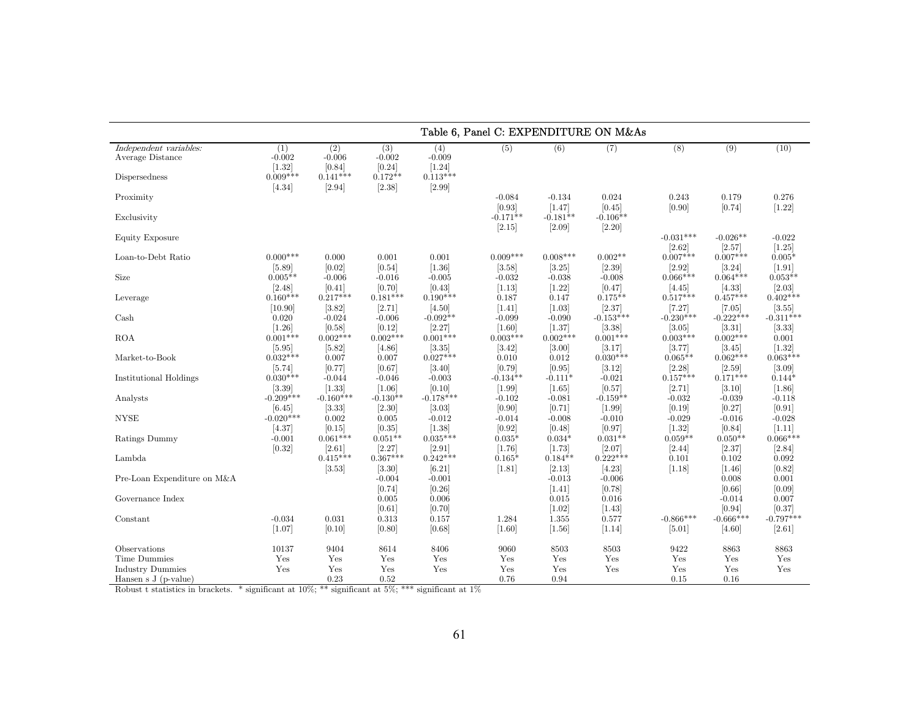## Table 6, Panel C: EXPENDITURE ON M&As

| *Independent variables:* | (1) | (2) | (3) | (4) | (5) | (6) | (7) | (8) | (9) | (10) |
|---|---|---|---|---|---|---|---|---|---|---|
| Average Distance | -0.002 | -0.006 | -0.002 | -0.009 | | | | | | |
| | [1.32] | [0.84] | [0.24] | [1.24] | | | | | | |
| Dispersedness | 0.009*** | 0.141*** | 0.172** | 0.113*** | | | | | | |
| | [4.34] | [2.94] | [2.38] | [2.99] | | | | | | |
| Proximity | | | | | -0.084 | -0.134 | 0.024 | 0.243 | 0.179 | 0.276 |
| | | | | | [0.93] | [1.47] | [0.45] | [0.90] | [0.74] | [1.22] |
| Exclusivity | | | | | -0.171** | -0.181** | -0.106** | | | |
| | | | | | [2.15] | [2.09] | [2.20] | | | |
| Equity Exposure | | | | | | | | -0.031*** | -0.026** | -0.022 |
| | | | | | | | | [2.62] | [2.57] | [1.25] |
| Loan-to-Debt Ratio | 0.000*** | 0.000 | 0.001 | 0.001 | 0.009*** | 0.008*** | 0.002** | 0.007*** | 0.007*** | 0.005* |
| | [5.89] | [0.02] | [0.54] | [1.36] | [3.58] | [3.25] | [2.39] | [2.92] | [3.24] | [1.91] |
| Size | 0.005** | -0.006 | -0.016 | -0.005 | -0.032 | -0.038 | -0.008 | 0.066*** | 0.064*** | 0.053** |
| | [2.48] | [0.41] | [0.70] | [0.43] | [1.13] | [1.22] | [0.47] | [4.45] | [4.33] | [2.03] |
| Leverage | 0.160*** | 0.217*** | 0.181*** | 0.190*** | 0.187 | 0.147 | 0.175** | 0.517*** | 0.457*** | 0.402*** |
| | [10.90] | [3.82] | [2.71] | [4.50] | [1.41] | [1.03] | [2.37] | [7.27] | [7.05] | [3.55] |
| Cash | 0.020 | -0.024 | -0.006 | -0.092** | -0.099 | -0.090 | -0.153*** | -0.230*** | -0.222*** | -0.311*** |
| | [1.26] | [0.58] | [0.12] | [2.27] | [1.60] | [1.37] | [3.38] | [3.05] | [3.31] | [3.33] |
| ROA | 0.001*** | 0.002*** | 0.002*** | 0.001*** | 0.003*** | 0.002*** | 0.001*** | 0.003*** | 0.002*** | 0.001 |
| | [5.95] | [5.82] | [4.86] | [3.35] | [3.42] | [3.00] | [3.17] | [3.77] | [3.45] | [1.32] |
| Market-to-Book | 0.032*** | 0.007 | 0.007 | 0.027*** | 0.010 | 0.012 | 0.030*** | 0.065** | 0.062*** | 0.063*** |
| | [5.74] | [0.77] | [0.67] | [3.40] | [0.79] | [0.95] | [3.12] | [2.28] | [2.59] | [3.09] |
| Institutional Holdings | 0.030*** | -0.044 | -0.046 | -0.003 | -0.134** | -0.111* | -0.021 | 0.157*** | 0.171*** | 0.144* |
| | [3.39] | [1.33] | [1.06] | [0.10] | [1.99] | [1.65] | [0.57] | [2.71] | [3.10] | [1.86] |
| Analysts | -0.209*** | -0.160*** | -0.130** | -0.178*** | -0.102 | -0.081 | -0.159** | -0.032 | -0.039 | -0.118 |
| | [6.45] | [3.33] | [2.30] | [3.03] | [0.90] | [0.71] | [1.99] | [0.19] | [0.27] | [0.91] |
| NYSE | -0.020*** | 0.002 | 0.005 | -0.012 | -0.014 | -0.008 | -0.010 | -0.029 | -0.016 | -0.028 |
| | [4.37] | [0.15] | [0.35] | [1.38] | [0.92] | [0.48] | [0.97] | [1.32] | [0.84] | [1.11] |
| Ratings Dummy | -0.001 | 0.061*** | 0.051** | 0.035*** | 0.035* | 0.034* | 0.031** | 0.059** | 0.050** | 0.066*** |
| | [0.32] | [2.61] | [2.27] | [2.91] | [1.76] | [1.73] | [2.07] | [2.44] | [2.37] | [2.84] |
| Lambda | | 0.415*** | 0.367*** | 0.242*** | 0.165* | 0.184** | 0.222*** | 0.101 | 0.102 | 0.092 |
| | | [3.53] | [3.30] | [6.21] | [1.81] | [2.13] | [4.23] | [1.18] | [1.46] | [0.82] |
| Pre-Loan Expenditure on M&A | | | -0.004 | -0.001 | | -0.013 | -0.006 | | 0.008 | 0.001 |
| | | | [0.74] | [0.26] | | [1.41] | [0.78] | | [0.66] | [0.09] |
| Governance Index | | | 0.005 | 0.006 | | 0.015 | 0.016 | | -0.014 | 0.007 |
| | | | [0.61] | [0.70] | | [1.02] | [1.43] | | [0.94] | [0.37] |
| Constant | -0.034 | 0.031 | 0.313 | 0.157 | 1.284 | 1.355 | 0.577 | -0.866*** | -0.666*** | -0.797*** |
| | [1.07] | [0.10] | [0.80] | [0.68] | [1.60] | [1.56] | [1.14] | [5.01] | [4.60] | [2.61] |
| Observations | 10137 | 9404 | 8614 | 8406 | 9060 | 8503 | 8503 | 9422 | 8863 | 8863 |
| Time Dummies | Yes | Yes | Yes | Yes | Yes | Yes | Yes | Yes | Yes | Yes |
| Industry Dummies | Yes | Yes | Yes | Yes | Yes | Yes | Yes | Yes | Yes | Yes |
| Hansen s J (p-value) | | 0.23 | 0.52 | | 0.76 | 0.94 | | 0.15 | 0.16 | |

Robust t statistics in brackets. * significant at 10%; ** significant at 5%; *** significant at 1%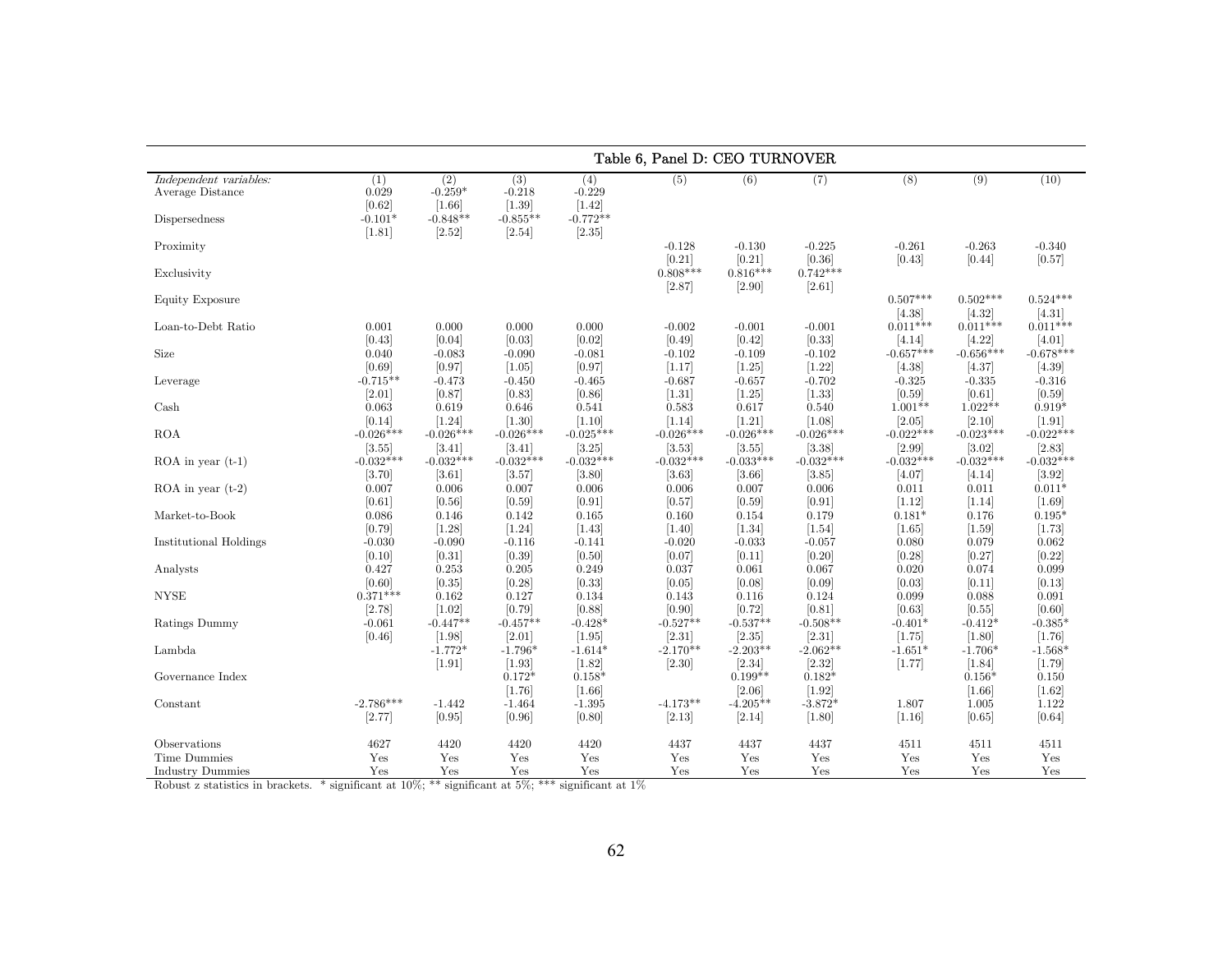**Table 6, Panel D: CEO TURNOVER**

| *Independent variables:* | (1) | (2) | (3) | (4) | (5) | (6) | (7) | (8) | (9) | (10) |
|---|---|---|---|---|---|---|---|---|---|---|
| Average Distance | 0.029 | -0.259* | -0.218 | -0.229 | | | | | | |
| | [0.62] | [1.66] | [1.39] | [1.42] | | | | | | |
| Dispersedness | -0.101* | -0.848** | -0.855** | -0.772** | | | | | | |
| | [1.81] | [2.52] | [2.54] | [2.35] | | | | | | |
| Proximity | | | | | -0.128 | -0.130 | -0.225 | -0.261 | -0.263 | -0.340 |
| | | | | | [0.21] | [0.21] | [0.36] | [0.43] | [0.44] | [0.57] |
| Exclusivity | | | | | 0.808*** | 0.816*** | 0.742*** | | | |
| | | | | | [2.87] | [2.90] | [2.61] | | | |
| Equity Exposure | | | | | | | | 0.507*** | 0.502*** | 0.524*** |
| | | | | | | | | [4.38] | [4.32] | [4.31] |
| Loan-to-Debt Ratio | 0.001 | 0.000 | 0.000 | 0.000 | -0.002 | -0.001 | -0.001 | 0.011*** | 0.011*** | 0.011*** |
| | [0.43] | [0.04] | [0.03] | [0.02] | [0.49] | [0.42] | [0.33] | [4.14] | [4.22] | [4.01] |
| Size | 0.040 | -0.083 | -0.090 | -0.081 | -0.102 | -0.109 | -0.102 | -0.657*** | -0.656*** | -0.678*** |
| | [0.69] | [0.97] | [1.05] | [0.97] | [1.17] | [1.25] | [1.22] | [4.38] | [4.37] | [4.39] |
| Leverage | -0.715** | -0.473 | -0.450 | -0.465 | -0.687 | -0.657 | -0.702 | -0.325 | -0.335 | -0.316 |
| | [2.01] | [0.87] | [0.83] | [0.86] | [1.31] | [1.25] | [1.33] | [0.59] | [0.61] | [0.59] |
| Cash | 0.063 | 0.619 | 0.646 | 0.541 | 0.583 | 0.617 | 0.540 | 1.001** | 1.022** | 0.919* |
| | [0.14] | [1.24] | [1.30] | [1.10] | [1.14] | [1.21] | [1.08] | [2.05] | [2.10] | [1.91] |
| ROA | -0.026*** | -0.026*** | -0.026*** | -0.025*** | -0.026*** | -0.026*** | -0.026*** | -0.022*** | -0.023*** | -0.022*** |
| | [3.55] | [3.41] | [3.41] | [3.25] | [3.53] | [3.55] | [3.38] | [2.99] | [3.02] | [2.83] |
| ROA in year (t-1) | -0.032*** | -0.032*** | -0.032*** | -0.032*** | -0.032*** | -0.033*** | -0.032*** | -0.032*** | -0.032*** | -0.032*** |
| | [3.70] | [3.61] | [3.57] | [3.80] | [3.63] | [3.66] | [3.85] | [4.07] | [4.14] | [3.92] |
| ROA in year (t-2) | 0.007 | 0.006 | 0.007 | 0.006 | 0.006 | 0.007 | 0.006 | 0.011 | 0.011 | 0.011* |
| | [0.61] | [0.56] | [0.59] | [0.91] | [0.57] | [0.59] | [0.91] | [1.12] | [1.14] | [1.69] |
| Market-to-Book | 0.086 | 0.146 | 0.142 | 0.165 | 0.160 | 0.154 | 0.179 | 0.181* | 0.176 | 0.195* |
| | [0.79] | [1.28] | [1.24] | [1.43] | [1.40] | [1.34] | [1.54] | [1.65] | [1.59] | [1.73] |
| Institutional Holdings | -0.030 | -0.090 | -0.116 | -0.141 | -0.020 | -0.033 | -0.057 | 0.080 | 0.079 | 0.062 |
| | [0.10] | [0.31] | [0.39] | [0.50] | [0.07] | [0.11] | [0.20] | [0.28] | [0.27] | [0.22] |
| Analysts | 0.427 | 0.253 | 0.205 | 0.249 | 0.037 | 0.061 | 0.067 | 0.020 | 0.074 | 0.099 |
| | [0.60] | [0.35] | [0.28] | [0.33] | [0.05] | [0.08] | [0.09] | [0.03] | [0.11] | [0.13] |
| NYSE | 0.371*** | 0.162 | 0.127 | 0.134 | 0.143 | 0.116 | 0.124 | 0.099 | 0.088 | 0.091 |
| | [2.78] | [1.02] | [0.79] | [0.88] | [0.90] | [0.72] | [0.81] | [0.63] | [0.55] | [0.60] |
| Ratings Dummy | -0.061 | -0.447** | -0.457** | -0.428* | -0.527** | -0.537** | -0.508** | -0.401* | -0.412* | -0.385* |
| | [0.46] | [1.98] | [2.01] | [1.95] | [2.31] | [2.35] | [2.31] | [1.75] | [1.80] | [1.76] |
| Lambda | | -1.772* | -1.796* | -1.614* | -2.170** | -2.203** | -2.062** | -1.651* | -1.706* | -1.568* |
| | | [1.91] | [1.93] | [1.82] | [2.30] | [2.34] | [2.32] | [1.77] | [1.84] | [1.79] |
| Governance Index | | | 0.172* | 0.158* | | 0.199** | 0.182* | | 0.156* | 0.150 |
| | | | [1.76] | [1.66] | | [2.06] | [1.92] | | [1.66] | [1.62] |
| Constant | -2.786*** | -1.442 | -1.464 | -1.395 | -4.173** | -4.205** | -3.872* | 1.807 | 1.005 | 1.122 |
| | [2.77] | [0.95] | [0.96] | [0.80] | [2.13] | [2.14] | [1.80] | [1.16] | [0.65] | [0.64] |
| Observations | 4627 | 4420 | 4420 | 4420 | 4437 | 4437 | 4437 | 4511 | 4511 | 4511 |
| Time Dummies | Yes | Yes | Yes | Yes | Yes | Yes | Yes | Yes | Yes | Yes |
| Industry Dummies | Yes | Yes | Yes | Yes | Yes | Yes | Yes | Yes | Yes | Yes |

Robust z statistics in brackets. * significant at 10%; ** significant at 5%; *** significant at 1%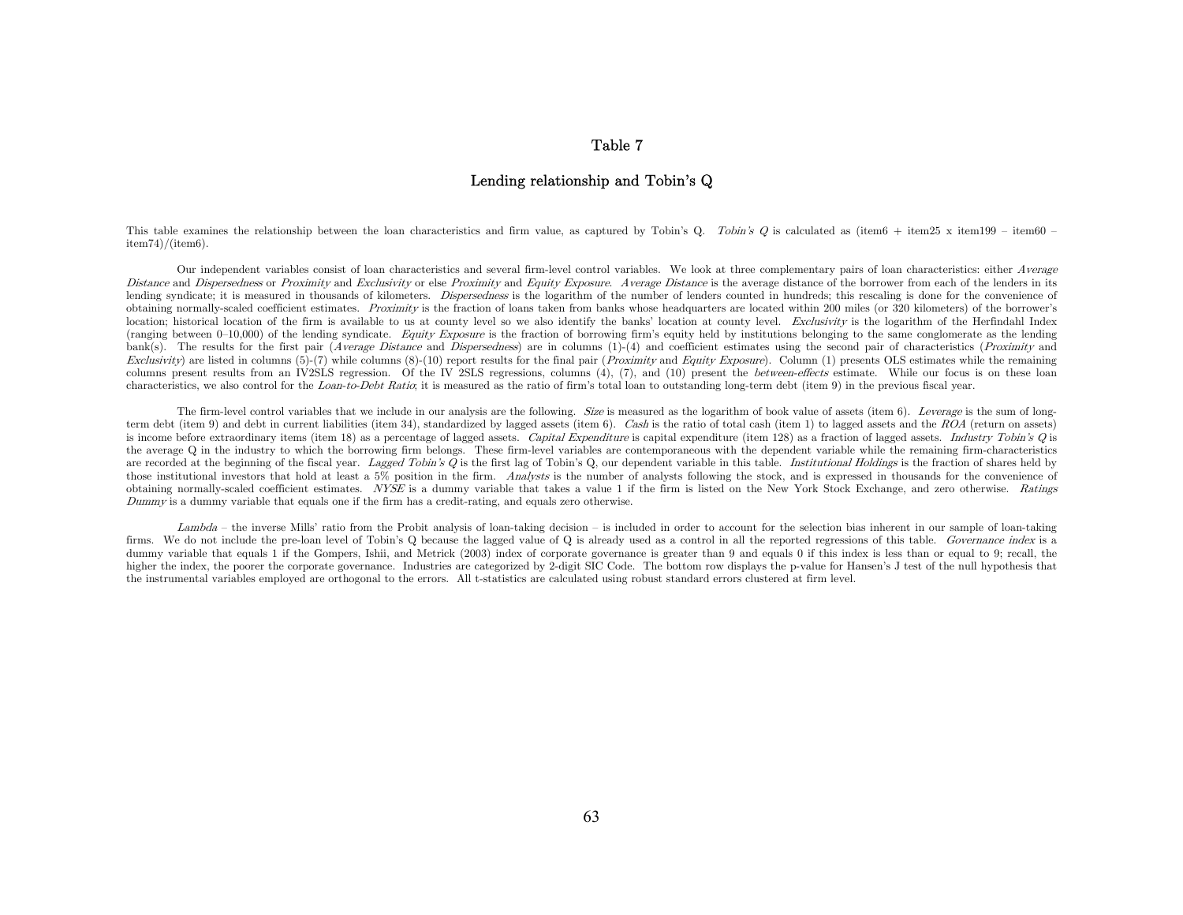# Table 7

## Lending relationship and Tobin's Q

This table examines the relationship between the loan characteristics and firm value, as captured by Tobin's Q. *Tobin's Q* is calculated as (item6 + item25 x item199 – item60 – item74)/(item6).

Our independent variables consist of loan characteristics and several firm-level control variables. We look at three complementary pairs of loan characteristics: either *Average Distance* and *Dispersedness* or *Proximity* and *Exclusivity* or else *Proximity* and *Equity Exposure*. *Average Distance* is the average distance of the borrower from each of the lenders in its lending syndicate; it is measured in thousands of kilometers. *Dispersedness* is the logarithm of the number of lenders counted in hundreds; this rescaling is done for the convenience of obtaining normally-scaled coefficient estimates. *Proximity* is the fraction of loans taken from banks whose headquarters are located within 200 miles (or 320 kilometers) of the borrower's location; historical location of the firm is available to us at county level so we also identify the banks' location at county level. *Exclusivity* is the logarithm of the Herfindahl Index (ranging between 0–10,000) of the lending syndicate. *Equity Exposure* is the fraction of borrowing firm's equity held by institutions belonging to the same conglomerate as the lending bank(s). The results for the first pair (*Average Distance* and *Dispersedness*) are in columns (1)-(4) and coefficient estimates using the second pair of characteristics (*Proximity* and *Exclusivity*) are listed in columns (5)-(7) while columns (8)-(10) report results for the final pair (*Proximity* and *Equity Exposure*). Column (1) presents OLS estimates while the remaining columns present results from an IV2SLS regression. Of the IV 2SLS regressions, columns (4), (7), and (10) present the *between-effects* estimate. While our focus is on these loan characteristics, we also control for the *Loan-to-Debt Ratio*; it is measured as the ratio of firm's total loan to outstanding long-term debt (item 9) in the previous fiscal year.

The firm-level control variables that we include in our analysis are the following. *Size* is measured as the logarithm of book value of assets (item 6). *Leverage* is the sum of long-term debt (item 9) and debt in current liabilities (item 34), standardized by lagged assets (item 6). *Cash* is the ratio of total cash (item 1) to lagged assets and the *ROA* (return on assets) is income before extraordinary items (item 18) as a percentage of lagged assets. *Capital Expenditure* is capital expenditure (item 128) as a fraction of lagged assets. *Industry Tobin's Q* is the average Q in the industry to which the borrowing firm belongs. These firm-level variables are contemporaneous with the dependent variable while the remaining firm-characteristics are recorded at the beginning of the fiscal year. *Lagged Tobin's Q* is the first lag of Tobin's Q, our dependent variable in this table. *Institutional Holdings* is the fraction of shares held by those institutional investors that hold at least a 5% position in the firm. *Analysts* is the number of analysts following the stock, and is expressed in thousands for the convenience of obtaining normally-scaled coefficient estimates. *NYSE* is a dummy variable that takes a value 1 if the firm is listed on the New York Stock Exchange, and zero otherwise. *Ratings Dummy* is a dummy variable that equals one if the firm has a credit-rating, and equals zero otherwise.

*Lambda* – the inverse Mills' ratio from the Probit analysis of loan-taking decision – is included in order to account for the selection bias inherent in our sample of loan-taking firms. We do not include the pre-loan level of Tobin's Q because the lagged value of Q is already used as a control in all the reported regressions of this table. *Governance index* is a dummy variable that equals 1 if the Gompers, Ishii, and Metrick (2003) index of corporate governance is greater than 9 and equals 0 if this index is less than or equal to 9; recall, the higher the index, the poorer the corporate governance. Industries are categorized by 2-digit SIC Code. The bottom row displays the p-value for Hansen's J test of the null hypothesis that the instrumental variables employed are orthogonal to the errors. All t-statistics are calculated using robust standard errors clustered at firm level.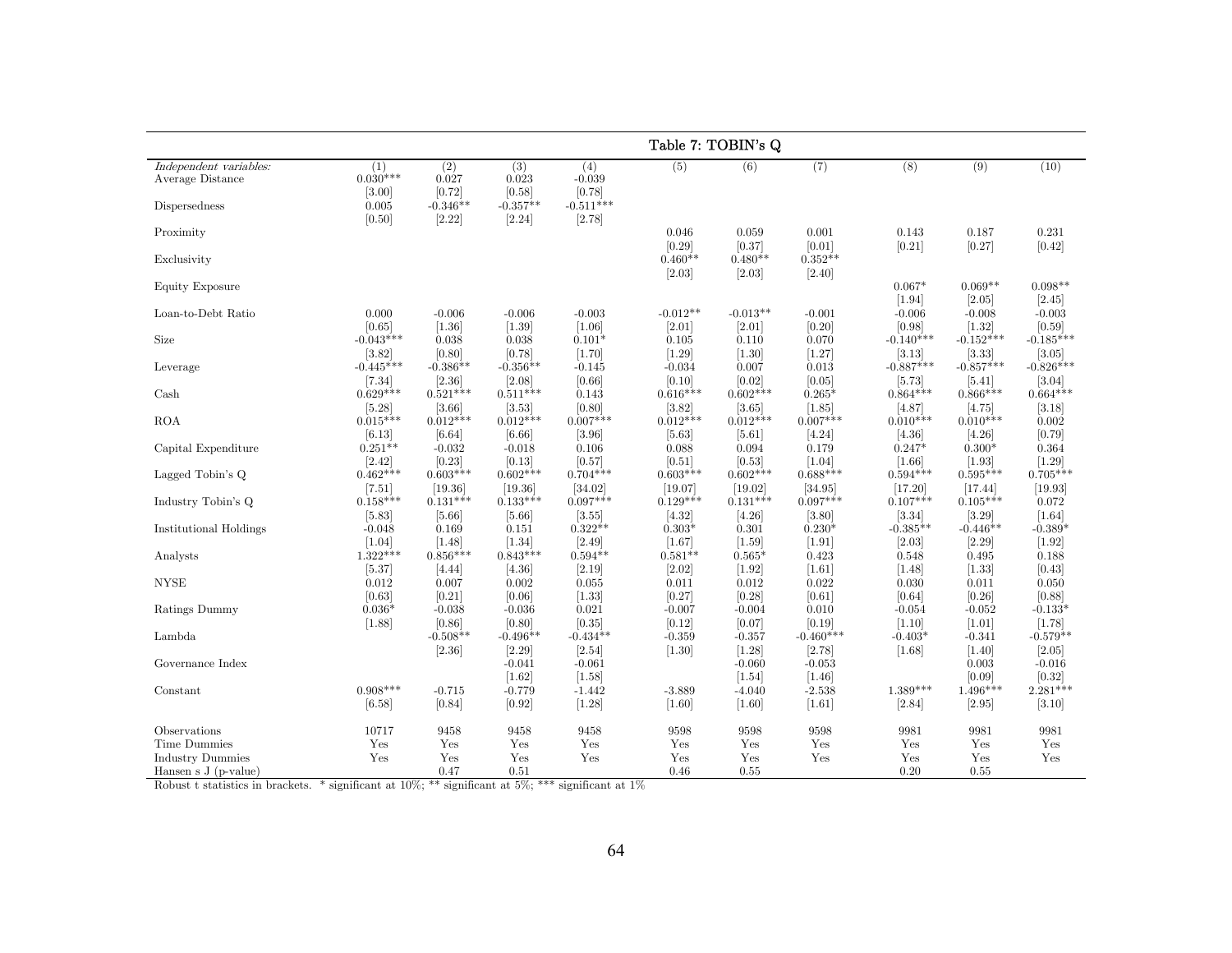## Table 7: TOBIN's Q

| *Independent variables:* | (1) | (2) | (3) | (4) | (5) | (6) | (7) | (8) | (9) | (10) |
|---|---|---|---|---|---|---|---|---|---|---|
| Average Distance | 0.030*** | 0.027 | 0.023 | -0.039 | | | | | | |
| | [3.00] | [0.72] | [0.58] | [0.78] | | | | | | |
| Dispersedness | 0.005 | -0.346** | -0.357** | -0.511*** | | | | | | |
| | [0.50] | [2.22] | [2.24] | [2.78] | | | | | | |
| Proximity | | | | | 0.046 | 0.059 | 0.001 | 0.143 | 0.187 | 0.231 |
| | | | | | [0.29] | [0.37] | [0.01] | [0.21] | [0.27] | [0.42] |
| Exclusivity | | | | | 0.460** | 0.480** | 0.352** | | | |
| | | | | | [2.03] | [2.03] | [2.40] | | | |
| Equity Exposure | | | | | | | | 0.067* | 0.069** | 0.098** |
| | | | | | | | | [1.94] | [2.05] | [2.45] |
| Loan-to-Debt Ratio | 0.000 | -0.006 | -0.006 | -0.003 | -0.012** | -0.013** | -0.001 | -0.006 | -0.008 | -0.003 |
| | [0.65] | [1.36] | [1.39] | [1.06] | [2.01] | [2.01] | [0.20] | [0.98] | [1.32] | [0.59] |
| Size | -0.043*** | 0.038 | 0.038 | 0.101* | 0.105 | 0.110 | 0.070 | -0.140*** | -0.152*** | -0.185*** |
| | [3.82] | [0.80] | [0.78] | [1.70] | [1.29] | [1.30] | [1.27] | [3.13] | [3.33] | [3.05] |
| Leverage | -0.445*** | -0.386** | -0.356** | -0.145 | -0.034 | 0.007 | 0.013 | -0.887*** | -0.857*** | -0.826*** |
| | [7.34] | [2.36] | [2.08] | [0.66] | [0.10] | [0.02] | [0.05] | [5.73] | [5.41] | [3.04] |
| Cash | 0.629*** | 0.521*** | 0.511*** | 0.143 | 0.616*** | 0.602*** | 0.265* | 0.864*** | 0.866*** | 0.664*** |
| | [5.28] | [3.66] | [3.53] | [0.80] | [3.82] | [3.65] | [1.85] | [4.87] | [4.75] | [3.18] |
| ROA | 0.015*** | 0.012*** | 0.012*** | 0.007*** | 0.012*** | 0.012*** | 0.007*** | 0.010*** | 0.010*** | 0.002 |
| | [6.13] | [6.64] | [6.66] | [3.96] | [5.63] | [5.61] | [4.24] | [4.36] | [4.26] | [0.79] |
| Capital Expenditure | 0.251** | -0.032 | -0.018 | 0.106 | 0.088 | 0.094 | 0.179 | 0.247* | 0.300* | 0.364 |
| | [2.42] | [0.23] | [0.13] | [0.57] | [0.51] | [0.53] | [1.04] | [1.66] | [1.93] | [1.29] |
| Lagged Tobin's Q | 0.462*** | 0.603*** | 0.602*** | 0.704*** | 0.603*** | 0.602*** | 0.688*** | 0.594*** | 0.595*** | 0.705*** |
| | [7.51] | [19.36] | [19.36] | [34.02] | [19.07] | [19.02] | [34.95] | [17.20] | [17.44] | [19.93] |
| Industry Tobin's Q | 0.158*** | 0.131*** | 0.133*** | 0.097*** | 0.129*** | 0.131*** | 0.097*** | 0.107*** | 0.105*** | 0.072 |
| | [5.83] | [5.66] | [5.66] | [3.55] | [4.32] | [4.26] | [3.80] | [3.34] | [3.29] | [1.64] |
| Institutional Holdings | -0.048 | 0.169 | 0.151 | 0.322** | 0.303* | 0.301 | 0.230* | -0.385** | -0.446** | -0.389* |
| | [1.04] | [1.48] | [1.34] | [2.49] | [1.67] | [1.59] | [1.91] | [2.03] | [2.29] | [1.92] |
| Analysts | 1.322*** | 0.856*** | 0.843*** | 0.594** | 0.581** | 0.565* | 0.423 | 0.548 | 0.495 | 0.188 |
| | [5.37] | [4.44] | [4.36] | [2.19] | [2.02] | [1.92] | [1.61] | [1.48] | [1.33] | [0.43] |
| NYSE | 0.012 | 0.007 | 0.002 | 0.055 | 0.011 | 0.012 | 0.022 | 0.030 | 0.011 | 0.050 |
| | [0.63] | [0.21] | [0.06] | [1.33] | [0.27] | [0.28] | [0.61] | [0.64] | [0.26] | [0.88] |
| Ratings Dummy | 0.036* | -0.038 | -0.036 | 0.021 | -0.007 | -0.004 | 0.010 | -0.054 | -0.052 | -0.133* |
| | [1.88] | [0.86] | [0.80] | [0.35] | [0.12] | [0.07] | [0.19] | [1.10] | [1.01] | [1.78] |
| Lambda | | -0.508** | -0.496** | -0.434** | -0.359 | -0.357 | -0.460*** | -0.403* | -0.341 | -0.579** |
| | | [2.36] | [2.29] | [2.54] | [1.30] | [1.28] | [2.78] | [1.68] | [1.40] | [2.05] |
| Governance Index | | | -0.041 | -0.061 | | -0.060 | -0.053 | | 0.003 | -0.016 |
| | | | [1.62] | [1.58] | | [1.54] | [1.46] | | [0.09] | [0.32] |
| Constant | 0.908*** | -0.715 | -0.779 | -1.442 | -3.889 | -4.040 | -2.538 | 1.389*** | 1.496*** | 2.281*** |
| | [6.58] | [0.84] | [0.92] | [1.28] | [1.60] | [1.60] | [1.61] | [2.84] | [2.95] | [3.10] |
| Observations | 10717 | 9458 | 9458 | 9458 | 9598 | 9598 | 9598 | 9981 | 9981 | 9981 |
| Time Dummies | Yes | Yes | Yes | Yes | Yes | Yes | Yes | Yes | Yes | Yes |
| Industry Dummies | Yes | Yes | Yes | Yes | Yes | Yes | Yes | Yes | Yes | Yes |
| Hansen s J (p-value) | | 0.47 | 0.51 | | 0.46 | 0.55 | | 0.20 | 0.55 | |

Robust t statistics in brackets. * significant at 10%; ** significant at 5%; *** significant at 1%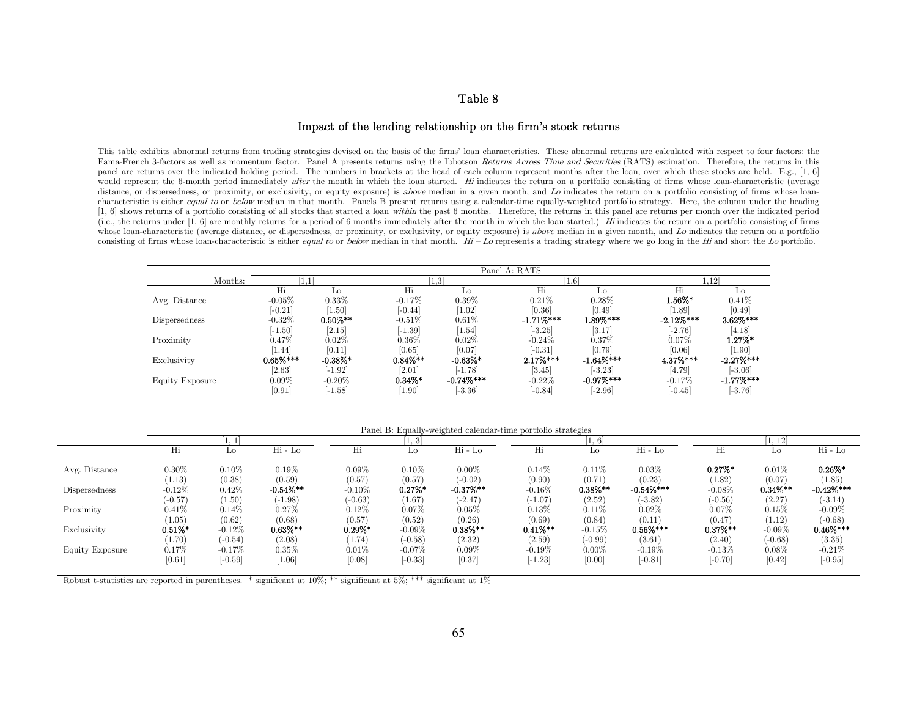# Table 8

## Impact of the lending relationship on the firm's stock returns

This table exhibits abnormal returns from trading strategies devised on the basis of the firms' loan characteristics. These abnormal returns are calculated with respect to four factors: the Fama-French 3-factors as well as momentum factor. Panel A presents returns using the Ibbotson *Returns Across Time and Securities* (RATS) estimation. Therefore, the returns in this panel are returns over the indicated holding period. The numbers in brackets at the head of each column represent months after the loan, over which these stocks are held. E.g., [1, 6] would represent the 6-month period immediately *after* the month in which the loan started. *Hi* indicates the return on a portfolio consisting of firms whose loan-characteristic (average distance, or dispersedness, or proximity, or exclusivity, or equity exposure) is *above* median in a given month, and *Lo* indicates the return on a portfolio consisting of firms whose loan-characteristic is either *equal to* or *below* median in that month. Panels B present returns using a calendar-time equally-weighted portfolio strategy. Here, the column under the heading [1, 6] shows returns of a portfolio consisting of all stocks that started a loan *within* the past 6 months. Therefore, the returns in this panel are returns per month over the indicated period (i.e., the returns under [1, 6] are monthly returns for a period of 6 months immediately after the month in which the loan started.) *Hi* indicates the return on a portfolio consisting of firms whose loan-characteristic (average distance, or dispersedness, or proximity, or exclusivity, or equity exposure) is *above* median in a given month, and *Lo* indicates the return on a portfolio consisting of firms whose loan-characteristic is either *equal to* or *below* median in that month. *Hi – Lo* represents a trading strategy where we go long in the *Hi* and short the *Lo* portfolio.

| Panel A: RATS | | | | | | | | |
|---|---|---|---|---|---|---|---|---|
| Months: | [1,1] | | [1,3] | | [1,6] | | [1,12] | |
| | Hi | Lo | Hi | Lo | Hi | Lo | Hi | Lo |
| Avg. Distance | -0.05% | 0.33% | -0.17% | 0.39% | 0.21% | 0.28% | **1.56%*** | 0.41% |
| | [-0.21] | [1.50] | [-0.44] | [1.02] | [0.36] | [0.49] | [1.89] | [0.49] |
| Dispersedness | -0.32% | **0.50%**** | -0.51% | 0.61% | **-1.71%***** | **1.89%***** | **-2.12%***** | **3.62%***** |
| | [-1.50] | [2.15] | [-1.39] | [1.54] | [-3.25] | [3.17] | [-2.76] | [4.18] |
| Proximity | 0.47% | 0.02% | 0.36% | 0.02% | -0.24% | 0.37% | 0.07% | **1.27%*** |
| | [1.44] | [0.11] | [0.65] | [0.07] | [-0.31] | [0.79] | [0.06] | [1.90] |
| Exclusivity | **0.65%***** | **-0.38%*** | **0.84%**** | **-0.63%*** | **2.17%***** | **-1.64%***** | **4.37%***** | **-2.27%***** |
| | [2.63] | [-1.92] | [2.01] | [-1.78] | [3.45] | [-3.23] | [4.79] | [-3.06] |
| Equity Exposure | 0.09% | -0.20% | **0.34%*** | **-0.74%***** | -0.22% | **-0.97%***** | -0.17% | **-1.77%***** |
| | [0.91] | [-1.58] | [1.90] | [-3.36] | [-0.84] | [-2.96] | [-0.45] | [-3.76] |

| Panel B: Equally-weighted calendar-time portfolio strategies | | | | | | | | | | | | |
|---|---|---|---|---|---|---|---|---|---|---|---|---|
| | [1, 1] | | | [1, 3] | | | [1, 6] | | | [1, 12] | | |
| | Hi | Lo | Hi - Lo | Hi | Lo | Hi - Lo | Hi | Lo | Hi - Lo | Hi | Lo | Hi - Lo |
| Avg. Distance | 0.30% | 0.10% | 0.19% | 0.09% | 0.10% | 0.00% | 0.14% | 0.11% | 0.03% | **0.27%*** | 0.01% | **0.26%*** |
| | (1.13) | (0.38) | (0.59) | (0.57) | (0.57) | (-0.02) | (0.90) | (0.71) | (0.23) | (1.82) | (0.07) | (1.85) |
| Dispersedness | -0.12% | 0.42% | **-0.54%**** | -0.10% | **0.27%*** | **-0.37%**** | -0.16% | **0.38%**** | **-0.54%***** | -0.08% | **0.34%**** | **-0.42%***** |
| | (-0.57) | (1.50) | (-1.98) | (-0.63) | (1.67) | (-2.47) | (-1.07) | (2.52) | (-3.82) | (-0.56) | (2.27) | (-3.14) |
| Proximity | 0.41% | 0.14% | 0.27% | 0.12% | 0.07% | 0.05% | 0.13% | 0.11% | 0.02% | 0.07% | 0.15% | -0.09% |
| | (1.05) | (0.62) | (0.68) | (0.57) | (0.52) | (0.26) | (0.69) | (0.84) | (0.11) | (0.47) | (1.12) | (-0.68) |
| Exclusivity | **0.51%*** | -0.12% | **0.63%**** | **0.29%*** | -0.09% | **0.38%**** | **0.41%**** | -0.15% | **0.56%***** | **0.37%**** | -0.09% | **0.46%***** |
| | (1.70) | (-0.54) | (2.08) | (1.74) | (-0.58) | (2.32) | (2.59) | (-0.99) | (3.61) | (2.40) | (-0.68) | (3.35) |
| Equity Exposure | 0.17% | -0.17% | 0.35% | 0.01% | -0.07% | 0.09% | -0.19% | 0.00% | -0.19% | -0.13% | 0.08% | -0.21% |
| | [0.61] | [-0.59] | [1.06] | [0.08] | [-0.33] | [0.37] | [-1.23] | [0.00] | [-0.81] | [-0.70] | [0.42] | [-0.95] |

Robust t-statistics are reported in parentheses. * significant at 10%; ** significant at 5%; *** significant at 1%